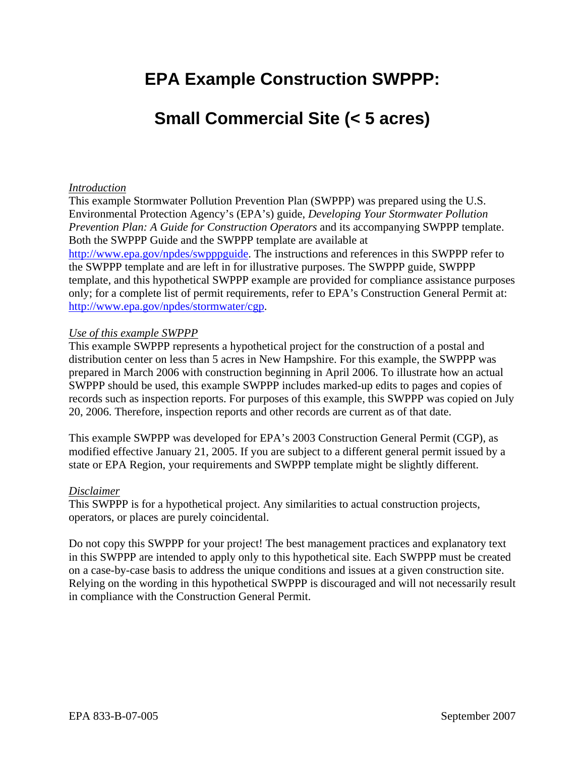# EPA Example Construction SWPPP:

# Small Commercial Site (< 5 acres)

*Introduction*

This example Stormwater Pollution Prevention Plan (SWPPP) was prepared using the U.S. Environmental Protection Agency's (EPA's) guide, *Developing Your Stormwater Pollution Prevention Plan: A Guide for Construction Operators* and its accompanying SWPPP template. Both the SWPPP Guide and the SWPPP template are available at http://www.epa.gov/npdes/swpppguide. The instructions and references in this SWPPP refer to the SWPPP template and are left in for illustrative purposes. The SWPPP guide, SWPPP template, and this hypothetical SWPPP example are provided for compliance assistance purposes only; for a complete list of permit requirements, refer to EPA's Construction General Permit at: http://www.epa.gov/npdes/stormwater/cgp.

*Use of this example SWPPP*

This example SWPPP represents a hypothetical project for the construction of a postal and distribution center on less than 5 acres in New Hampshire. For this example, the SWPPP was prepared in March 2006 with construction beginning in April 2006. To illustrate how an actual SWPPP should be used, this example SWPPP includes marked-up edits to pages and copies of records such as inspection reports. For purposes of this example, this SWPPP was copied on July 20, 2006. Therefore, inspection reports and other records are current as of that date.

This example SWPPP was developed for EPA's 2003 Construction General Permit (CGP), as modified effective January 21, 2005. If you are subject to a different general permit issued by a state or EPA Region, your requirements and SWPPP template might be slightly different.

*Disclaimer*

This SWPPP is for a hypothetical project. Any similarities to actual construction projects, operators, or places are purely coincidental.

Do not copy this SWPPP for your project! The best management practices and explanatory text in this SWPPP are intended to apply only to this hypothetical site. Each SWPPP must be created on a case-by-case basis to address the unique conditions and issues at a given construction site. Relying on the wording in this hypothetical SWPPP is discouraged and will not necessarily result in compliance with the Construction General Permit.

EPA 833-B-07-005 September 2007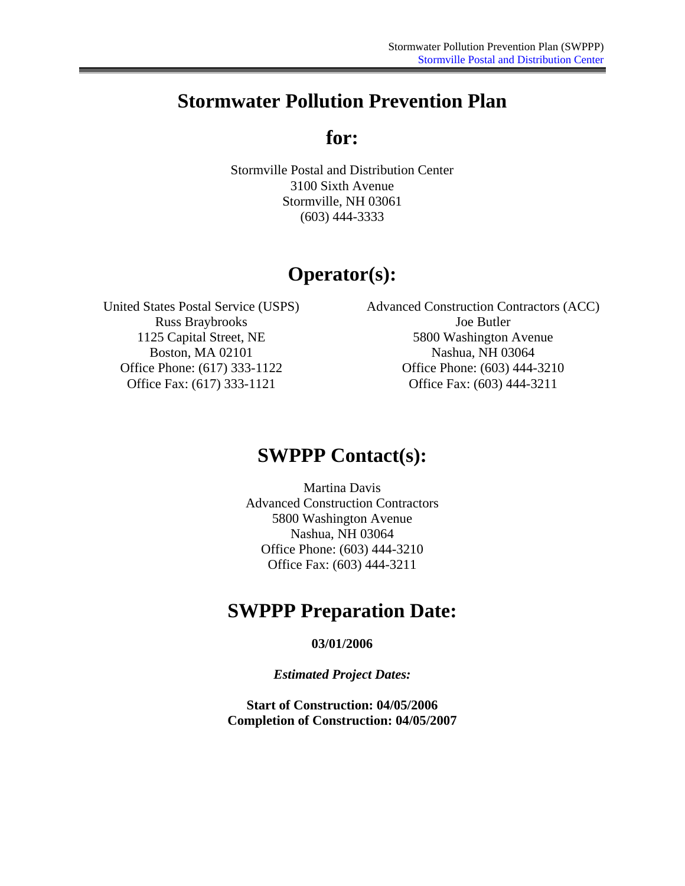# Stormwater Pollution Prevention Plan

# for:

Stormville Postal and Distribution Center
3100 Sixth Avenue
Stormville, NH 03061
(603) 444-3333

# Operator(s):

United States Postal Service (USPS)
Russ Braybrooks
1125 Capital Street, NE
Boston, MA 02101
Office Phone: (617) 333-1122
Office Fax: (617) 333-1121

Advanced Construction Contractors (ACC)
Joe Butler
5800 Washington Avenue
Nashua, NH 03064
Office Phone: (603) 444-3210
Office Fax: (603) 444-3211

# SWPPP Contact(s):

Martina Davis
Advanced Construction Contractors
5800 Washington Avenue
Nashua, NH 03064
Office Phone: (603) 444-3210
Office Fax: (603) 444-3211

# SWPPP Preparation Date:

**03/01/2006**

***Estimated Project Dates:***

**Start of Construction: 04/05/2006**
**Completion of Construction: 04/05/2007**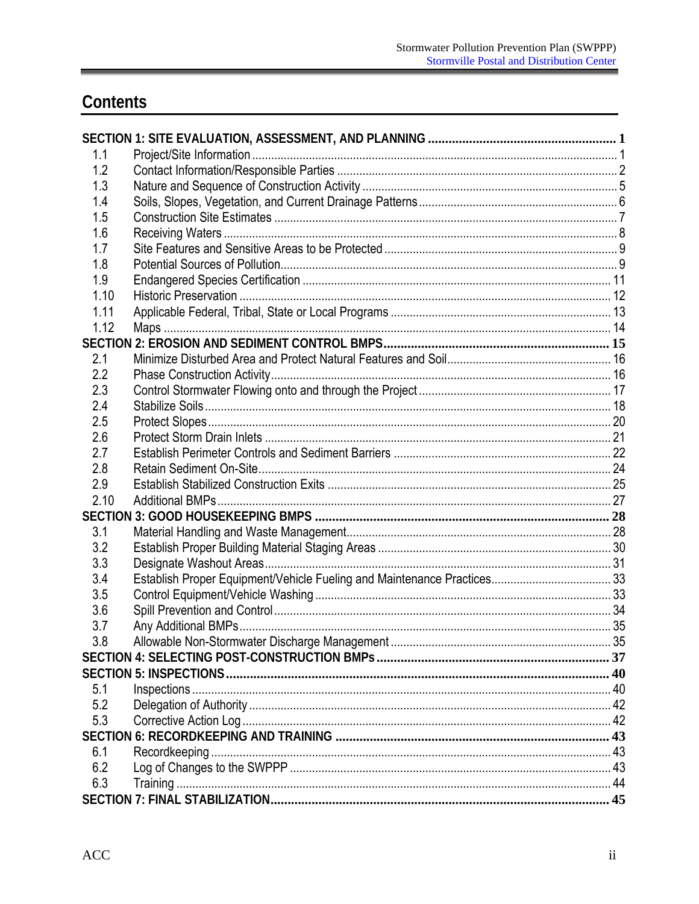# Contents

| | | |
|---|---|---|
| **SECTION 1: SITE EVALUATION, ASSESSMENT, AND PLANNING** | | **1** |
| 1.1 | Project/Site Information | 1 |
| 1.2 | Contact Information/Responsible Parties | 2 |
| 1.3 | Nature and Sequence of Construction Activity | 5 |
| 1.4 | Soils, Slopes, Vegetation, and Current Drainage Patterns | 6 |
| 1.5 | Construction Site Estimates | 7 |
| 1.6 | Receiving Waters | 8 |
| 1.7 | Site Features and Sensitive Areas to be Protected | 9 |
| 1.8 | Potential Sources of Pollution | 9 |
| 1.9 | Endangered Species Certification | 11 |
| 1.10 | Historic Preservation | 12 |
| 1.11 | Applicable Federal, Tribal, State or Local Programs | 13 |
| 1.12 | Maps | 14 |
| **SECTION 2: EROSION AND SEDIMENT CONTROL BMPS** | | **15** |
| 2.1 | Minimize Disturbed Area and Protect Natural Features and Soil | 16 |
| 2.2 | Phase Construction Activity | 16 |
| 2.3 | Control Stormwater Flowing onto and through the Project | 17 |
| 2.4 | Stabilize Soils | 18 |
| 2.5 | Protect Slopes | 20 |
| 2.6 | Protect Storm Drain Inlets | 21 |
| 2.7 | Establish Perimeter Controls and Sediment Barriers | 22 |
| 2.8 | Retain Sediment On-Site | 24 |
| 2.9 | Establish Stabilized Construction Exits | 25 |
| 2.10 | Additional BMPs | 27 |
| **SECTION 3: GOOD HOUSEKEEPING BMPS** | | **28** |
| 3.1 | Material Handling and Waste Management | 28 |
| 3.2 | Establish Proper Building Material Staging Areas | 30 |
| 3.3 | Designate Washout Areas | 31 |
| 3.4 | Establish Proper Equipment/Vehicle Fueling and Maintenance Practices | 33 |
| 3.5 | Control Equipment/Vehicle Washing | 33 |
| 3.6 | Spill Prevention and Control | 34 |
| 3.7 | Any Additional BMPs | 35 |
| 3.8 | Allowable Non-Stormwater Discharge Management | 35 |
| **SECTION 4: SELECTING POST-CONSTRUCTION BMPs** | | **37** |
| **SECTION 5: INSPECTIONS** | | **40** |
| 5.1 | Inspections | 40 |
| 5.2 | Delegation of Authority | 42 |
| 5.3 | Corrective Action Log | 42 |
| **SECTION 6: RECORDKEEPING AND TRAINING** | | **43** |
| 6.1 | Recordkeeping | 43 |
| 6.2 | Log of Changes to the SWPPP | 43 |
| 6.3 | Training | 44 |
| **SECTION 7: FINAL STABILIZATION** | | **45** |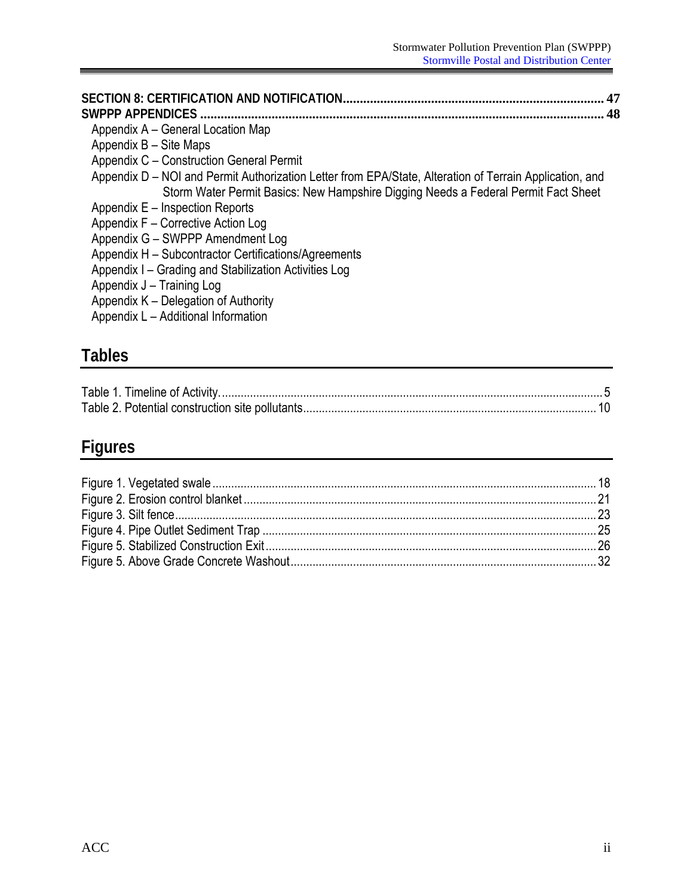**SECTION 8: CERTIFICATION AND NOTIFICATION** ............................................................................ **47**
**SWPPP APPENDICES** ....................................................................................................................... **48**

- Appendix A – General Location Map
- Appendix B – Site Maps
- Appendix C – Construction General Permit
- Appendix D – NOI and Permit Authorization Letter from EPA/State, Alteration of Terrain Application, and Storm Water Permit Basics: New Hampshire Digging Needs a Federal Permit Fact Sheet
- Appendix E – Inspection Reports
- Appendix F – Corrective Action Log
- Appendix G – SWPPP Amendment Log
- Appendix H – Subcontractor Certifications/Agreements
- Appendix I – Grading and Stabilization Activities Log
- Appendix J – Training Log
- Appendix K – Delegation of Authority
- Appendix L – Additional Information

## Tables

Table 1. Timeline of Activity. .......................................................................................................................5
Table 2. Potential construction site pollutants............................................................................................10

## Figures

Figure 1. Vegetated swale ........................................................................................................................18
Figure 2. Erosion control blanket ...............................................................................................................21
Figure 3. Silt fence.....................................................................................................................................23
Figure 4. Pipe Outlet Sediment Trap .........................................................................................................25
Figure 5. Stabilized Construction Exit ........................................................................................................26
Figure 5. Above Grade Concrete Washout................................................................................................32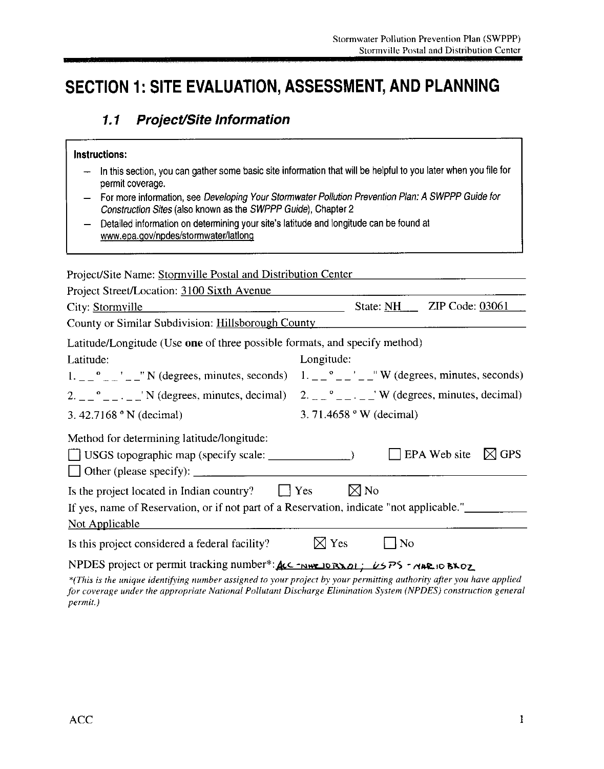// Entering transcription mode: reproducing the page content as Markdown.

# SECTION 1: SITE EVALUATION, ASSESSMENT, AND PLANNING

## *1.1 Project/Site Information*

**Instructions:**

- In this section, you can gather some basic site information that will be helpful to you later when you file for permit coverage.
- For more information, see *Developing Your Stormwater Pollution Prevention Plan: A SWPPP Guide for Construction Sites* (also known as the *SWPPP Guide*), Chapter 2
- Detailed information on determining your site's latitude and longitude can be found at www.epa.gov/npdes/stormwater/latlong

Project/Site Name: Stormville Postal and Distribution Center

Project Street/Location: 3100 Sixth Avenue

City: Stormville State: NH ZIP Code: 03061

County or Similar Subdivision: Hillsborough County

Latitude/Longitude (Use **one** of three possible formats, and specify method)

| Latitude: | Longitude: |
|---|---|
| 1. _ _ ° _ _ ' _ _" N (degrees, minutes, seconds) | 1. _ _ ° _ _ ' _ _" W (degrees, minutes, seconds) |
| 2. _ _ ° _ _ . _ _' N (degrees, minutes, decimal) | 2. _ _ ° _ _ . _ _' W (degrees, minutes, decimal) |
| 3. 42.7168 ° N (decimal) | 3. 71.4658 ° W (decimal) |

Method for determining latitude/longitude:

☐ USGS topographic map (specify scale: ______________) ☐ EPA Web site ☒ GPS

☐ Other (please specify): ______________

Is the project located in Indian country? ☐ Yes ☒ No

If yes, name of Reservation, or if not part of a Reservation, indicate "not applicable." Not Applicable

Is this project considered a federal facility? ☒ Yes ☐ No

NPDES project or permit tracking number*: ACC - NHR10BX01 ; USPS - NHR10BX02

*\*(This is the unique identifying number assigned to your project by your permitting authority after you have applied for coverage under the appropriate National Pollutant Discharge Elimination System (NPDES) construction general permit.)*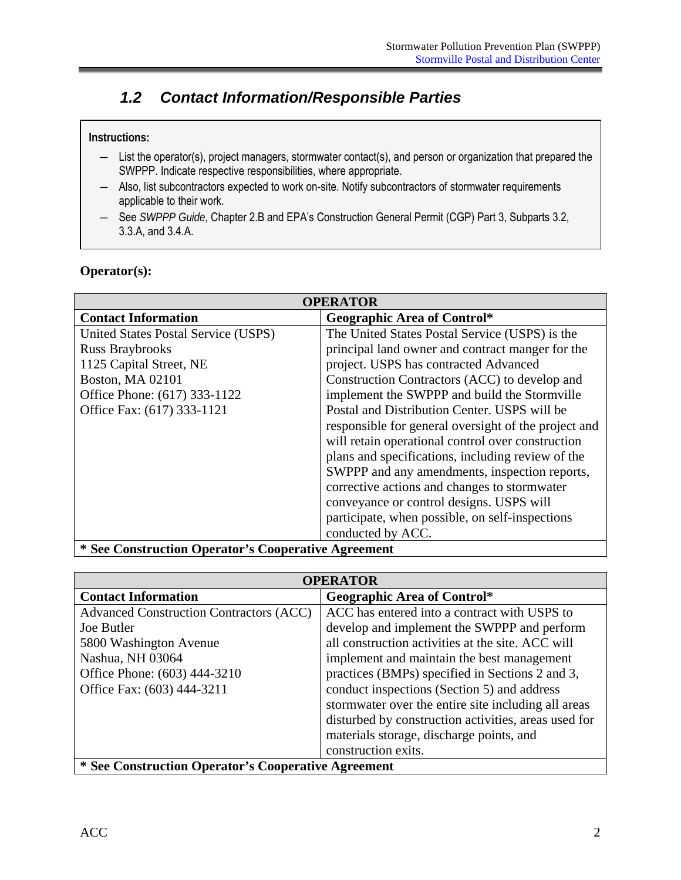## 1.2 *Contact Information/Responsible Parties*

**Instructions:**

- List the operator(s), project managers, stormwater contact(s), and person or organization that prepared the SWPPP. Indicate respective responsibilities, where appropriate.
- Also, list subcontractors expected to work on-site. Notify subcontractors of stormwater requirements applicable to their work.
- See *SWPPP Guide*, Chapter 2.B and EPA's Construction General Permit (CGP) Part 3, Subparts 3.2, 3.3.A, and 3.4.A.

**Operator(s):**

| OPERATOR | |
|---|---|
| **Contact Information** | **Geographic Area of Control*** |
| United States Postal Service (USPS)<br>Russ Braybrooks<br>1125 Capital Street, NE<br>Boston, MA 02101<br>Office Phone: (617) 333-1122<br>Office Fax: (617) 333-1121 | The United States Postal Service (USPS) is the principal land owner and contract manger for the project. USPS has contracted Advanced Construction Contractors (ACC) to develop and implement the SWPPP and build the Stormville Postal and Distribution Center. USPS will be responsible for general oversight of the project and will retain operational control over construction plans and specifications, including review of the SWPPP and any amendments, inspection reports, corrective actions and changes to stormwater conveyance or control designs. USPS will participate, when possible, on self-inspections conducted by ACC. |
| **\* See Construction Operator's Cooperative Agreement** | |

| OPERATOR | |
|---|---|
| **Contact Information** | **Geographic Area of Control*** |
| Advanced Construction Contractors (ACC)<br>Joe Butler<br>5800 Washington Avenue<br>Nashua, NH 03064<br>Office Phone: (603) 444-3210<br>Office Fax: (603) 444-3211 | ACC has entered into a contract with USPS to develop and implement the SWPPP and perform all construction activities at the site. ACC will implement and maintain the best management practices (BMPs) specified in Sections 2 and 3, conduct inspections (Section 5) and address stormwater over the entire site including all areas disturbed by construction activities, areas used for materials storage, discharge points, and construction exits. |
| **\* See Construction Operator's Cooperative Agreement** | |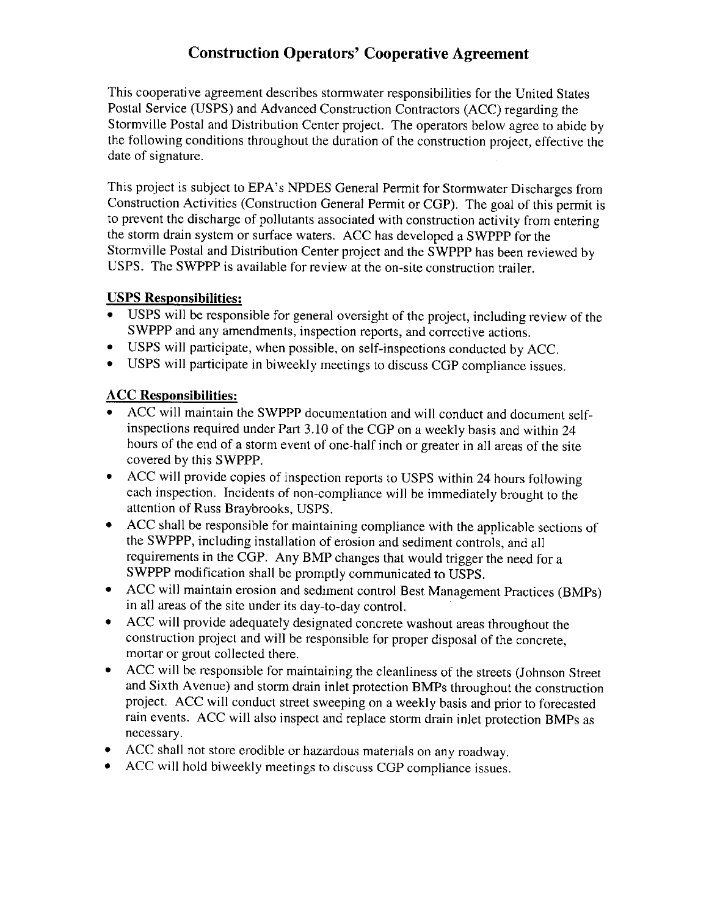# Construction Operators' Cooperative Agreement

This cooperative agreement describes stormwater responsibilities for the United States Postal Service (USPS) and Advanced Construction Contractors (ACC) regarding the Stormville Postal and Distribution Center project. The operators below agree to abide by the following conditions throughout the duration of the construction project, effective the date of signature.

This project is subject to EPA's NPDES General Permit for Stormwater Discharges from Construction Activities (Construction General Permit or CGP). The goal of this permit is to prevent the discharge of pollutants associated with construction activity from entering the storm drain system or surface waters. ACC has developed a SWPPP for the Stormville Postal and Distribution Center project and the SWPPP has been reviewed by USPS. The SWPPP is available for review at the on-site construction trailer.

**USPS Responsibilities:**

- USPS will be responsible for general oversight of the project, including review of the SWPPP and any amendments, inspection reports, and corrective actions.
- USPS will participate, when possible, on self-inspections conducted by ACC.
- USPS will participate in biweekly meetings to discuss CGP compliance issues.

**ACC Responsibilities:**

- ACC will maintain the SWPPP documentation and will conduct and document self-inspections required under Part 3.10 of the CGP on a weekly basis and within 24 hours of the end of a storm event of one-half inch or greater in all areas of the site covered by this SWPPP.
- ACC will provide copies of inspection reports to USPS within 24 hours following each inspection. Incidents of non-compliance will be immediately brought to the attention of Russ Braybrooks, USPS.
- ACC shall be responsible for maintaining compliance with the applicable sections of the SWPPP, including installation of erosion and sediment controls, and all requirements in the CGP. Any BMP changes that would trigger the need for a SWPPP modification shall be promptly communicated to USPS.
- ACC will maintain erosion and sediment control Best Management Practices (BMPs) in all areas of the site under its day-to-day control.
- ACC will provide adequately designated concrete washout areas throughout the construction project and will be responsible for proper disposal of the concrete, mortar or grout collected there.
- ACC will be responsible for maintaining the cleanliness of the streets (Johnson Street and Sixth Avenue) and storm drain inlet protection BMPs throughout the construction project. ACC will conduct street sweeping on a weekly basis and prior to forecasted rain events. ACC will also inspect and replace storm drain inlet protection BMPs as necessary.
- ACC shall not store erodible or hazardous materials on any roadway.
- ACC will hold biweekly meetings to discuss CGP compliance issues.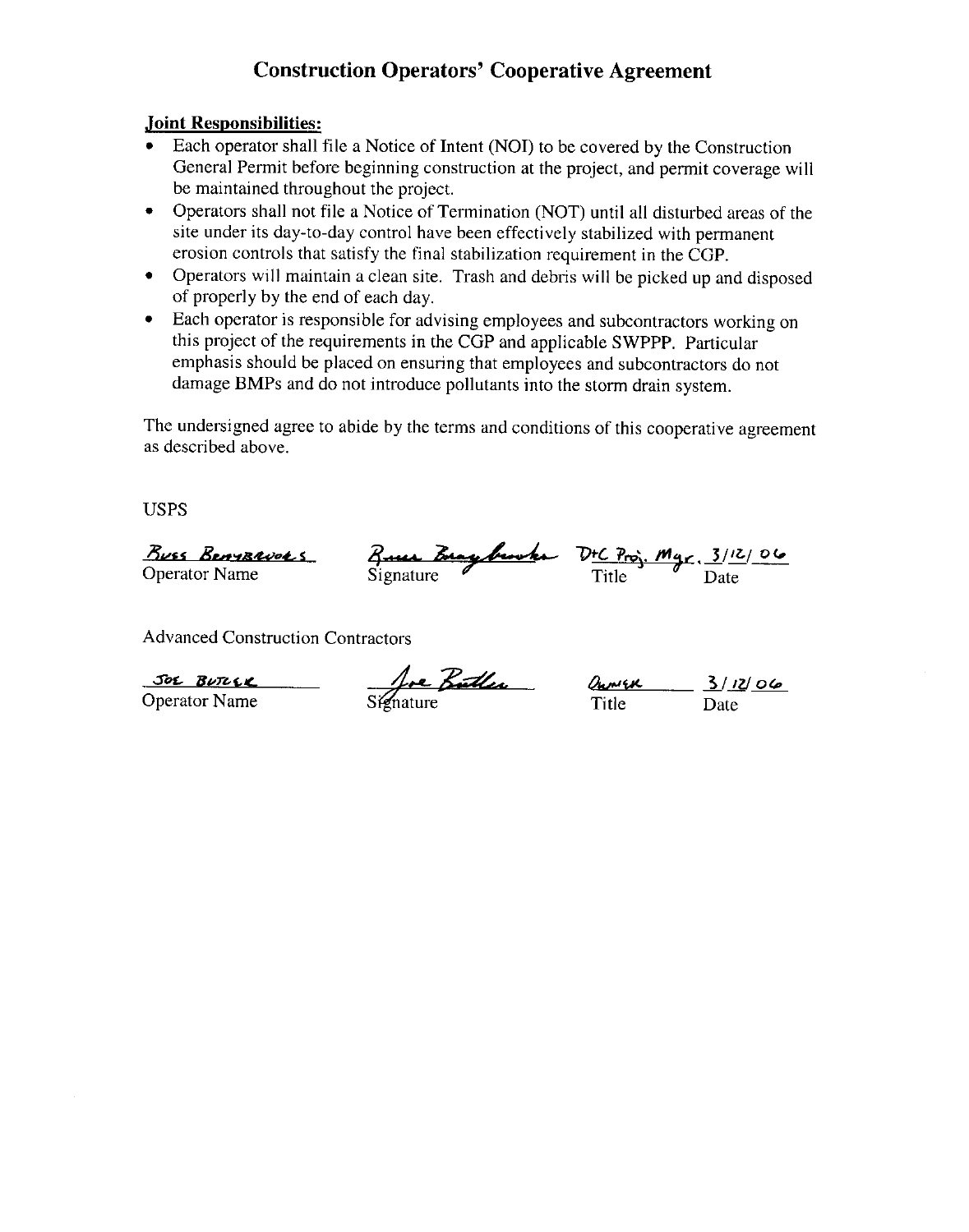# Construction Operators' Cooperative Agreement

**Joint Responsibilities:**

- Each operator shall file a Notice of Intent (NOI) to be covered by the Construction General Permit before beginning construction at the project, and permit coverage will be maintained throughout the project.
- Operators shall not file a Notice of Termination (NOT) until all disturbed areas of the site under its day-to-day control have been effectively stabilized with permanent erosion controls that satisfy the final stabilization requirement in the CGP.
- Operators will maintain a clean site. Trash and debris will be picked up and disposed of properly by the end of each day.
- Each operator is responsible for advising employees and subcontractors working on this project of the requirements in the CGP and applicable SWPPP. Particular emphasis should be placed on ensuring that employees and subcontractors do not damage BMPs and do not introduce pollutants into the storm drain system.

The undersigned agree to abide by the terms and conditions of this cooperative agreement as described above.

USPS

| Russ Braybrooks | Russ Braybrooks | D+C Proj. Mgr. | 3/12/06 |
|---|---|---|---|
| Operator Name | Signature | Title | Date |

Advanced Construction Contractors

| Joe Butler | Joe Butler | Owner | 3/12/06 |
|---|---|---|---|
| Operator Name | Signature | Title | Date |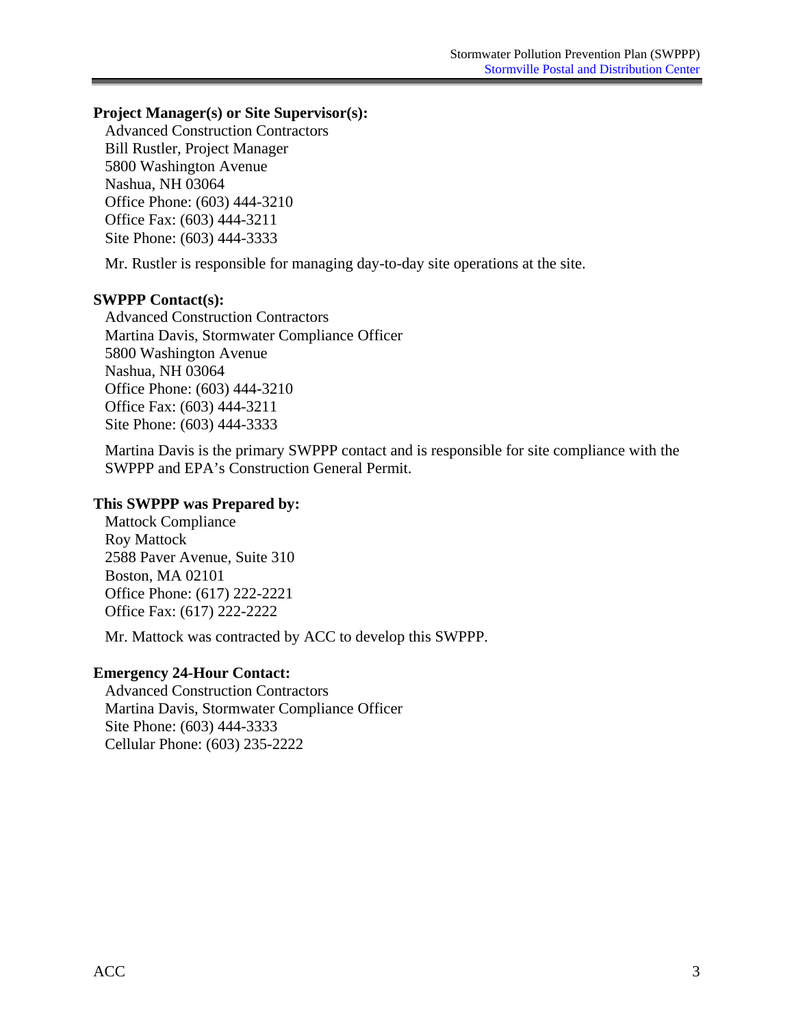**Project Manager(s) or Site Supervisor(s):**

Advanced Construction Contractors
Bill Rustler, Project Manager
5800 Washington Avenue
Nashua, NH 03064
Office Phone: (603) 444-3210
Office Fax: (603) 444-3211
Site Phone: (603) 444-3333

Mr. Rustler is responsible for managing day-to-day site operations at the site.

**SWPPP Contact(s):**

Advanced Construction Contractors
Martina Davis, Stormwater Compliance Officer
5800 Washington Avenue
Nashua, NH 03064
Office Phone: (603) 444-3210
Office Fax: (603) 444-3211
Site Phone: (603) 444-3333

Martina Davis is the primary SWPPP contact and is responsible for site compliance with the SWPPP and EPA's Construction General Permit.

**This SWPPP was Prepared by:**

Mattock Compliance
Roy Mattock
2588 Paver Avenue, Suite 310
Boston, MA 02101
Office Phone: (617) 222-2221
Office Fax: (617) 222-2222

Mr. Mattock was contracted by ACC to develop this SWPPP.

**Emergency 24-Hour Contact:**

Advanced Construction Contractors
Martina Davis, Stormwater Compliance Officer
Site Phone: (603) 444-3333
Cellular Phone: (603) 235-2222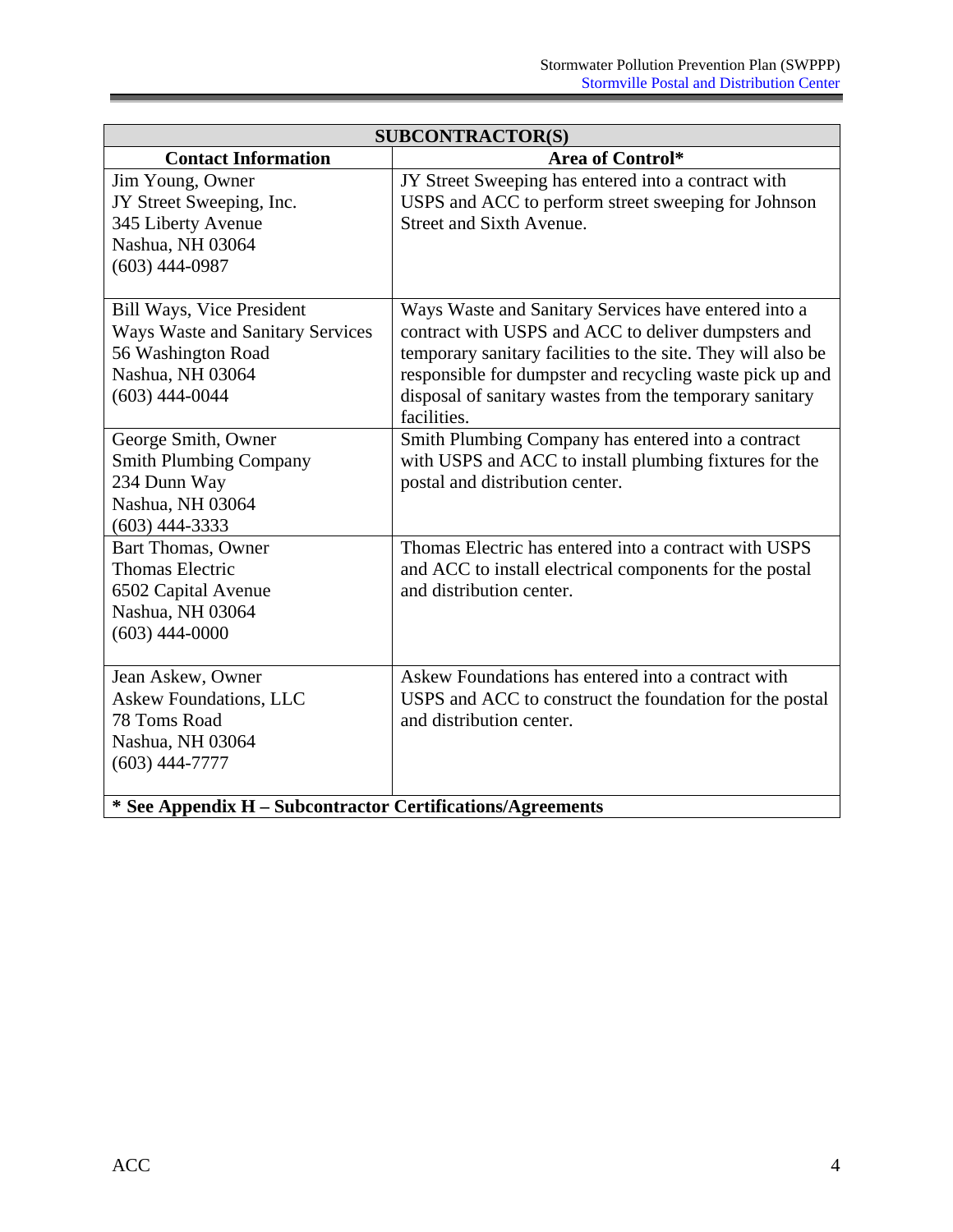| SUBCONTRACTOR(S) | |
|---|---|
| **Contact Information** | **Area of Control*** |
| Jim Young, Owner<br>JY Street Sweeping, Inc.<br>345 Liberty Avenue<br>Nashua, NH 03064<br>(603) 444-0987 | JY Street Sweeping has entered into a contract with USPS and ACC to perform street sweeping for Johnson Street and Sixth Avenue. |
| Bill Ways, Vice President<br>Ways Waste and Sanitary Services<br>56 Washington Road<br>Nashua, NH 03064<br>(603) 444-0044 | Ways Waste and Sanitary Services have entered into a contract with USPS and ACC to deliver dumpsters and temporary sanitary facilities to the site. They will also be responsible for dumpster and recycling waste pick up and disposal of sanitary wastes from the temporary sanitary facilities. |
| George Smith, Owner<br>Smith Plumbing Company<br>234 Dunn Way<br>Nashua, NH 03064<br>(603) 444-3333 | Smith Plumbing Company has entered into a contract with USPS and ACC to install plumbing fixtures for the postal and distribution center. |
| Bart Thomas, Owner<br>Thomas Electric<br>6502 Capital Avenue<br>Nashua, NH 03064<br>(603) 444-0000 | Thomas Electric has entered into a contract with USPS and ACC to install electrical components for the postal and distribution center. |
| Jean Askew, Owner<br>Askew Foundations, LLC<br>78 Toms Road<br>Nashua, NH 03064<br>(603) 444-7777 | Askew Foundations has entered into a contract with USPS and ACC to construct the foundation for the postal and distribution center. |
| **\* See Appendix H – Subcontractor Certifications/Agreements** | |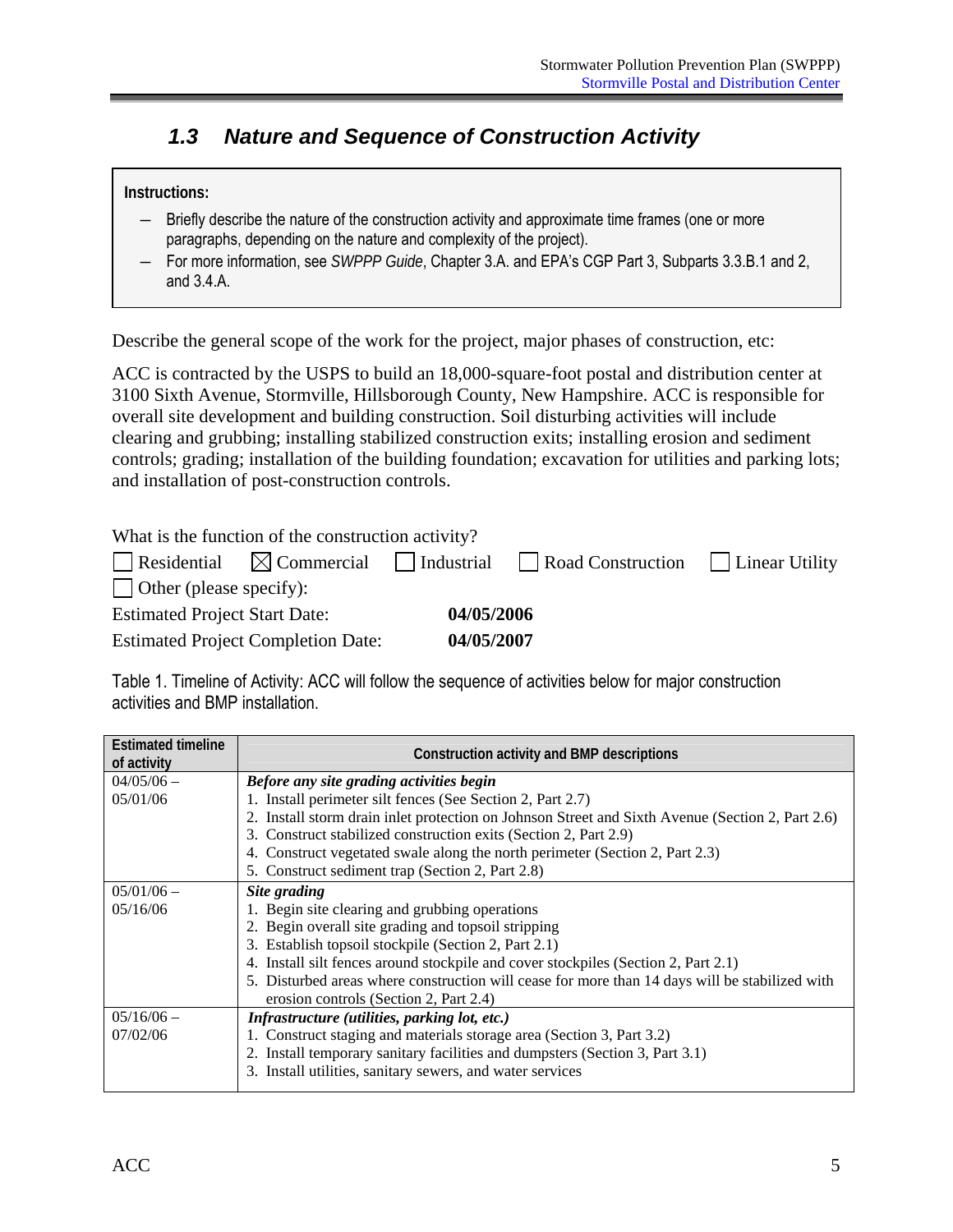## 1.3 Nature and Sequence of Construction Activity

**Instructions:**

- Briefly describe the nature of the construction activity and approximate time frames (one or more paragraphs, depending on the nature and complexity of the project).
- For more information, see *SWPPP Guide*, Chapter 3.A. and EPA's CGP Part 3, Subparts 3.3.B.1 and 2, and 3.4.A.

Describe the general scope of the work for the project, major phases of construction, etc:

ACC is contracted by the USPS to build an 18,000-square-foot postal and distribution center at 3100 Sixth Avenue, Stormville, Hillsborough County, New Hampshire. ACC is responsible for overall site development and building construction. Soil disturbing activities will include clearing and grubbing; installing stabilized construction exits; installing erosion and sediment controls; grading; installation of the building foundation; excavation for utilities and parking lots; and installation of post-construction controls.

What is the function of the construction activity?

☐ Residential ☒ Commercial ☐ Industrial ☐ Road Construction ☐ Linear Utility

☐ Other (please specify):

Estimated Project Start Date: **04/05/2006**

Estimated Project Completion Date: **04/05/2007**

Table 1. Timeline of Activity: ACC will follow the sequence of activities below for major construction activities and BMP installation.

| Estimated timeline of activity | Construction activity and BMP descriptions |
|---|---|
| 04/05/06 – 05/01/06 | ***Before any site grading activities begin***<br>1. Install perimeter silt fences (See Section 2, Part 2.7)<br>2. Install storm drain inlet protection on Johnson Street and Sixth Avenue (Section 2, Part 2.6)<br>3. Construct stabilized construction exits (Section 2, Part 2.9)<br>4. Construct vegetated swale along the north perimeter (Section 2, Part 2.3)<br>5. Construct sediment trap (Section 2, Part 2.8) |
| 05/01/06 – 05/16/06 | ***Site grading***<br>1. Begin site clearing and grubbing operations<br>2. Begin overall site grading and topsoil stripping<br>3. Establish topsoil stockpile (Section 2, Part 2.1)<br>4. Install silt fences around stockpile and cover stockpiles (Section 2, Part 2.1)<br>5. Disturbed areas where construction will cease for more than 14 days will be stabilized with erosion controls (Section 2, Part 2.4) |
| 05/16/06 – 07/02/06 | ***Infrastructure (utilities, parking lot, etc.)***<br>1. Construct staging and materials storage area (Section 3, Part 3.2)<br>2. Install temporary sanitary facilities and dumpsters (Section 3, Part 3.1)<br>3. Install utilities, sanitary sewers, and water services |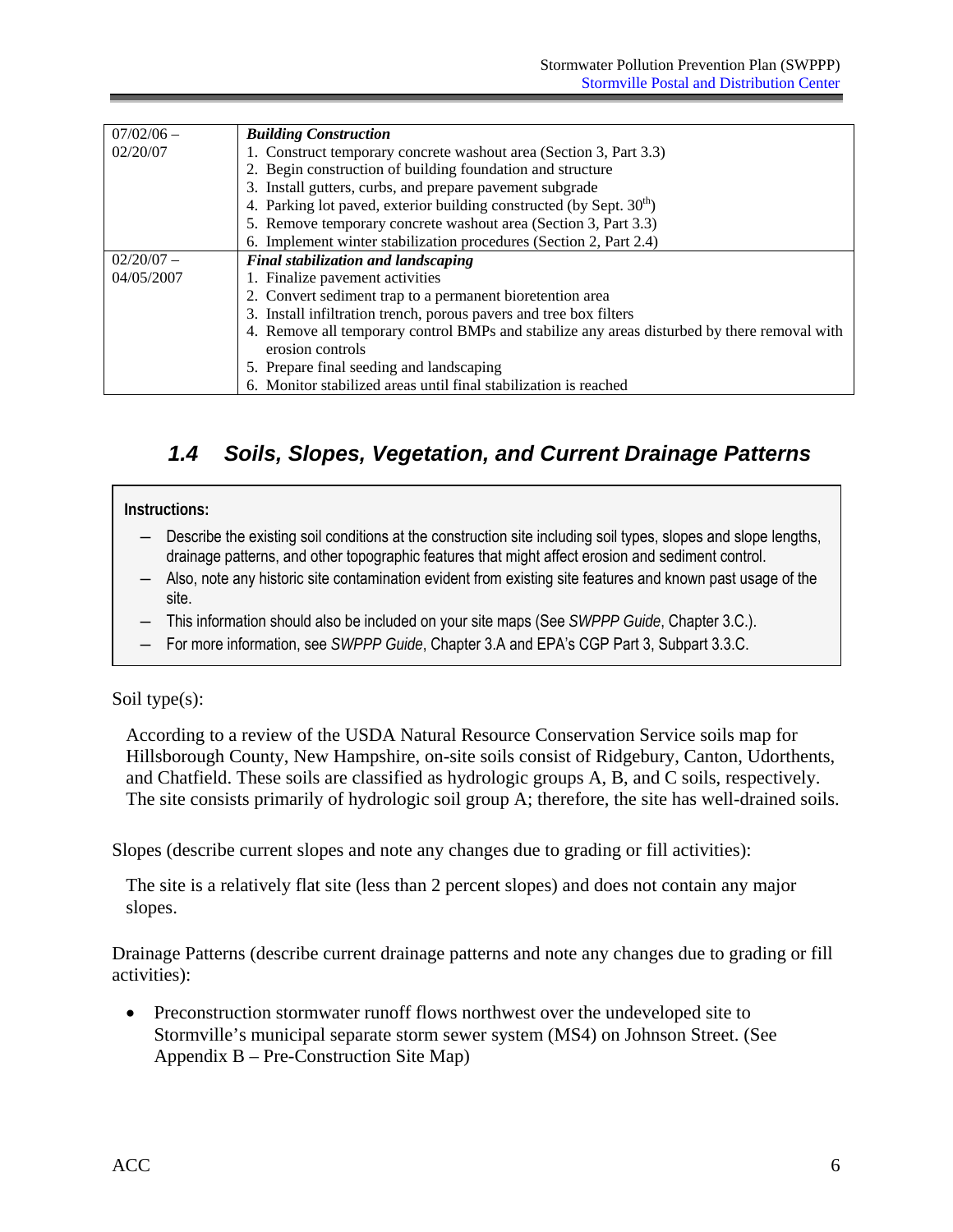| | |
|---|---|
| 07/02/06 – 02/20/07 | ***Building Construction***<br>1. Construct temporary concrete washout area (Section 3, Part 3.3)<br>2. Begin construction of building foundation and structure<br>3. Install gutters, curbs, and prepare pavement subgrade<br>4. Parking lot paved, exterior building constructed (by Sept. 30th)<br>5. Remove temporary concrete washout area (Section 3, Part 3.3)<br>6. Implement winter stabilization procedures (Section 2, Part 2.4) |
| 02/20/07 – 04/05/2007 | ***Final stabilization and landscaping***<br>1. Finalize pavement activities<br>2. Convert sediment trap to a permanent bioretention area<br>3. Install infiltration trench, porous pavers and tree box filters<br>4. Remove all temporary control BMPs and stabilize any areas disturbed by there removal with erosion controls<br>5. Prepare final seeding and landscaping<br>6. Monitor stabilized areas until final stabilization is reached |

## *1.4 Soils, Slopes, Vegetation, and Current Drainage Patterns*

**Instructions:**

- Describe the existing soil conditions at the construction site including soil types, slopes and slope lengths, drainage patterns, and other topographic features that might affect erosion and sediment control.
- Also, note any historic site contamination evident from existing site features and known past usage of the site.
- This information should also be included on your site maps (See *SWPPP Guide*, Chapter 3.C.).
- For more information, see *SWPPP Guide*, Chapter 3.A and EPA's CGP Part 3, Subpart 3.3.C.

Soil type(s):

According to a review of the USDA Natural Resource Conservation Service soils map for Hillsborough County, New Hampshire, on-site soils consist of Ridgebury, Canton, Udorthents, and Chatfield. These soils are classified as hydrologic groups A, B, and C soils, respectively. The site consists primarily of hydrologic soil group A; therefore, the site has well-drained soils.

Slopes (describe current slopes and note any changes due to grading or fill activities):

The site is a relatively flat site (less than 2 percent slopes) and does not contain any major slopes.

Drainage Patterns (describe current drainage patterns and note any changes due to grading or fill activities):

- Preconstruction stormwater runoff flows northwest over the undeveloped site to Stormville's municipal separate storm sewer system (MS4) on Johnson Street. (See Appendix B – Pre-Construction Site Map)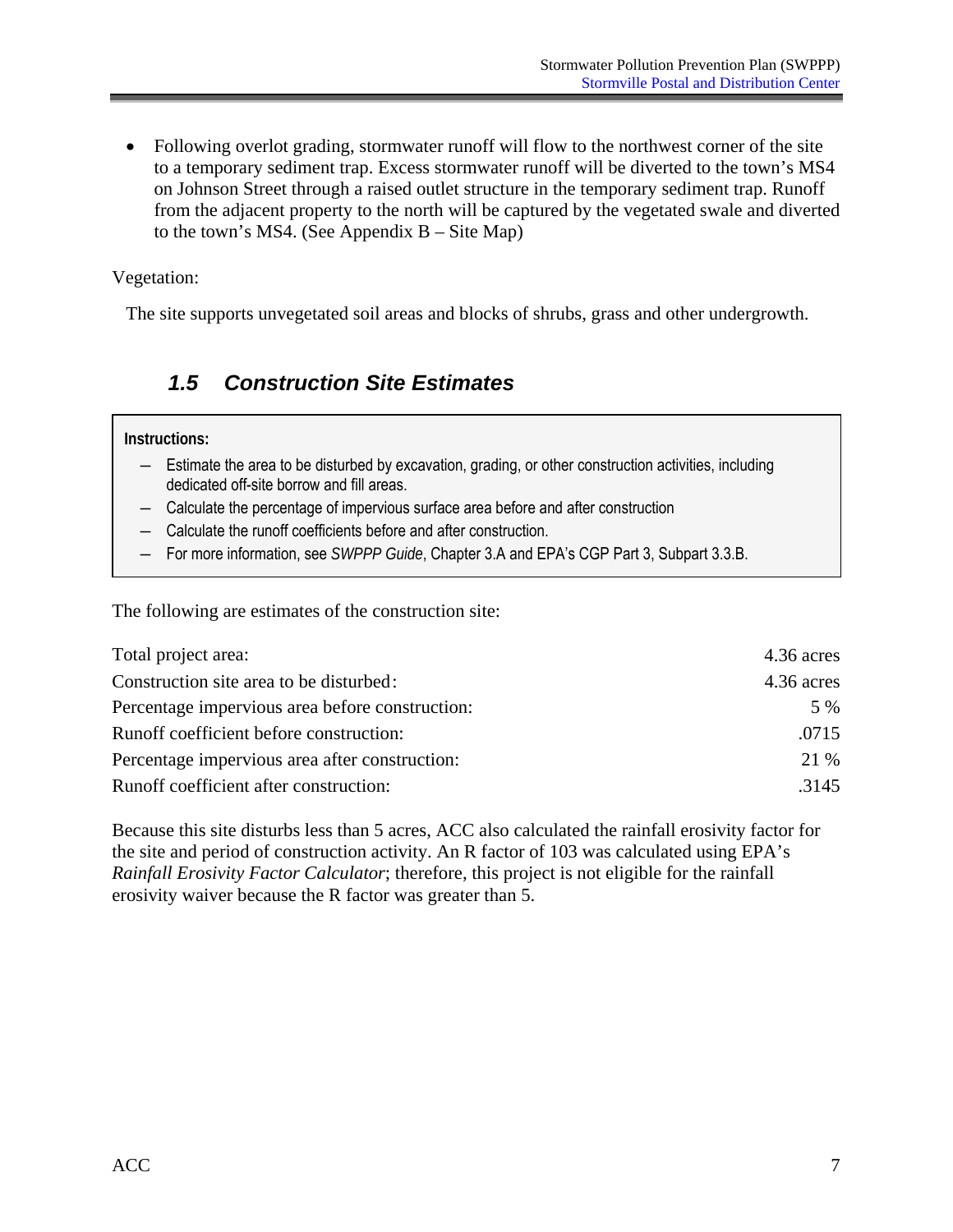- Following overlot grading, stormwater runoff will flow to the northwest corner of the site to a temporary sediment trap. Excess stormwater runoff will be diverted to the town's MS4 on Johnson Street through a raised outlet structure in the temporary sediment trap. Runoff from the adjacent property to the north will be captured by the vegetated swale and diverted to the town's MS4. (See Appendix B – Site Map)

Vegetation:

The site supports unvegetated soil areas and blocks of shrubs, grass and other undergrowth.

## 1.5 Construction Site Estimates

> **Instructions:**
>
> - Estimate the area to be disturbed by excavation, grading, or other construction activities, including dedicated off-site borrow and fill areas.
> - Calculate the percentage of impervious surface area before and after construction
> - Calculate the runoff coefficients before and after construction.
> - For more information, see *SWPPP Guide*, Chapter 3.A and EPA's CGP Part 3, Subpart 3.3.B.

The following are estimates of the construction site:

| | |
|---|---|
| Total project area: | 4.36 acres |
| Construction site area to be disturbed: | 4.36 acres |
| Percentage impervious area before construction: | 5 % |
| Runoff coefficient before construction: | .0715 |
| Percentage impervious area after construction: | 21 % |
| Runoff coefficient after construction: | .3145 |

Because this site disturbs less than 5 acres, ACC also calculated the rainfall erosivity factor for the site and period of construction activity. An R factor of 103 was calculated using EPA's *Rainfall Erosivity Factor Calculator*; therefore, this project is not eligible for the rainfall erosivity waiver because the R factor was greater than 5.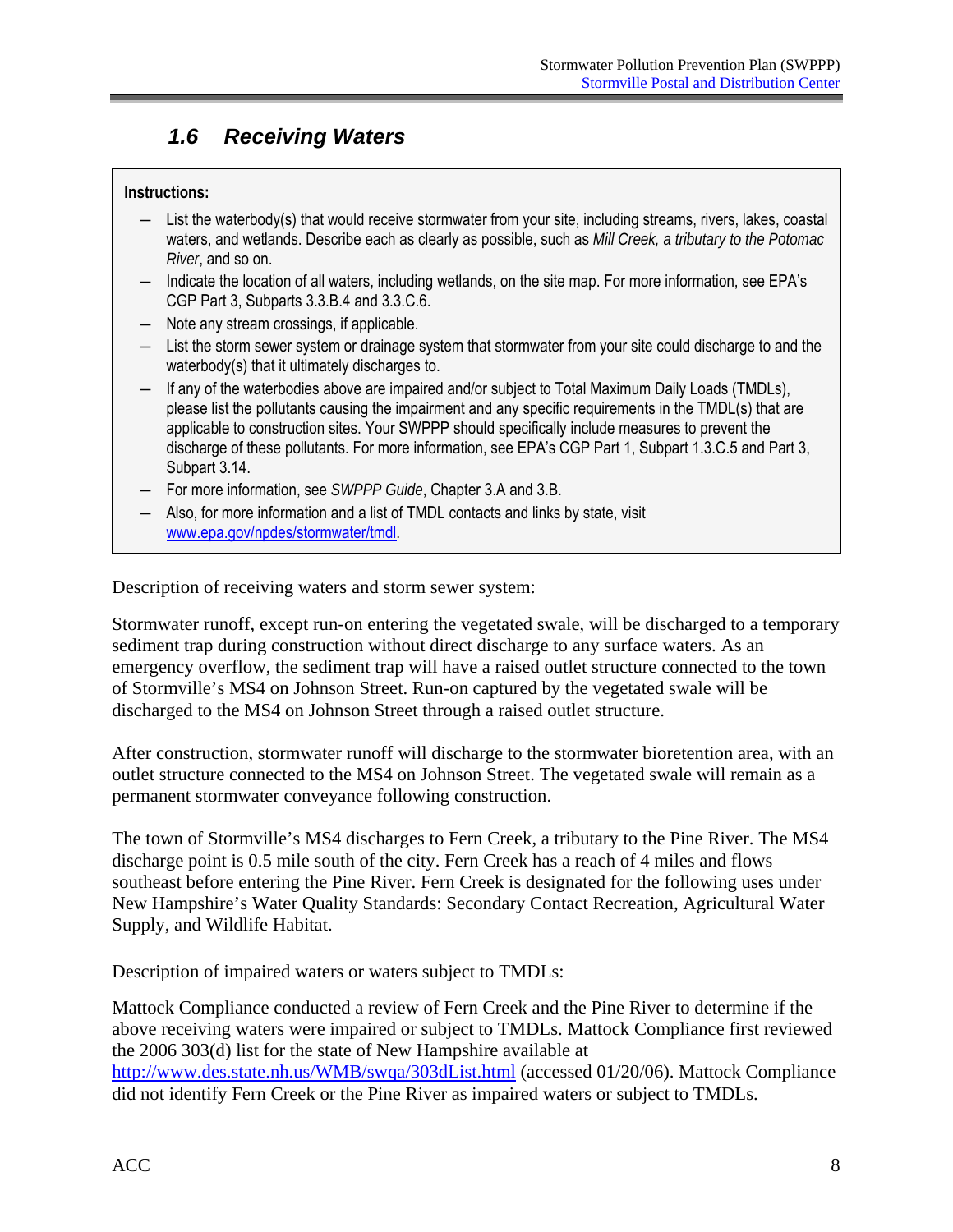## *1.6 Receiving Waters*

**Instructions:**

- List the waterbody(s) that would receive stormwater from your site, including streams, rivers, lakes, coastal waters, and wetlands. Describe each as clearly as possible, such as *Mill Creek, a tributary to the Potomac River*, and so on.
- Indicate the location of all waters, including wetlands, on the site map. For more information, see EPA's CGP Part 3, Subparts 3.3.B.4 and 3.3.C.6.
- Note any stream crossings, if applicable.
- List the storm sewer system or drainage system that stormwater from your site could discharge to and the waterbody(s) that it ultimately discharges to.
- If any of the waterbodies above are impaired and/or subject to Total Maximum Daily Loads (TMDLs), please list the pollutants causing the impairment and any specific requirements in the TMDL(s) that are applicable to construction sites. Your SWPPP should specifically include measures to prevent the discharge of these pollutants. For more information, see EPA's CGP Part 1, Subpart 1.3.C.5 and Part 3, Subpart 3.14.
- For more information, see *SWPPP Guide*, Chapter 3.A and 3.B.
- Also, for more information and a list of TMDL contacts and links by state, visit www.epa.gov/npdes/stormwater/tmdl.

Description of receiving waters and storm sewer system:

Stormwater runoff, except run-on entering the vegetated swale, will be discharged to a temporary sediment trap during construction without direct discharge to any surface waters. As an emergency overflow, the sediment trap will have a raised outlet structure connected to the town of Stormville's MS4 on Johnson Street. Run-on captured by the vegetated swale will be discharged to the MS4 on Johnson Street through a raised outlet structure.

After construction, stormwater runoff will discharge to the stormwater bioretention area, with an outlet structure connected to the MS4 on Johnson Street. The vegetated swale will remain as a permanent stormwater conveyance following construction.

The town of Stormville's MS4 discharges to Fern Creek, a tributary to the Pine River. The MS4 discharge point is 0.5 mile south of the city. Fern Creek has a reach of 4 miles and flows southeast before entering the Pine River. Fern Creek is designated for the following uses under New Hampshire's Water Quality Standards: Secondary Contact Recreation, Agricultural Water Supply, and Wildlife Habitat.

Description of impaired waters or waters subject to TMDLs:

Mattock Compliance conducted a review of Fern Creek and the Pine River to determine if the above receiving waters were impaired or subject to TMDLs. Mattock Compliance first reviewed the 2006 303(d) list for the state of New Hampshire available at http://www.des.state.nh.us/WMB/swqa/303dList.html (accessed 01/20/06). Mattock Compliance did not identify Fern Creek or the Pine River as impaired waters or subject to TMDLs.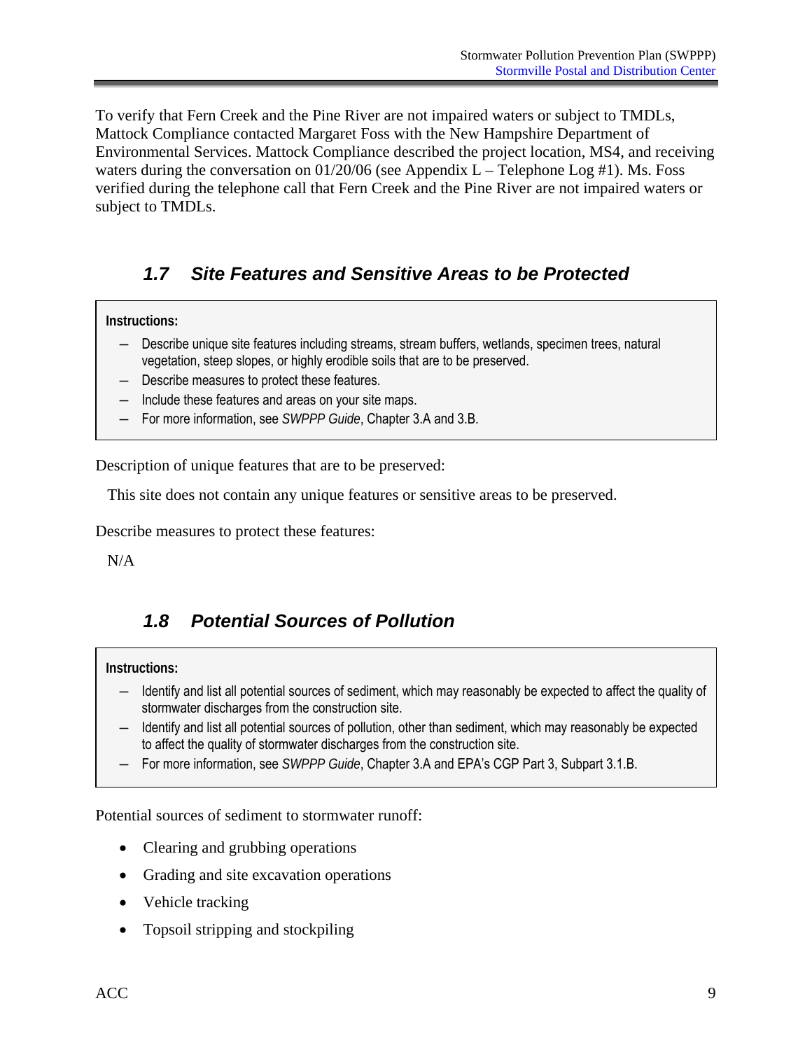To verify that Fern Creek and the Pine River are not impaired waters or subject to TMDLs, Mattock Compliance contacted Margaret Foss with the New Hampshire Department of Environmental Services. Mattock Compliance described the project location, MS4, and receiving waters during the conversation on 01/20/06 (see Appendix L – Telephone Log #1). Ms. Foss verified during the telephone call that Fern Creek and the Pine River are not impaired waters or subject to TMDLs.

## *1.7 Site Features and Sensitive Areas to be Protected*

**Instructions:**

- Describe unique site features including streams, stream buffers, wetlands, specimen trees, natural vegetation, steep slopes, or highly erodible soils that are to be preserved.
- Describe measures to protect these features.
- Include these features and areas on your site maps.
- For more information, see *SWPPP Guide*, Chapter 3.A and 3.B.

Description of unique features that are to be preserved:

This site does not contain any unique features or sensitive areas to be preserved.

Describe measures to protect these features:

N/A

## *1.8 Potential Sources of Pollution*

**Instructions:**

- Identify and list all potential sources of sediment, which may reasonably be expected to affect the quality of stormwater discharges from the construction site.
- Identify and list all potential sources of pollution, other than sediment, which may reasonably be expected to affect the quality of stormwater discharges from the construction site.
- For more information, see *SWPPP Guide*, Chapter 3.A and EPA's CGP Part 3, Subpart 3.1.B.

Potential sources of sediment to stormwater runoff:

- Clearing and grubbing operations
- Grading and site excavation operations
- Vehicle tracking
- Topsoil stripping and stockpiling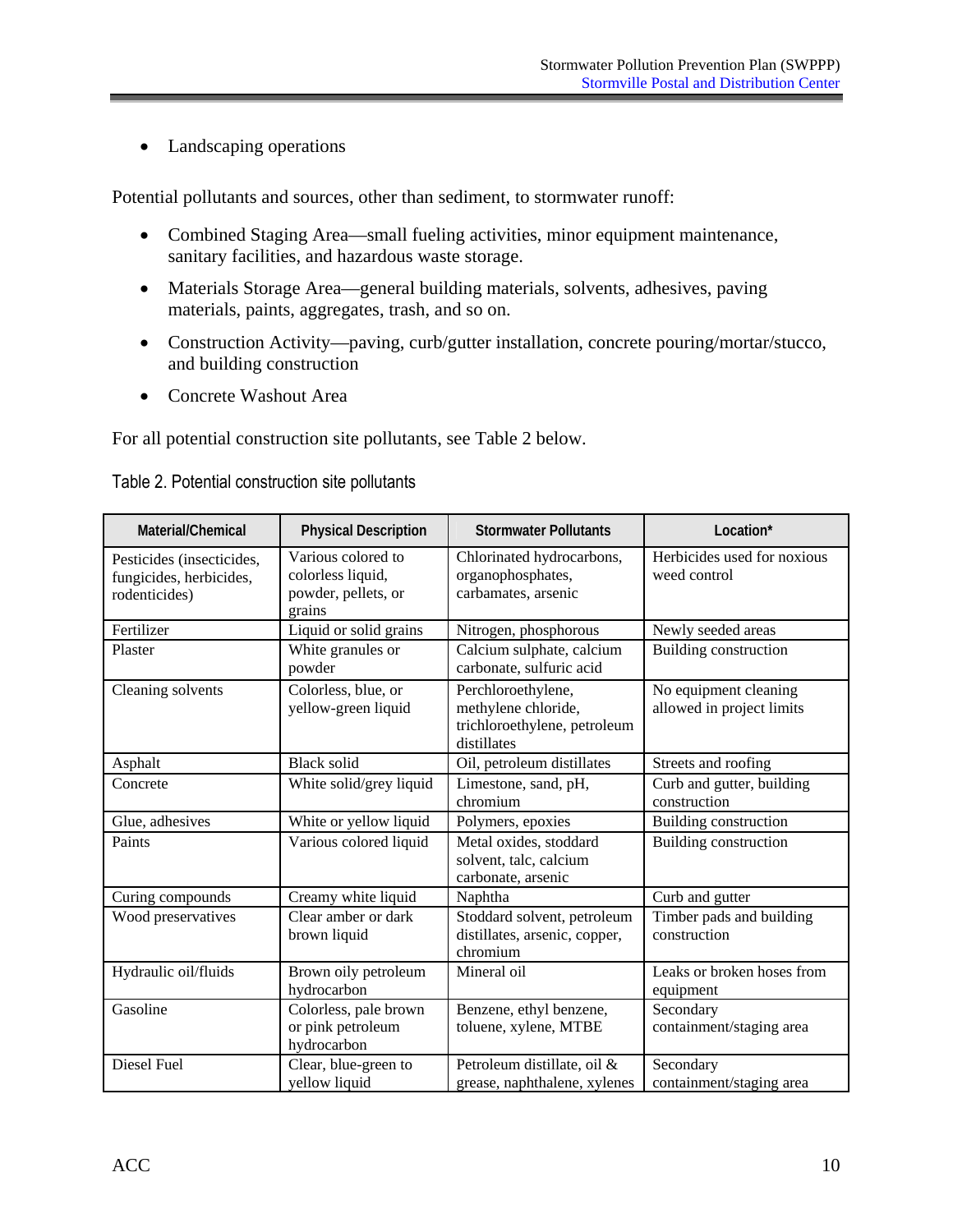- Landscaping operations

Potential pollutants and sources, other than sediment, to stormwater runoff:

- Combined Staging Area—small fueling activities, minor equipment maintenance, sanitary facilities, and hazardous waste storage.
- Materials Storage Area—general building materials, solvents, adhesives, paving materials, paints, aggregates, trash, and so on.
- Construction Activity—paving, curb/gutter installation, concrete pouring/mortar/stucco, and building construction
- Concrete Washout Area

For all potential construction site pollutants, see Table 2 below.

Table 2. Potential construction site pollutants

| Material/Chemical | Physical Description | Stormwater Pollutants | Location* |
|---|---|---|---|
| Pesticides (insecticides, fungicides, herbicides, rodenticides) | Various colored to colorless liquid, powder, pellets, or grains | Chlorinated hydrocarbons, organophosphates, carbamates, arsenic | Herbicides used for noxious weed control |
| Fertilizer | Liquid or solid grains | Nitrogen, phosphorous | Newly seeded areas |
| Plaster | White granules or powder | Calcium sulphate, calcium carbonate, sulfuric acid | Building construction |
| Cleaning solvents | Colorless, blue, or yellow-green liquid | Perchloroethylene, methylene chloride, trichloroethylene, petroleum distillates | No equipment cleaning allowed in project limits |
| Asphalt | Black solid | Oil, petroleum distillates | Streets and roofing |
| Concrete | White solid/grey liquid | Limestone, sand, pH, chromium | Curb and gutter, building construction |
| Glue, adhesives | White or yellow liquid | Polymers, epoxies | Building construction |
| Paints | Various colored liquid | Metal oxides, stoddard solvent, talc, calcium carbonate, arsenic | Building construction |
| Curing compounds | Creamy white liquid | Naphtha | Curb and gutter |
| Wood preservatives | Clear amber or dark brown liquid | Stoddard solvent, petroleum distillates, arsenic, copper, chromium | Timber pads and building construction |
| Hydraulic oil/fluids | Brown oily petroleum hydrocarbon | Mineral oil | Leaks or broken hoses from equipment |
| Gasoline | Colorless, pale brown or pink petroleum hydrocarbon | Benzene, ethyl benzene, toluene, xylene, MTBE | Secondary containment/staging area |
| Diesel Fuel | Clear, blue-green to yellow liquid | Petroleum distillate, oil & grease, naphthalene, xylenes | Secondary containment/staging area |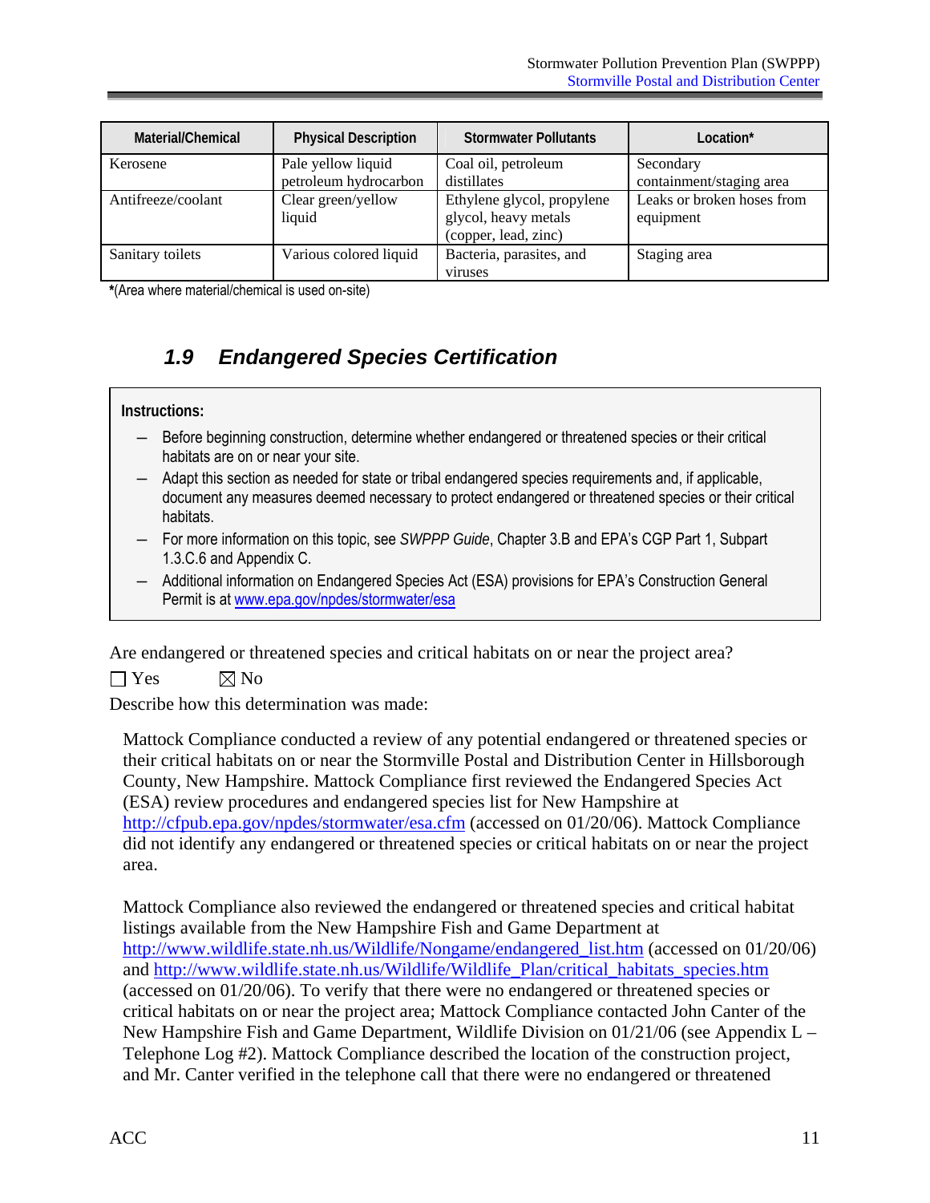| Material/Chemical | Physical Description | Stormwater Pollutants | Location* |
|---|---|---|---|
| Kerosene | Pale yellow liquid petroleum hydrocarbon | Coal oil, petroleum distillates | Secondary containment/staging area |
| Antifreeze/coolant | Clear green/yellow liquid | Ethylene glycol, propylene glycol, heavy metals (copper, lead, zinc) | Leaks or broken hoses from equipment |
| Sanitary toilets | Various colored liquid | Bacteria, parasites, and viruses | Staging area |

***(Area where material/chemical is used on-site)**

## *1.9 Endangered Species Certification*

**Instructions:**

- Before beginning construction, determine whether endangered or threatened species or their critical habitats are on or near your site.
- Adapt this section as needed for state or tribal endangered species requirements and, if applicable, document any measures deemed necessary to protect endangered or threatened species or their critical habitats.
- For more information on this topic, see *SWPPP Guide*, Chapter 3.B and EPA's CGP Part 1, Subpart 1.3.C.6 and Appendix C.
- Additional information on Endangered Species Act (ESA) provisions for EPA's Construction General Permit is at www.epa.gov/npdes/stormwater/esa

Are endangered or threatened species and critical habitats on or near the project area?

☐ Yes ☒ No

Describe how this determination was made:

Mattock Compliance conducted a review of any potential endangered or threatened species or their critical habitats on or near the Stormville Postal and Distribution Center in Hillsborough County, New Hampshire. Mattock Compliance first reviewed the Endangered Species Act (ESA) review procedures and endangered species list for New Hampshire at http://cfpub.epa.gov/npdes/stormwater/esa.cfm (accessed on 01/20/06). Mattock Compliance did not identify any endangered or threatened species or critical habitats on or near the project area.

Mattock Compliance also reviewed the endangered or threatened species and critical habitat listings available from the New Hampshire Fish and Game Department at http://www.wildlife.state.nh.us/Wildlife/Nongame/endangered_list.htm (accessed on 01/20/06) and http://www.wildlife.state.nh.us/Wildlife/Wildlife_Plan/critical_habitats_species.htm (accessed on 01/20/06). To verify that there were no endangered or threatened species or critical habitats on or near the project area; Mattock Compliance contacted John Canter of the New Hampshire Fish and Game Department, Wildlife Division on 01/21/06 (see Appendix L – Telephone Log #2). Mattock Compliance described the location of the construction project, and Mr. Canter verified in the telephone call that there were no endangered or threatened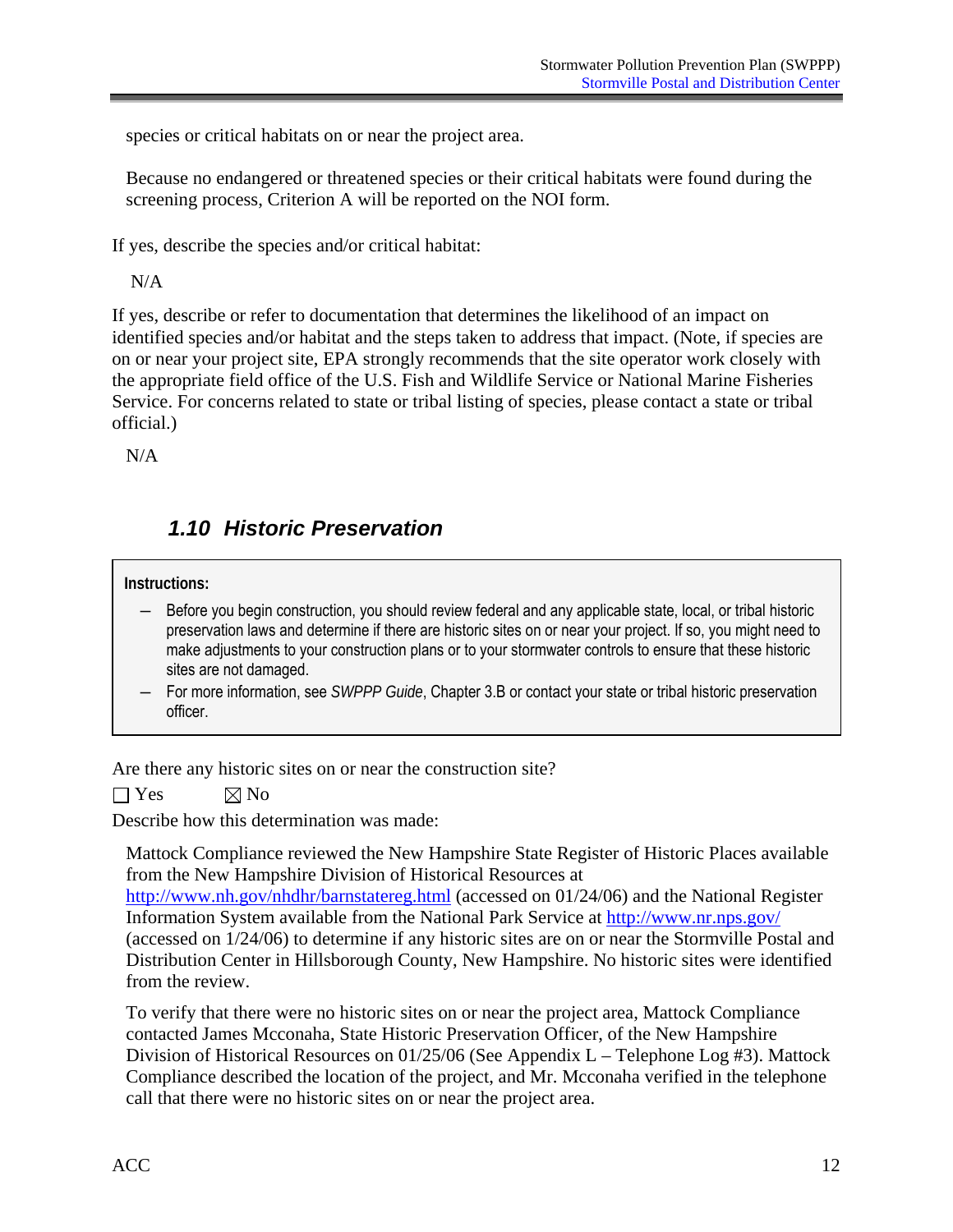species or critical habitats on or near the project area.

Because no endangered or threatened species or their critical habitats were found during the screening process, Criterion A will be reported on the NOI form.

If yes, describe the species and/or critical habitat:

N/A

If yes, describe or refer to documentation that determines the likelihood of an impact on identified species and/or habitat and the steps taken to address that impact. (Note, if species are on or near your project site, EPA strongly recommends that the site operator work closely with the appropriate field office of the U.S. Fish and Wildlife Service or National Marine Fisheries Service. For concerns related to state or tribal listing of species, please contact a state or tribal official.)

N/A

### *1.10 Historic Preservation*

**Instructions:**

- Before you begin construction, you should review federal and any applicable state, local, or tribal historic preservation laws and determine if there are historic sites on or near your project. If so, you might need to make adjustments to your construction plans or to your stormwater controls to ensure that these historic sites are not damaged.
- For more information, see *SWPPP Guide*, Chapter 3.B or contact your state or tribal historic preservation officer.

Are there any historic sites on or near the construction site?

☐ Yes ☒ No

Describe how this determination was made:

Mattock Compliance reviewed the New Hampshire State Register of Historic Places available from the New Hampshire Division of Historical Resources at http://www.nh.gov/nhdhr/barnstatereg.html (accessed on 01/24/06) and the National Register Information System available from the National Park Service at http://www.nr.nps.gov/ (accessed on 1/24/06) to determine if any historic sites are on or near the Stormville Postal and Distribution Center in Hillsborough County, New Hampshire. No historic sites were identified from the review.

To verify that there were no historic sites on or near the project area, Mattock Compliance contacted James Mcconaha, State Historic Preservation Officer, of the New Hampshire Division of Historical Resources on 01/25/06 (See Appendix L – Telephone Log #3). Mattock Compliance described the location of the project, and Mr. Mcconaha verified in the telephone call that there were no historic sites on or near the project area.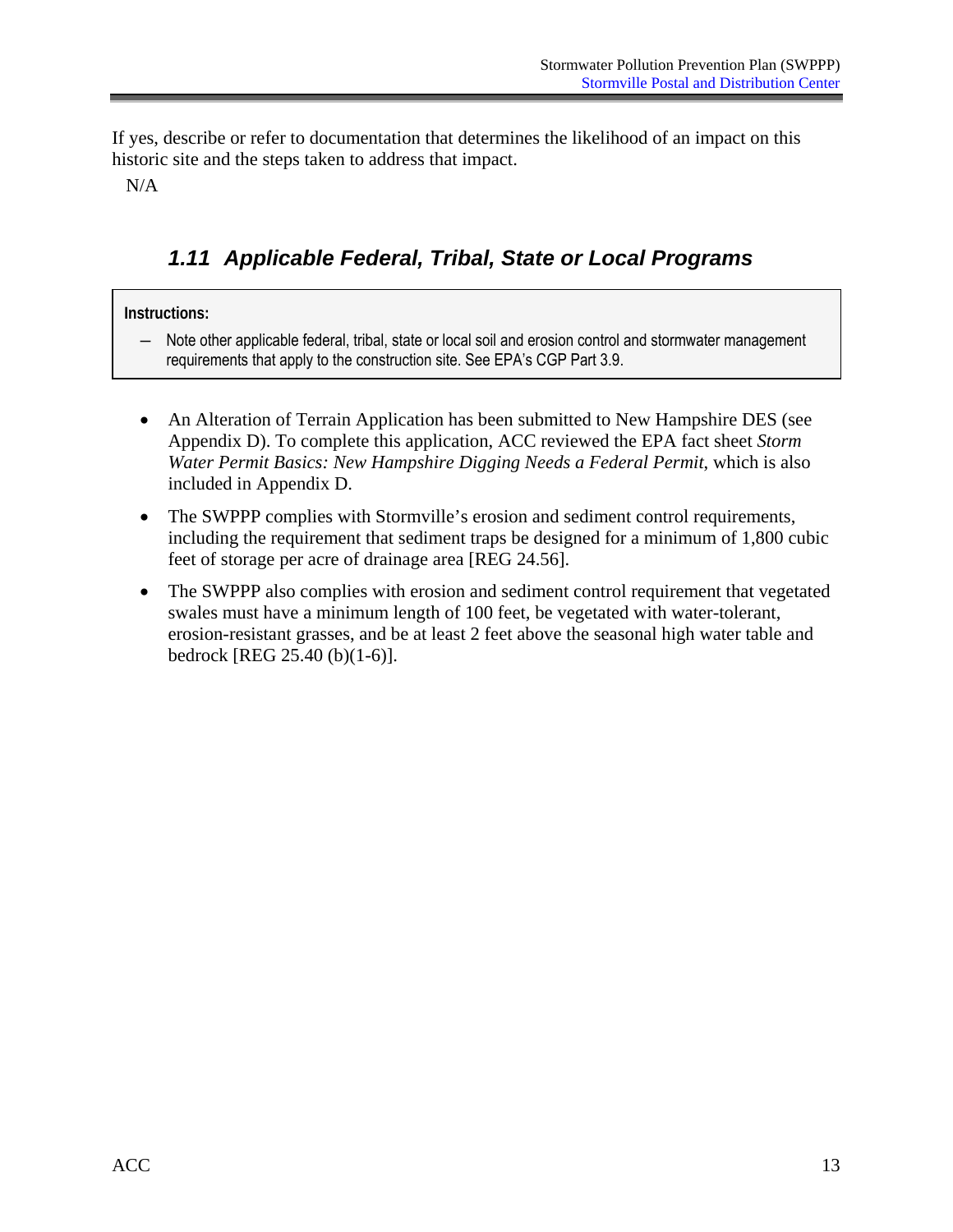If yes, describe or refer to documentation that determines the likelihood of an impact on this historic site and the steps taken to address that impact.

N/A

### *1.11 Applicable Federal, Tribal, State or Local Programs*

> **Instructions:**
>
> – Note other applicable federal, tribal, state or local soil and erosion control and stormwater management requirements that apply to the construction site. See EPA's CGP Part 3.9.

- An Alteration of Terrain Application has been submitted to New Hampshire DES (see Appendix D). To complete this application, ACC reviewed the EPA fact sheet *Storm Water Permit Basics: New Hampshire Digging Needs a Federal Permit*, which is also included in Appendix D.
- The SWPPP complies with Stormville's erosion and sediment control requirements, including the requirement that sediment traps be designed for a minimum of 1,800 cubic feet of storage per acre of drainage area [REG 24.56].
- The SWPPP also complies with erosion and sediment control requirement that vegetated swales must have a minimum length of 100 feet, be vegetated with water-tolerant, erosion-resistant grasses, and be at least 2 feet above the seasonal high water table and bedrock [REG 25.40 (b)(1-6)].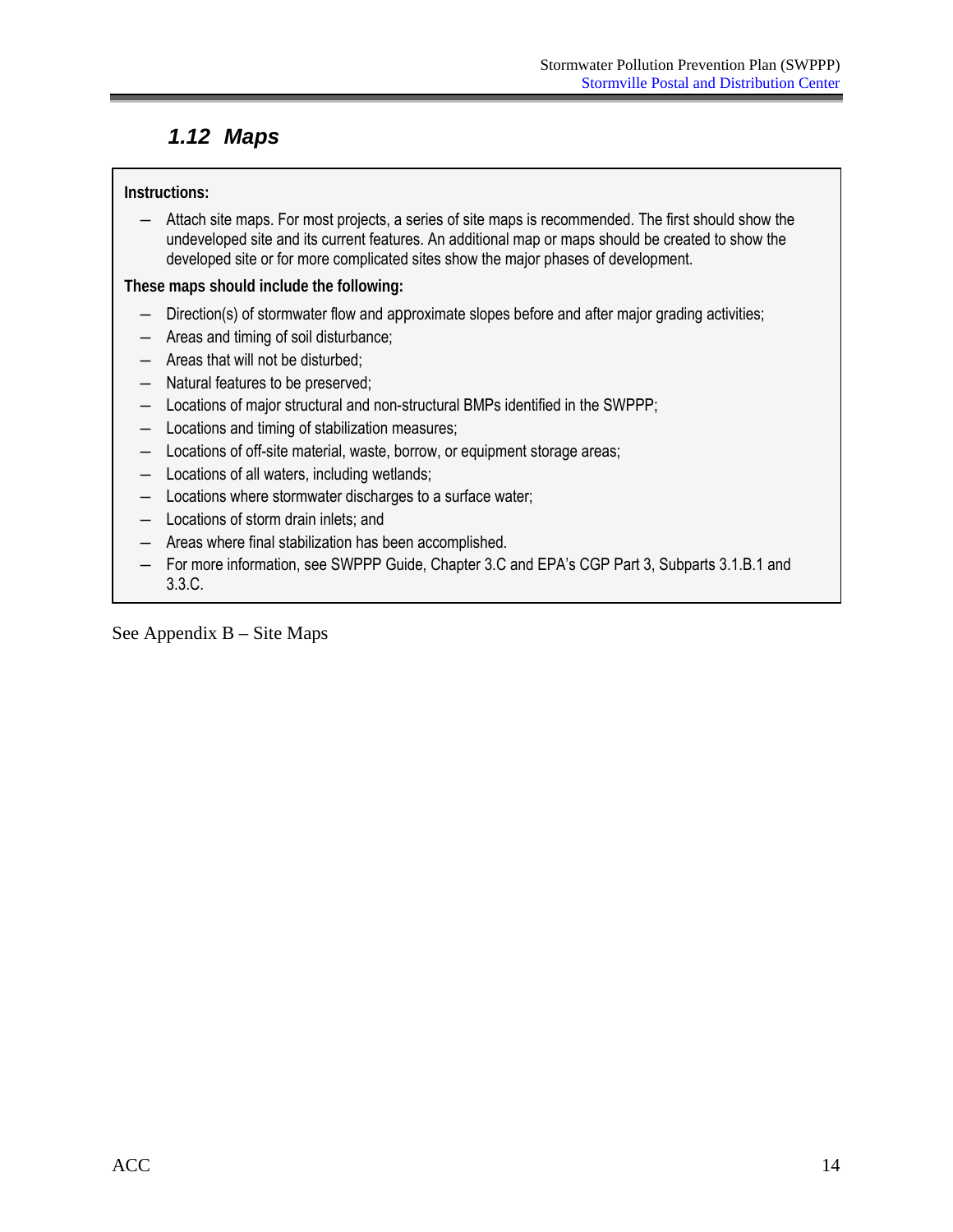## 1.12 Maps

**Instructions:**

- Attach site maps. For most projects, a series of site maps is recommended. The first should show the undeveloped site and its current features. An additional map or maps should be created to show the developed site or for more complicated sites show the major phases of development.

**These maps should include the following:**

- Direction(s) of stormwater flow and approximate slopes before and after major grading activities;
- Areas and timing of soil disturbance;
- Areas that will not be disturbed;
- Natural features to be preserved;
- Locations of major structural and non-structural BMPs identified in the SWPPP;
- Locations and timing of stabilization measures;
- Locations of off-site material, waste, borrow, or equipment storage areas;
- Locations of all waters, including wetlands;
- Locations where stormwater discharges to a surface water;
- Locations of storm drain inlets; and
- Areas where final stabilization has been accomplished.
- For more information, see SWPPP Guide, Chapter 3.C and EPA's CGP Part 3, Subparts 3.1.B.1 and 3.3.C.

See Appendix B – Site Maps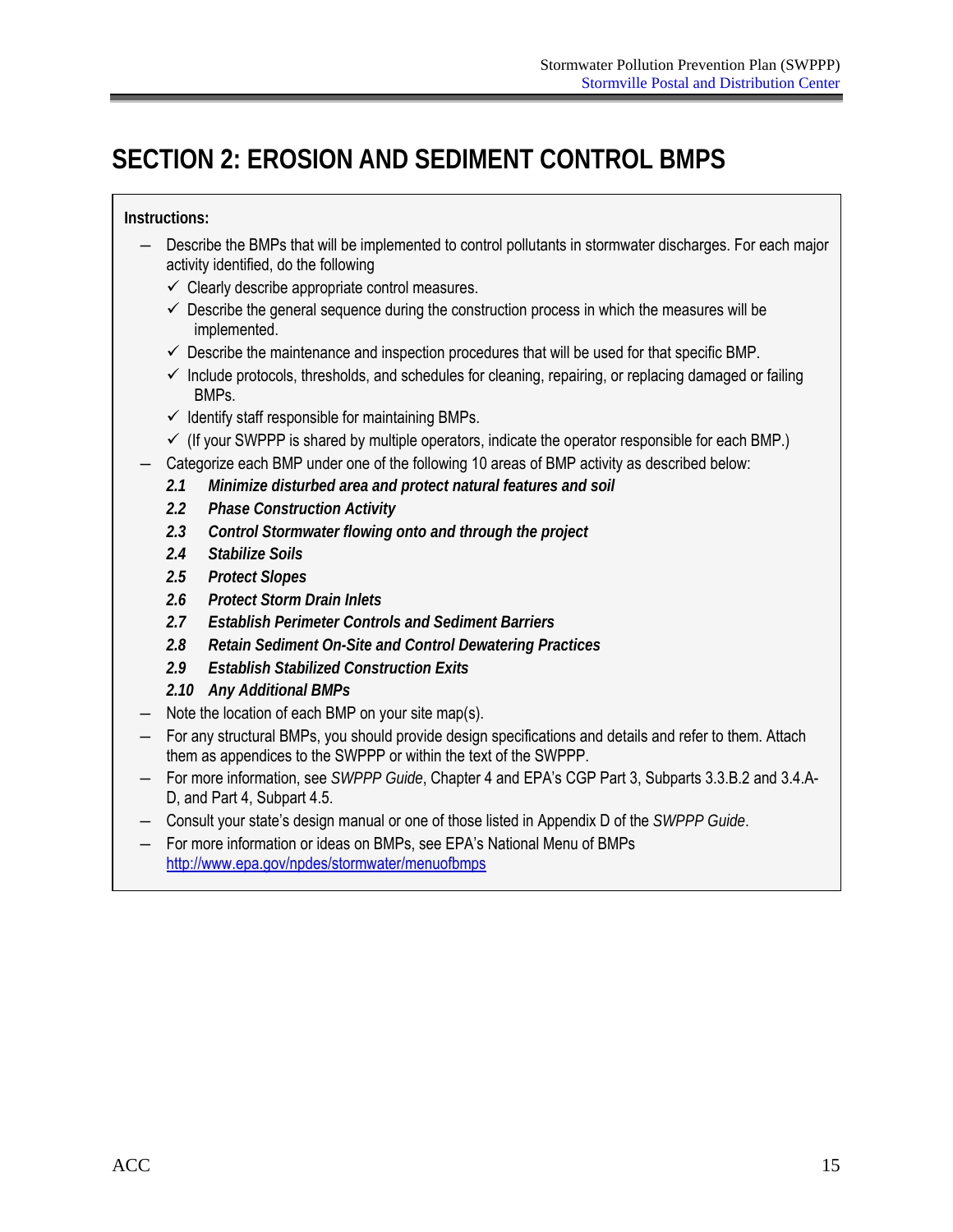# SECTION 2: EROSION AND SEDIMENT CONTROL BMPS

**Instructions:**

- Describe the BMPs that will be implemented to control pollutants in stormwater discharges. For each major activity identified, do the following
  - ✓ Clearly describe appropriate control measures.
  - ✓ Describe the general sequence during the construction process in which the measures will be implemented.
  - ✓ Describe the maintenance and inspection procedures that will be used for that specific BMP.
  - ✓ Include protocols, thresholds, and schedules for cleaning, repairing, or replacing damaged or failing BMPs.
  - ✓ Identify staff responsible for maintaining BMPs.
  - ✓ (If your SWPPP is shared by multiple operators, indicate the operator responsible for each BMP.)
- Categorize each BMP under one of the following 10 areas of BMP activity as described below:
  - ***2.1 Minimize disturbed area and protect natural features and soil***
  - ***2.2 Phase Construction Activity***
  - ***2.3 Control Stormwater flowing onto and through the project***
  - ***2.4 Stabilize Soils***
  - ***2.5 Protect Slopes***
  - ***2.6 Protect Storm Drain Inlets***
  - ***2.7 Establish Perimeter Controls and Sediment Barriers***
  - ***2.8 Retain Sediment On-Site and Control Dewatering Practices***
  - ***2.9 Establish Stabilized Construction Exits***
  - ***2.10 Any Additional BMPs***
- Note the location of each BMP on your site map(s).
- For any structural BMPs, you should provide design specifications and details and refer to them. Attach them as appendices to the SWPPP or within the text of the SWPPP.
- For more information, see *SWPPP Guide*, Chapter 4 and EPA's CGP Part 3, Subparts 3.3.B.2 and 3.4.A-D, and Part 4, Subpart 4.5.
- Consult your state's design manual or one of those listed in Appendix D of the *SWPPP Guide*.
- For more information or ideas on BMPs, see EPA's National Menu of BMPs http://www.epa.gov/npdes/stormwater/menuofbmps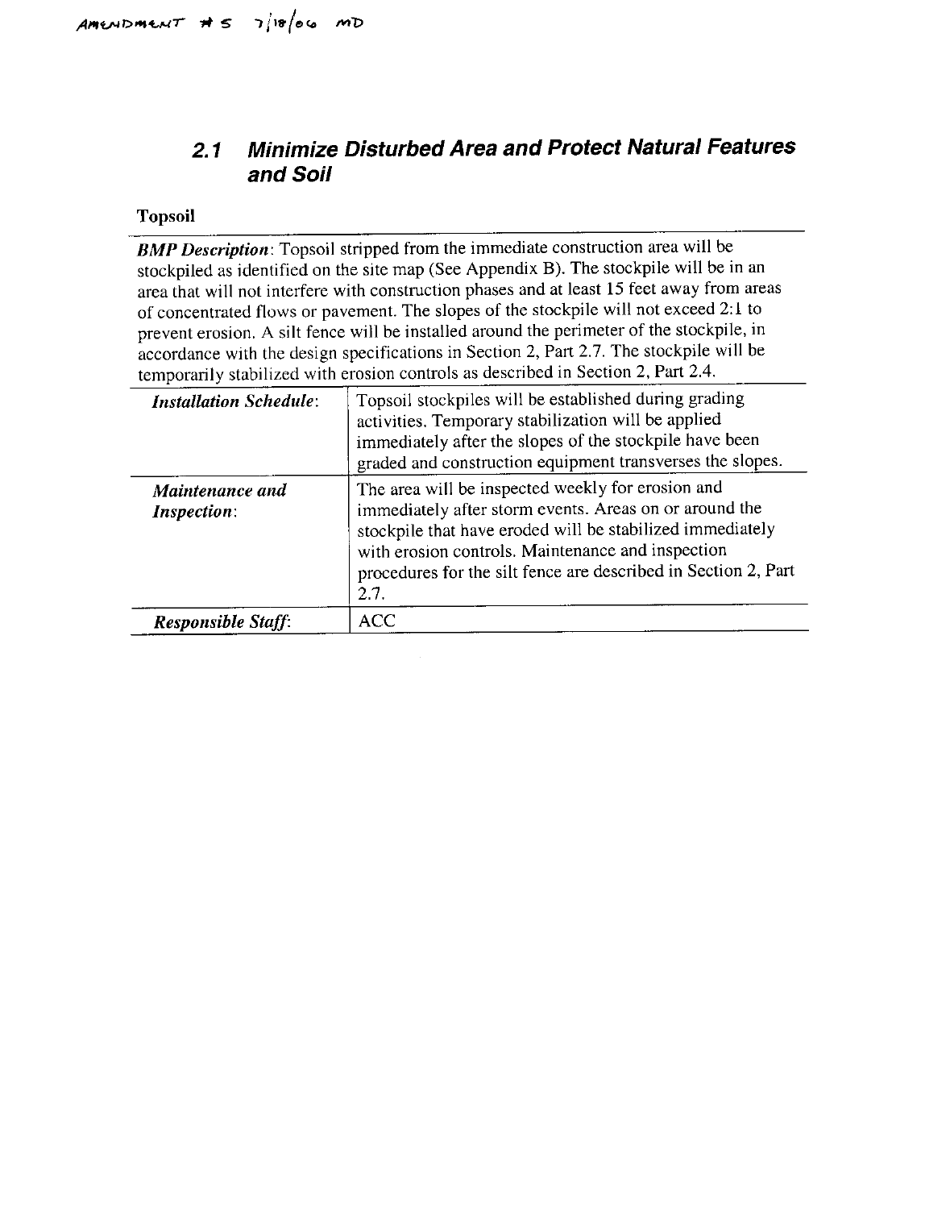AMENDMENT # 5 7/18/06 MD

## 2.1 Minimize Disturbed Area and Protect Natural Features and Soil

**Topsoil**

***BMP Description***: Topsoil stripped from the immediate construction area will be stockpiled as identified on the site map (See Appendix B). The stockpile will be in an area that will not interfere with construction phases and at least 15 feet away from areas of concentrated flows or pavement. The slopes of the stockpile will not exceed 2:1 to prevent erosion. A silt fence will be installed around the perimeter of the stockpile, in accordance with the design specifications in Section 2, Part 2.7. The stockpile will be temporarily stabilized with erosion controls as described in Section 2, Part 2.4.

| | |
|---|---|
| ***Installation Schedule***: | Topsoil stockpiles will be established during grading activities. Temporary stabilization will be applied immediately after the slopes of the stockpile have been graded and construction equipment transverses the slopes. |
| ***Maintenance and Inspection***: | The area will be inspected weekly for erosion and immediately after storm events. Areas on or around the stockpile that have eroded will be stabilized immediately with erosion controls. Maintenance and inspection procedures for the silt fence are described in Section 2, Part 2.7. |
| ***Responsible Staff***: | ACC |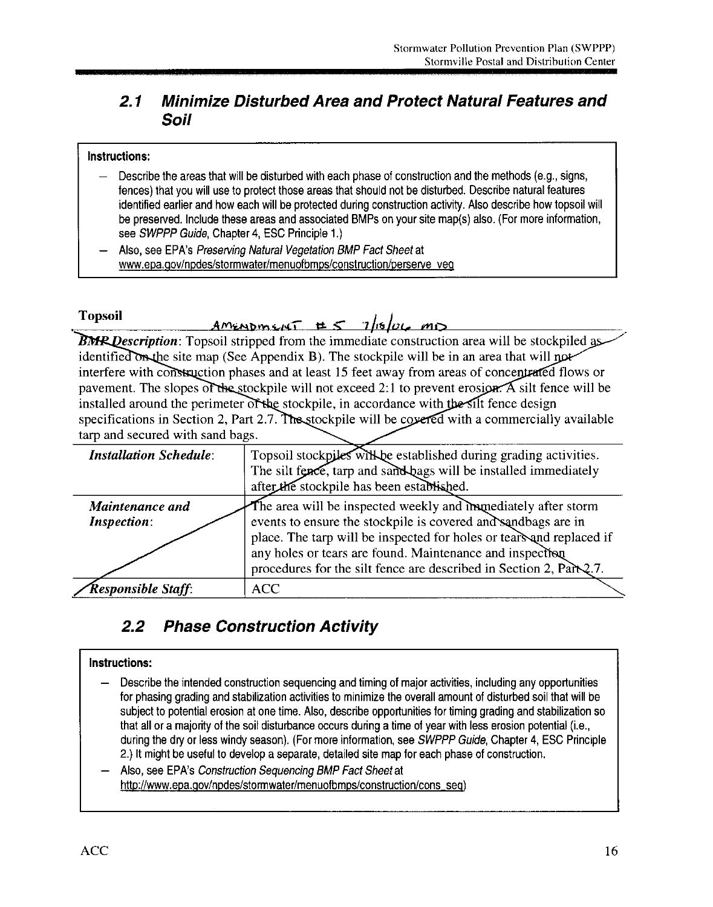## 2.1 Minimize Disturbed Area and Protect Natural Features and Soil

> **Instructions:**
>
> - Describe the areas that will be disturbed with each phase of construction and the methods (e.g., signs, fences) that you will use to protect those areas that should not be disturbed. Describe natural features identified earlier and how each will be protected during construction activity. Also describe how topsoil will be preserved. Include these areas and associated BMPs on your site map(s) also. (For more information, see *SWPPP Guide*, Chapter 4, ESC Principle 1.)
> - Also, see EPA's *Preserving Natural Vegetation BMP Fact Sheet* at www.epa.gov/npdes/stormwater/menuofbmps/construction/perserve_veg

**Topsoil**

AMENDMENT #5 7/15/06 MD

***BMP Description***: Topsoil stripped from the immediate construction area will be stockpiled as identified on the site map (See Appendix B). The stockpile will be in an area that will not interfere with construction phases and at least 15 feet away from areas of concentrated flows or pavement. The slopes of the stockpile will not exceed 2:1 to prevent erosion. A silt fence will be installed around the perimeter of the stockpile, in accordance with the silt fence design specifications in Section 2, Part 2.7. The stockpile will be covered with a commercially available tarp and secured with sand bags.

| | |
|---|---|
| ***Installation Schedule***: | Topsoil stockpiles will be established during grading activities. The silt fence, tarp and sand bags will be installed immediately after the stockpile has been established. |
| ***Maintenance and Inspection***: | The area will be inspected weekly and immediately after storm events to ensure the stockpile is covered and sandbags are in place. The tarp will be inspected for holes or tears and replaced if any holes or tears are found. Maintenance and inspection procedures for the silt fence are described in Section 2, Part 2.7. |
| ***Responsible Staff***: | ACC |

## 2.2 Phase Construction Activity

> **Instructions:**
>
> - Describe the intended construction sequencing and timing of major activities, including any opportunities for phasing grading and stabilization activities to minimize the overall amount of disturbed soil that will be subject to potential erosion at one time. Also, describe opportunities for timing grading and stabilization so that all or a majority of the soil disturbance occurs during a time of year with less erosion potential (i.e., during the dry or less windy season). (For more information, see *SWPPP Guide*, Chapter 4, ESC Principle 2.) It might be useful to develop a separate, detailed site map for each phase of construction.
> - Also, see EPA's *Construction Sequencing BMP Fact Sheet* at http://www.epa.gov/npdes/stormwater/menuofbmps/construction/cons_seq)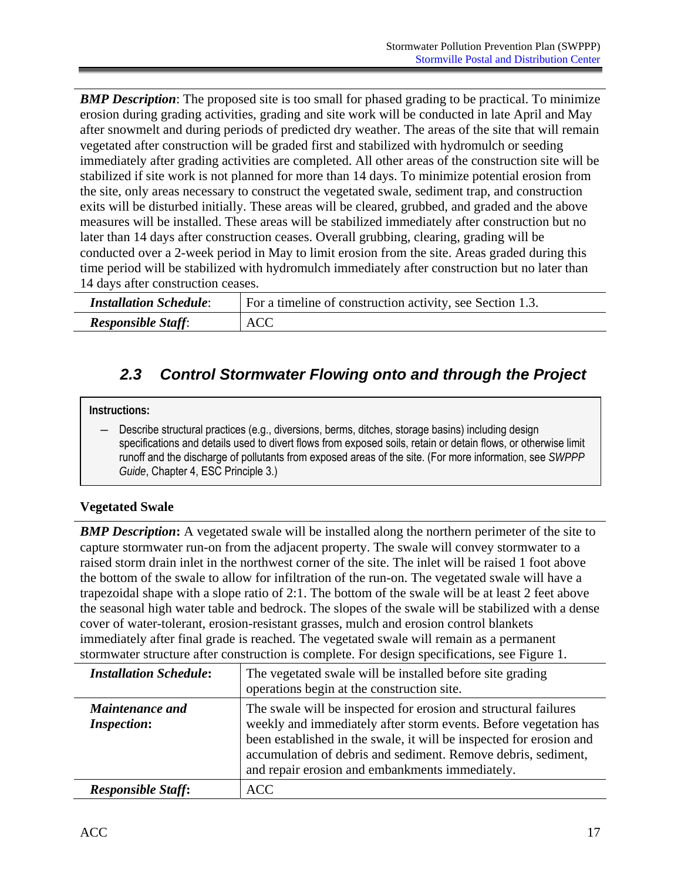***BMP Description***: The proposed site is too small for phased grading to be practical. To minimize erosion during grading activities, grading and site work will be conducted in late April and May after snowmelt and during periods of predicted dry weather. The areas of the site that will remain vegetated after construction will be graded first and stabilized with hydromulch or seeding immediately after grading activities are completed. All other areas of the construction site will be stabilized if site work is not planned for more than 14 days. To minimize potential erosion from the site, only areas necessary to construct the vegetated swale, sediment trap, and construction exits will be disturbed initially. These areas will be cleared, grubbed, and graded and the above measures will be installed. These areas will be stabilized immediately after construction but no later than 14 days after construction ceases. Overall grubbing, clearing, grading will be conducted over a 2-week period in May to limit erosion from the site. Areas graded during this time period will be stabilized with hydromulch immediately after construction but no later than 14 days after construction ceases.

| | |
|---|---|
| ***Installation Schedule***: | For a timeline of construction activity, see Section 1.3. |
| ***Responsible Staff***: | ACC |

## 2.3 Control Stormwater Flowing onto and through the Project

**Instructions:**

- Describe structural practices (e.g., diversions, berms, ditches, storage basins) including design specifications and details used to divert flows from exposed soils, retain or detain flows, or otherwise limit runoff and the discharge of pollutants from exposed areas of the site. (For more information, see *SWPPP Guide*, Chapter 4, ESC Principle 3.)

**Vegetated Swale**

***BMP Description*:** A vegetated swale will be installed along the northern perimeter of the site to capture stormwater run-on from the adjacent property. The swale will convey stormwater to a raised storm drain inlet in the northwest corner of the site. The inlet will be raised 1 foot above the bottom of the swale to allow for infiltration of the run-on. The vegetated swale will have a trapezoidal shape with a slope ratio of 2:1. The bottom of the swale will be at least 2 feet above the seasonal high water table and bedrock. The slopes of the swale will be stabilized with a dense cover of water-tolerant, erosion-resistant grasses, mulch and erosion control blankets immediately after final grade is reached. The vegetated swale will remain as a permanent stormwater structure after construction is complete. For design specifications, see Figure 1.

| | |
|---|---|
| ***Installation Schedule*:** | The vegetated swale will be installed before site grading operations begin at the construction site. |
| ***Maintenance and Inspection*:** | The swale will be inspected for erosion and structural failures weekly and immediately after storm events. Before vegetation has been established in the swale, it will be inspected for erosion and accumulation of debris and sediment. Remove debris, sediment, and repair erosion and embankments immediately. |
| ***Responsible Staff*:** | ACC |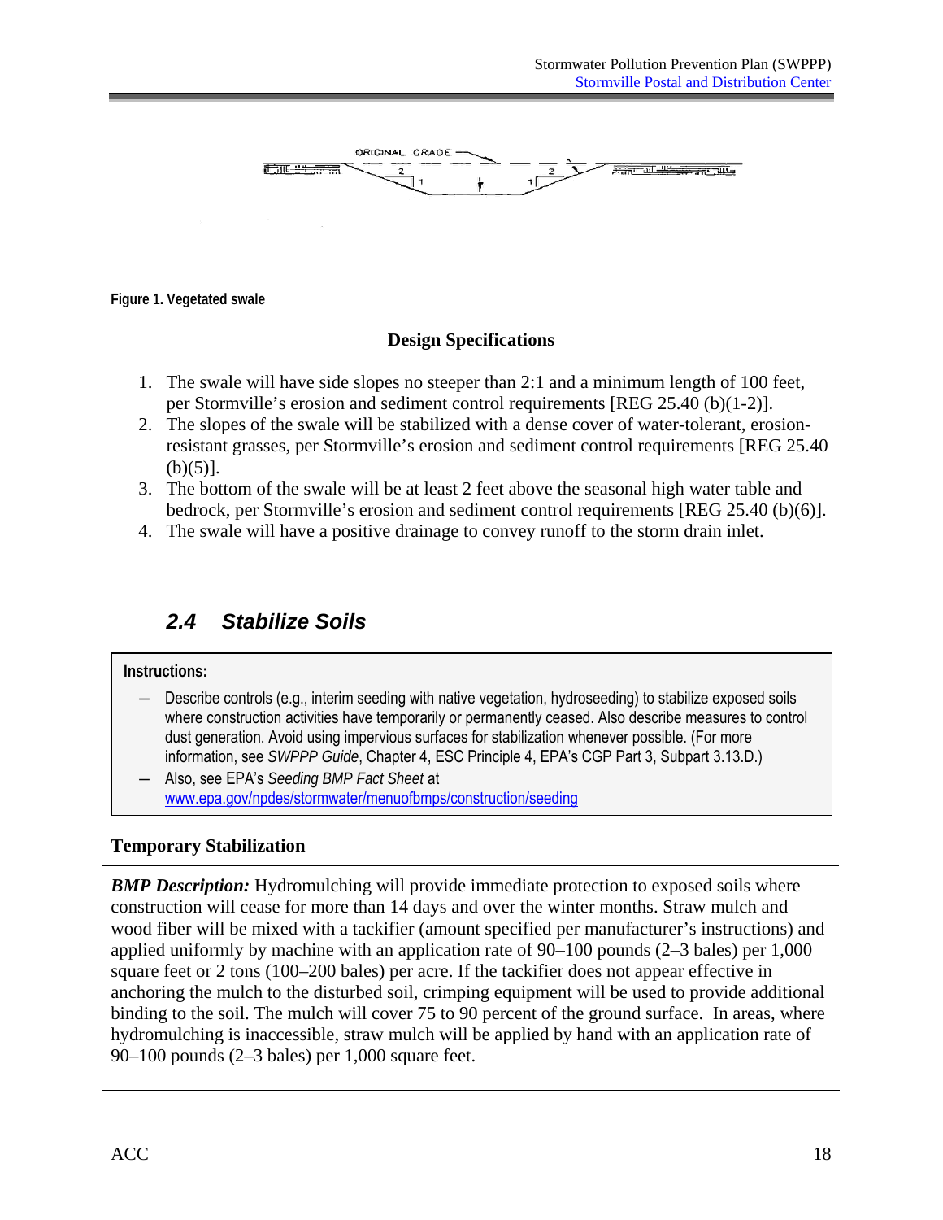Figure 1. Vegetated swale

### Design Specifications

1. The swale will have side slopes no steeper than 2:1 and a minimum length of 100 feet, per Stormville's erosion and sediment control requirements [REG 25.40 (b)(1-2)].
2. The slopes of the swale will be stabilized with a dense cover of water-tolerant, erosion-resistant grasses, per Stormville's erosion and sediment control requirements [REG 25.40 (b)(5)].
3. The bottom of the swale will be at least 2 feet above the seasonal high water table and bedrock, per Stormville's erosion and sediment control requirements [REG 25.40 (b)(6)].
4. The swale will have a positive drainage to convey runoff to the storm drain inlet.

## *2.4 Stabilize Soils*

**Instructions:**

- Describe controls (e.g., interim seeding with native vegetation, hydroseeding) to stabilize exposed soils where construction activities have temporarily or permanently ceased. Also describe measures to control dust generation. Avoid using impervious surfaces for stabilization whenever possible. (For more information, see *SWPPP Guide*, Chapter 4, ESC Principle 4, EPA's CGP Part 3, Subpart 3.13.D.)
- Also, see EPA's *Seeding BMP Fact Sheet* at www.epa.gov/npdes/stormwater/menuofbmps/construction/seeding

### Temporary Stabilization

***BMP Description:*** Hydromulching will provide immediate protection to exposed soils where construction will cease for more than 14 days and over the winter months. Straw mulch and wood fiber will be mixed with a tackifier (amount specified per manufacturer's instructions) and applied uniformly by machine with an application rate of 90–100 pounds (2–3 bales) per 1,000 square feet or 2 tons (100–200 bales) per acre. If the tackifier does not appear effective in anchoring the mulch to the disturbed soil, crimping equipment will be used to provide additional binding to the soil. The mulch will cover 75 to 90 percent of the ground surface. In areas, where hydromulching is inaccessible, straw mulch will be applied by hand with an application rate of 90–100 pounds (2–3 bales) per 1,000 square feet.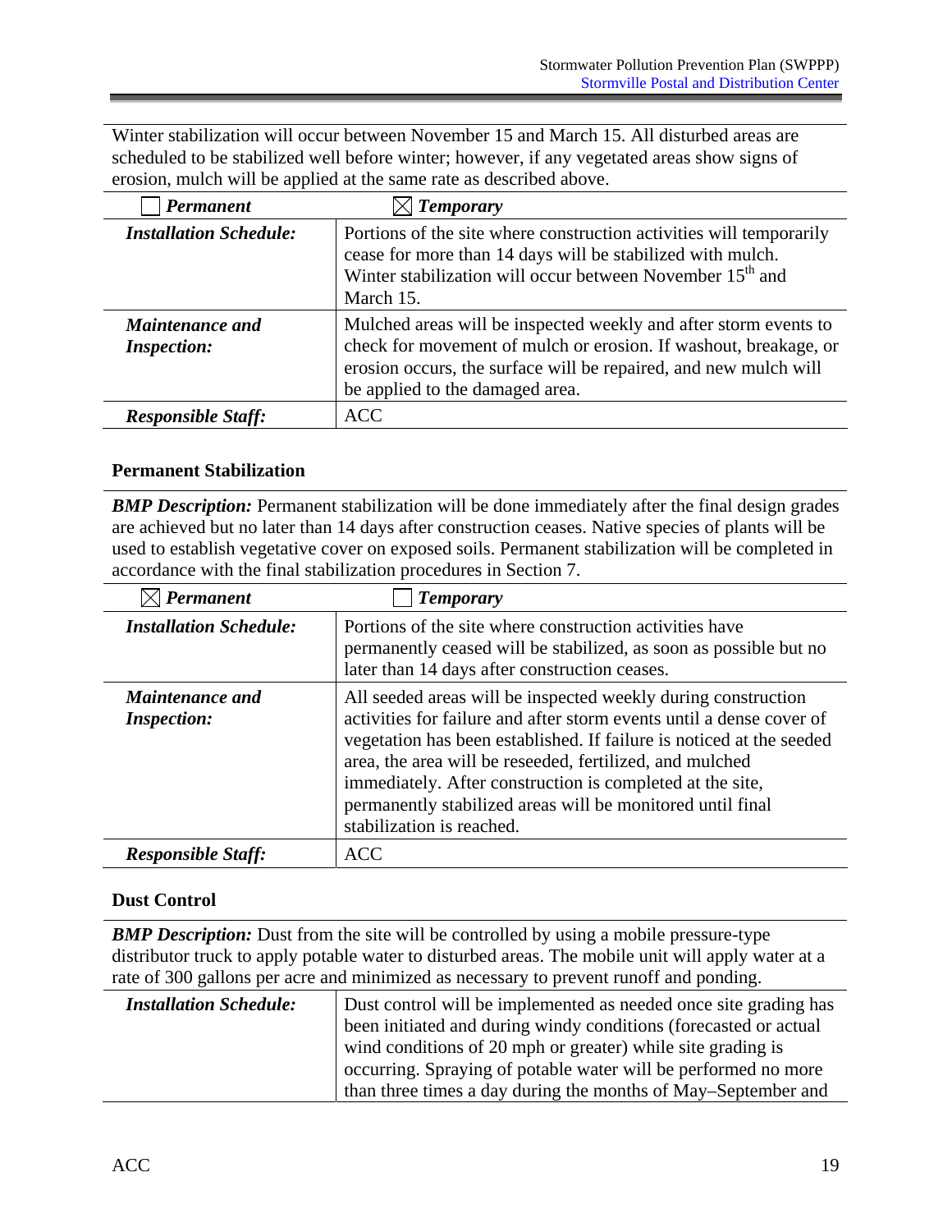Winter stabilization will occur between November 15 and March 15. All disturbed areas are scheduled to be stabilized well before winter; however, if any vegetated areas show signs of erosion, mulch will be applied at the same rate as described above.

| ☐ ***Permanent*** | ☒ ***Temporary*** |
|---|---|
| ***Installation Schedule:*** | Portions of the site where construction activities will temporarily cease for more than 14 days will be stabilized with mulch. Winter stabilization will occur between November 15th and March 15. |
| ***Maintenance and Inspection:*** | Mulched areas will be inspected weekly and after storm events to check for movement of mulch or erosion. If washout, breakage, or erosion occurs, the surface will be repaired, and new mulch will be applied to the damaged area. |
| ***Responsible Staff:*** | ACC |

**Permanent Stabilization**

***BMP Description:*** Permanent stabilization will be done immediately after the final design grades are achieved but no later than 14 days after construction ceases. Native species of plants will be used to establish vegetative cover on exposed soils. Permanent stabilization will be completed in accordance with the final stabilization procedures in Section 7.

| ☒ ***Permanent*** | ☐ ***Temporary*** |
|---|---|
| ***Installation Schedule:*** | Portions of the site where construction activities have permanently ceased will be stabilized, as soon as possible but no later than 14 days after construction ceases. |
| ***Maintenance and Inspection:*** | All seeded areas will be inspected weekly during construction activities for failure and after storm events until a dense cover of vegetation has been established. If failure is noticed at the seeded area, the area will be reseeded, fertilized, and mulched immediately. After construction is completed at the site, permanently stabilized areas will be monitored until final stabilization is reached. |
| ***Responsible Staff:*** | ACC |

**Dust Control**

***BMP Description:*** Dust from the site will be controlled by using a mobile pressure-type distributor truck to apply potable water to disturbed areas. The mobile unit will apply water at a rate of 300 gallons per acre and minimized as necessary to prevent runoff and ponding.

| | |
|---|---|
| ***Installation Schedule:*** | Dust control will be implemented as needed once site grading has been initiated and during windy conditions (forecasted or actual wind conditions of 20 mph or greater) while site grading is occurring. Spraying of potable water will be performed no more than three times a day during the months of May–September and |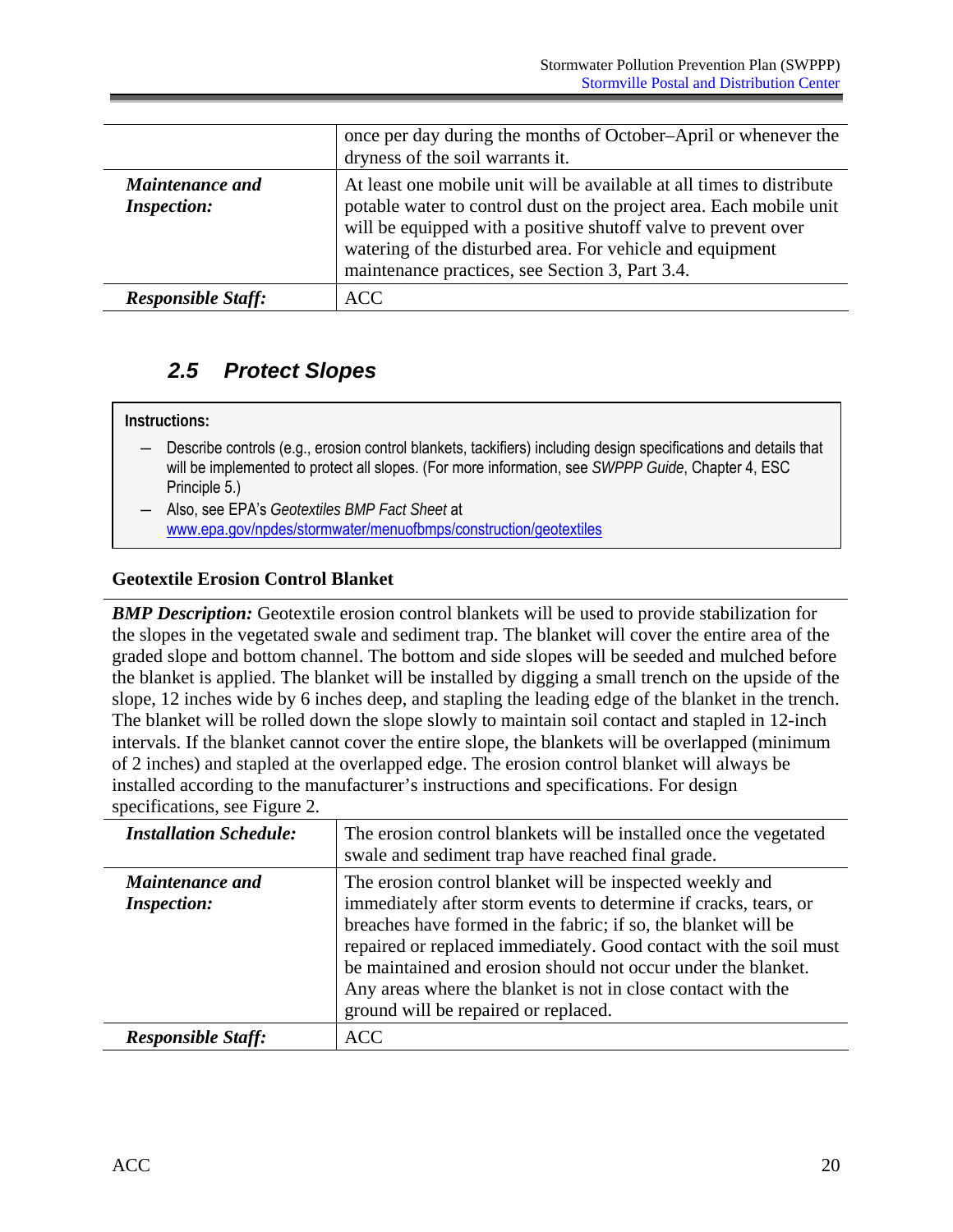| | |
|---|---|
| | once per day during the months of October–April or whenever the dryness of the soil warrants it. |
| ***Maintenance and Inspection:*** | At least one mobile unit will be available at all times to distribute potable water to control dust on the project area. Each mobile unit will be equipped with a positive shutoff valve to prevent over watering of the disturbed area. For vehicle and equipment maintenance practices, see Section 3, Part 3.4. |
| ***Responsible Staff:*** | ACC |

## 2.5 Protect Slopes

**Instructions:**

- Describe controls (e.g., erosion control blankets, tackifiers) including design specifications and details that will be implemented to protect all slopes. (For more information, see *SWPPP Guide*, Chapter 4, ESC Principle 5.)
- Also, see EPA's *Geotextiles BMP Fact Sheet* at www.epa.gov/npdes/stormwater/menuofbmps/construction/geotextiles

**Geotextile Erosion Control Blanket**

***BMP Description:*** Geotextile erosion control blankets will be used to provide stabilization for the slopes in the vegetated swale and sediment trap. The blanket will cover the entire area of the graded slope and bottom channel. The bottom and side slopes will be seeded and mulched before the blanket is applied. The blanket will be installed by digging a small trench on the upside of the slope, 12 inches wide by 6 inches deep, and stapling the leading edge of the blanket in the trench. The blanket will be rolled down the slope slowly to maintain soil contact and stapled in 12-inch intervals. If the blanket cannot cover the entire slope, the blankets will be overlapped (minimum of 2 inches) and stapled at the overlapped edge. The erosion control blanket will always be installed according to the manufacturer's instructions and specifications. For design specifications, see Figure 2.

| | |
|---|---|
| ***Installation Schedule:*** | The erosion control blankets will be installed once the vegetated swale and sediment trap have reached final grade. |
| ***Maintenance and Inspection:*** | The erosion control blanket will be inspected weekly and immediately after storm events to determine if cracks, tears, or breaches have formed in the fabric; if so, the blanket will be repaired or replaced immediately. Good contact with the soil must be maintained and erosion should not occur under the blanket. Any areas where the blanket is not in close contact with the ground will be repaired or replaced. |
| ***Responsible Staff:*** | ACC |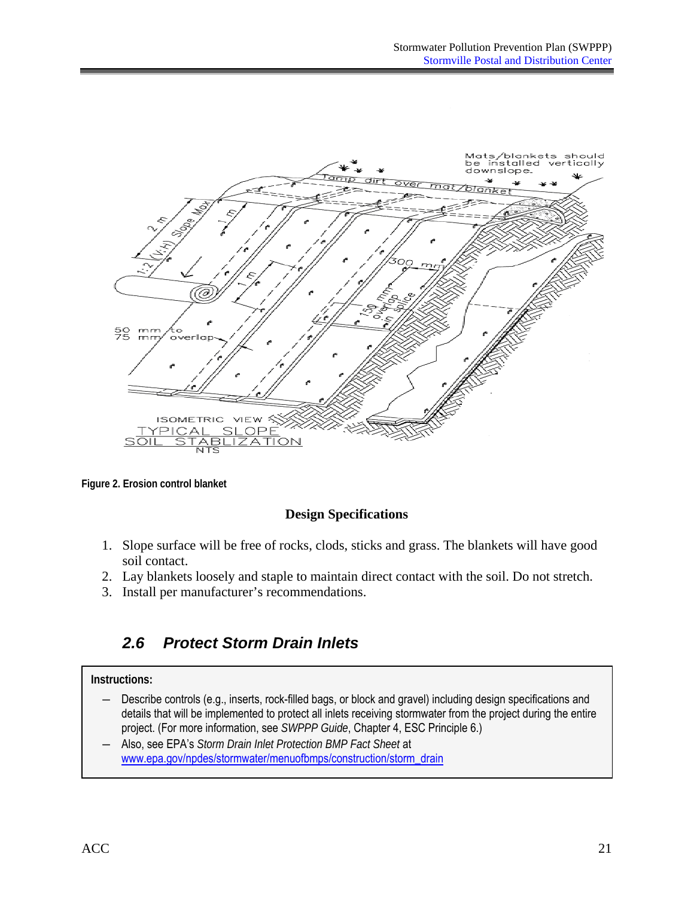Figure 2. Erosion control blanket

**Design Specifications**

1. Slope surface will be free of rocks, clods, sticks and grass. The blankets will have good soil contact.
2. Lay blankets loosely and staple to maintain direct contact with the soil. Do not stretch.
3. Install per manufacturer's recommendations.

## *2.6 Protect Storm Drain Inlets*

**Instructions:**

- Describe controls (e.g., inserts, rock-filled bags, or block and gravel) including design specifications and details that will be implemented to protect all inlets receiving stormwater from the project during the entire project. (For more information, see *SWPPP Guide*, Chapter 4, ESC Principle 6.)
- Also, see EPA's *Storm Drain Inlet Protection BMP Fact Sheet* at www.epa.gov/npdes/stormwater/menuofbmps/construction/storm_drain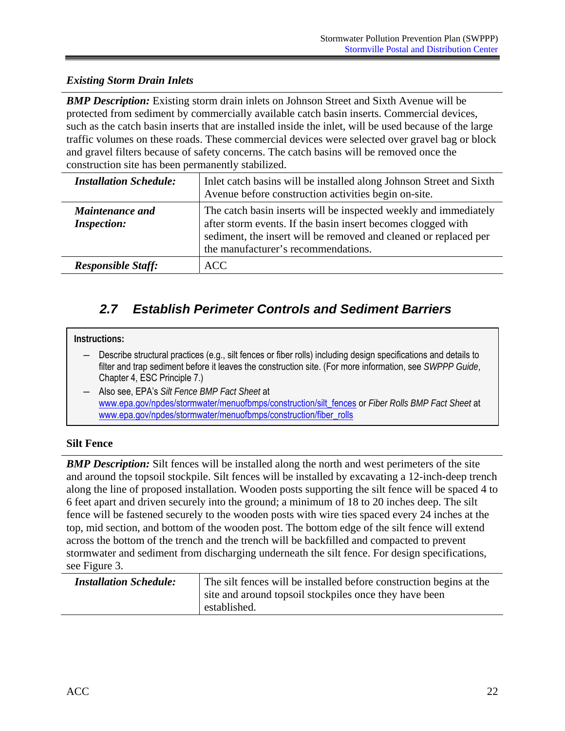***Existing Storm Drain Inlets***

***BMP Description:*** Existing storm drain inlets on Johnson Street and Sixth Avenue will be protected from sediment by commercially available catch basin inserts. Commercial devices, such as the catch basin inserts that are installed inside the inlet, will be used because of the large traffic volumes on these roads. These commercial devices were selected over gravel bag or block and gravel filters because of safety concerns. The catch basins will be removed once the construction site has been permanently stabilized.

| | |
|---|---|
| ***Installation Schedule:*** | Inlet catch basins will be installed along Johnson Street and Sixth Avenue before construction activities begin on-site. |
| ***Maintenance and Inspection:*** | The catch basin inserts will be inspected weekly and immediately after storm events. If the basin insert becomes clogged with sediment, the insert will be removed and cleaned or replaced per the manufacturer's recommendations. |
| ***Responsible Staff:*** | ACC |

## *2.7 Establish Perimeter Controls and Sediment Barriers*

**Instructions:**

- Describe structural practices (e.g., silt fences or fiber rolls) including design specifications and details to filter and trap sediment before it leaves the construction site. (For more information, see *SWPPP Guide*, Chapter 4, ESC Principle 7.)
- Also see, EPA's *Silt Fence BMP Fact Sheet* at www.epa.gov/npdes/stormwater/menuofbmps/construction/silt_fences or *Fiber Rolls BMP Fact Sheet* at www.epa.gov/npdes/stormwater/menuofbmps/construction/fiber_rolls

**Silt Fence**

***BMP Description:*** Silt fences will be installed along the north and west perimeters of the site and around the topsoil stockpile. Silt fences will be installed by excavating a 12-inch-deep trench along the line of proposed installation. Wooden posts supporting the silt fence will be spaced 4 to 6 feet apart and driven securely into the ground; a minimum of 18 to 20 inches deep. The silt fence will be fastened securely to the wooden posts with wire ties spaced every 24 inches at the top, mid section, and bottom of the wooden post. The bottom edge of the silt fence will extend across the bottom of the trench and the trench will be backfilled and compacted to prevent stormwater and sediment from discharging underneath the silt fence. For design specifications, see Figure 3.

| | |
|---|---|
| ***Installation Schedule:*** | The silt fences will be installed before construction begins at the site and around topsoil stockpiles once they have been established. |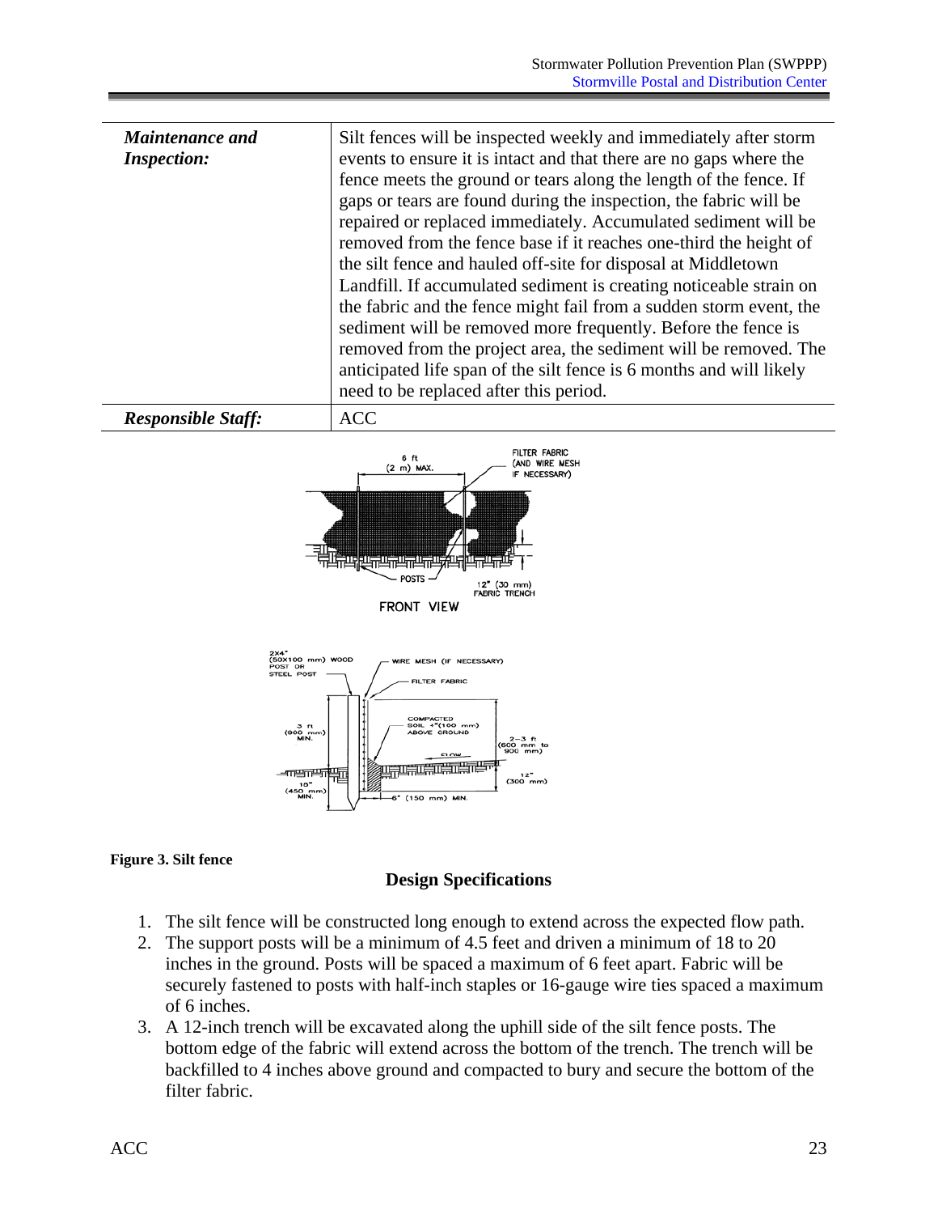| *Maintenance and Inspection:* | Silt fences will be inspected weekly and immediately after storm events to ensure it is intact and that there are no gaps where the fence meets the ground or tears along the length of the fence. If gaps or tears are found during the inspection, the fabric will be repaired or replaced immediately. Accumulated sediment will be removed from the fence base if it reaches one-third the height of the silt fence and hauled off-site for disposal at Middletown Landfill. If accumulated sediment is creating noticeable strain on the fabric and the fence might fail from a sudden storm event, the sediment will be removed more frequently. Before the fence is removed from the project area, the sediment will be removed. The anticipated life span of the silt fence is 6 months and will likely need to be replaced after this period. |
|---|---|
| ***Responsible Staff:*** | ACC |

**Figure 3. Silt fence**

### Design Specifications

1. The silt fence will be constructed long enough to extend across the expected flow path.
2. The support posts will be a minimum of 4.5 feet and driven a minimum of 18 to 20 inches in the ground. Posts will be spaced a maximum of 6 feet apart. Fabric will be securely fastened to posts with half-inch staples or 16-gauge wire ties spaced a maximum of 6 inches.
3. A 12-inch trench will be excavated along the uphill side of the silt fence posts. The bottom edge of the fabric will extend across the bottom of the trench. The trench will be backfilled to 4 inches above ground and compacted to bury and secure the bottom of the filter fabric.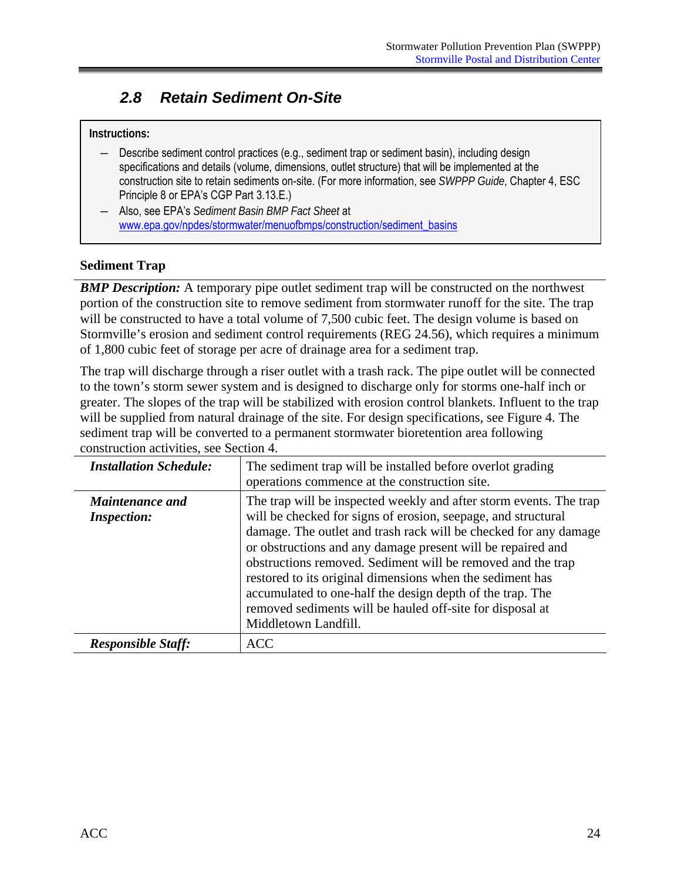## 2.8 Retain Sediment On-Site

**Instructions:**

- Describe sediment control practices (e.g., sediment trap or sediment basin), including design specifications and details (volume, dimensions, outlet structure) that will be implemented at the construction site to retain sediments on-site. (For more information, see *SWPPP Guide*, Chapter 4, ESC Principle 8 or EPA's CGP Part 3.13.E.)
- Also, see EPA's *Sediment Basin BMP Fact Sheet* at www.epa.gov/npdes/stormwater/menuofbmps/construction/sediment_basins

**Sediment Trap**

***BMP Description:*** A temporary pipe outlet sediment trap will be constructed on the northwest portion of the construction site to remove sediment from stormwater runoff for the site. The trap will be constructed to have a total volume of 7,500 cubic feet. The design volume is based on Stormville's erosion and sediment control requirements (REG 24.56), which requires a minimum of 1,800 cubic feet of storage per acre of drainage area for a sediment trap.

The trap will discharge through a riser outlet with a trash rack. The pipe outlet will be connected to the town's storm sewer system and is designed to discharge only for storms one-half inch or greater. The slopes of the trap will be stabilized with erosion control blankets. Influent to the trap will be supplied from natural drainage of the site. For design specifications, see Figure 4. The sediment trap will be converted to a permanent stormwater bioretention area following construction activities, see Section 4.

| | |
|---|---|
| ***Installation Schedule:*** | The sediment trap will be installed before overlot grading operations commence at the construction site. |
| ***Maintenance and Inspection:*** | The trap will be inspected weekly and after storm events. The trap will be checked for signs of erosion, seepage, and structural damage. The outlet and trash rack will be checked for any damage or obstructions and any damage present will be repaired and obstructions removed. Sediment will be removed and the trap restored to its original dimensions when the sediment has accumulated to one-half the design depth of the trap. The removed sediments will be hauled off-site for disposal at Middletown Landfill. |
| ***Responsible Staff:*** | ACC |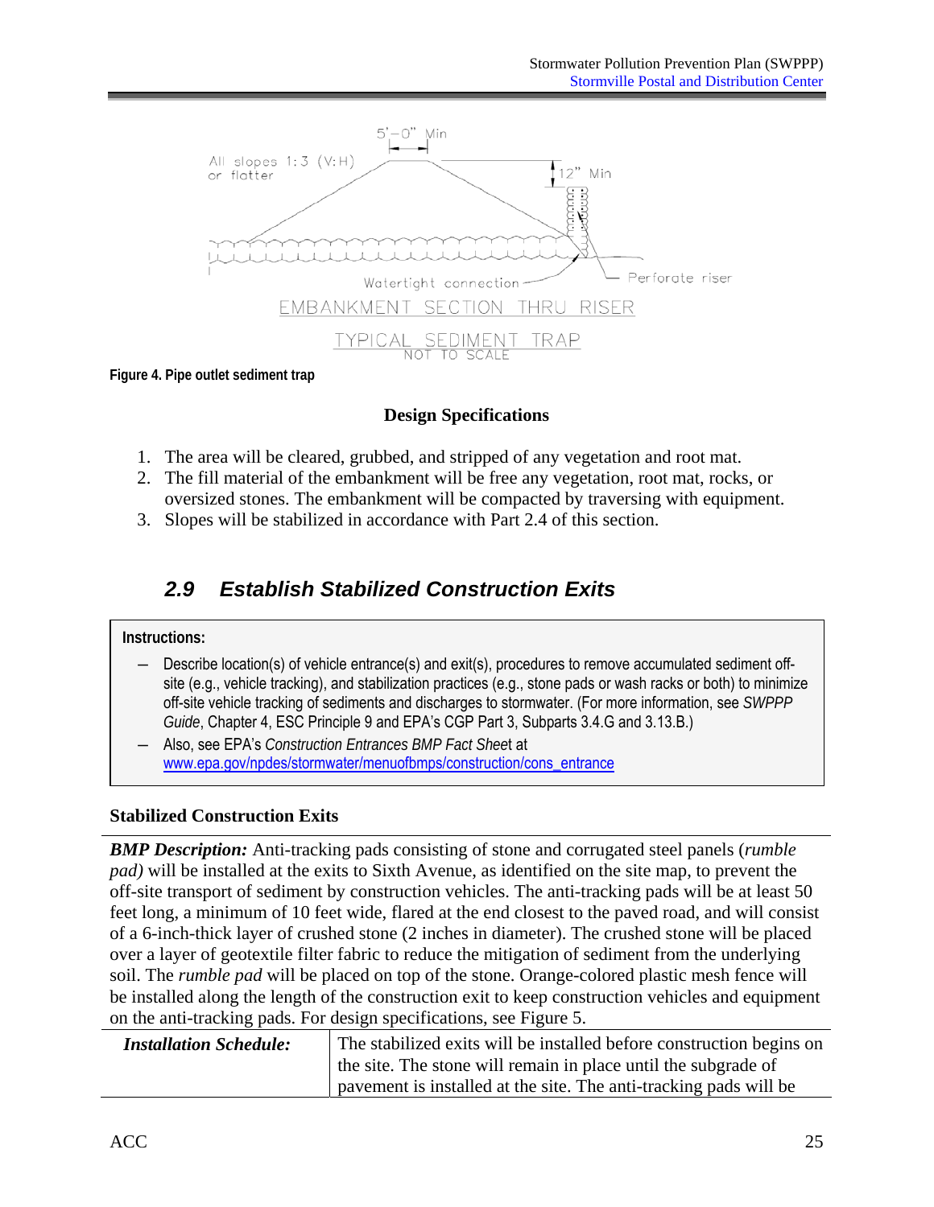Figure 4. Pipe outlet sediment trap

**Design Specifications**

1. The area will be cleared, grubbed, and stripped of any vegetation and root mat.
2. The fill material of the embankment will be free any vegetation, root mat, rocks, or oversized stones. The embankment will be compacted by traversing with equipment.
3. Slopes will be stabilized in accordance with Part 2.4 of this section.

## 2.9 Establish Stabilized Construction Exits

**Instructions:**

- Describe location(s) of vehicle entrance(s) and exit(s), procedures to remove accumulated sediment off-site (e.g., vehicle tracking), and stabilization practices (e.g., stone pads or wash racks or both) to minimize off-site vehicle tracking of sediments and discharges to stormwater. (For more information, see *SWPPP Guide*, Chapter 4, ESC Principle 9 and EPA's CGP Part 3, Subparts 3.4.G and 3.13.B.)
- Also, see EPA's *Construction Entrances BMP Fact Sheet* at www.epa.gov/npdes/stormwater/menuofbmps/construction/cons_entrance

**Stabilized Construction Exits**

***BMP Description:*** Anti-tracking pads consisting of stone and corrugated steel panels (*rumble pad)* will be installed at the exits to Sixth Avenue, as identified on the site map, to prevent the off-site transport of sediment by construction vehicles. The anti-tracking pads will be at least 50 feet long, a minimum of 10 feet wide, flared at the end closest to the paved road, and will consist of a 6-inch-thick layer of crushed stone (2 inches in diameter). The crushed stone will be placed over a layer of geotextile filter fabric to reduce the mitigation of sediment from the underlying soil. The *rumble pad* will be placed on top of the stone. Orange-colored plastic mesh fence will be installed along the length of the construction exit to keep construction vehicles and equipment on the anti-tracking pads. For design specifications, see Figure 5.

| ***Installation Schedule:*** | The stabilized exits will be installed before construction begins on the site. The stone will remain in place until the subgrade of pavement is installed at the site. The anti-tracking pads will be |
|---|---|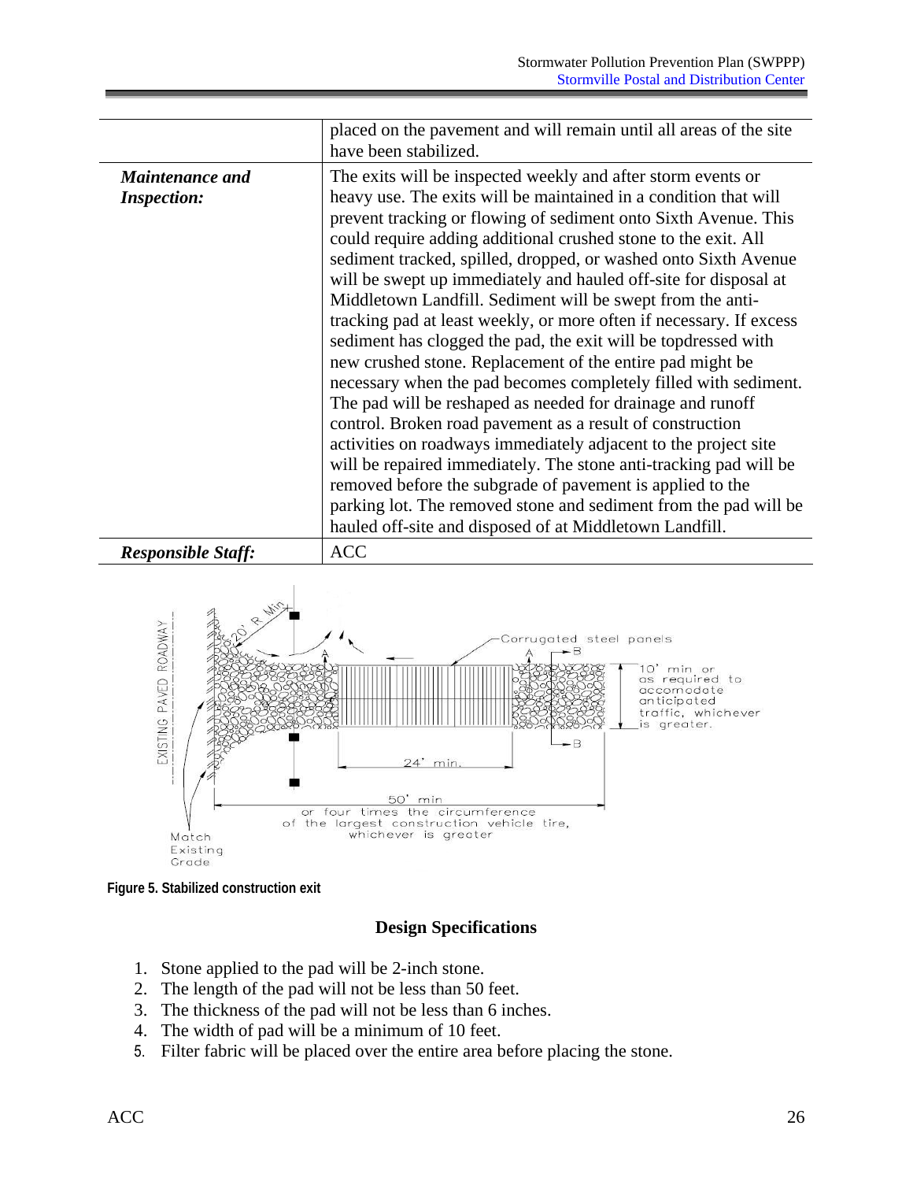| | |
|---|---|
| | placed on the pavement and will remain until all areas of the site have been stabilized. |
| ***Maintenance and Inspection:*** | The exits will be inspected weekly and after storm events or heavy use. The exits will be maintained in a condition that will prevent tracking or flowing of sediment onto Sixth Avenue. This could require adding additional crushed stone to the exit. All sediment tracked, spilled, dropped, or washed onto Sixth Avenue will be swept up immediately and hauled off-site for disposal at Middletown Landfill. Sediment will be swept from the anti-tracking pad at least weekly, or more often if necessary. If excess sediment has clogged the pad, the exit will be topdressed with new crushed stone. Replacement of the entire pad might be necessary when the pad becomes completely filled with sediment. The pad will be reshaped as needed for drainage and runoff control. Broken road pavement as a result of construction activities on roadways immediately adjacent to the project site will be repaired immediately. The stone anti-tracking pad will be removed before the subgrade of pavement is applied to the parking lot. The removed stone and sediment from the pad will be hauled off-site and disposed of at Middletown Landfill. |
| ***Responsible Staff:*** | ACC |

**Figure 5. Stabilized construction exit**

## Design Specifications

1. Stone applied to the pad will be 2-inch stone.
2. The length of the pad will not be less than 50 feet.
3. The thickness of the pad will not be less than 6 inches.
4. The width of pad will be a minimum of 10 feet.
5. Filter fabric will be placed over the entire area before placing the stone.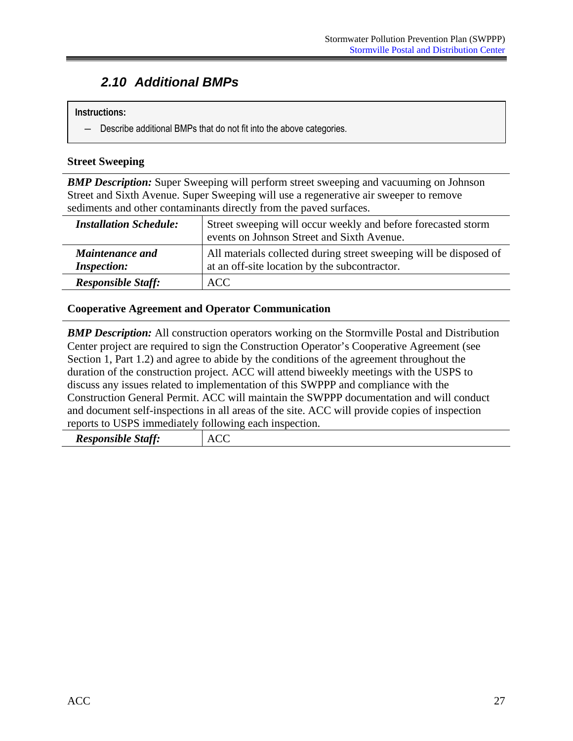## 2.10 Additional BMPs

> **Instructions:**
> – Describe additional BMPs that do not fit into the above categories.

**Street Sweeping**

***BMP Description:*** Super Sweeping will perform street sweeping and vacuuming on Johnson Street and Sixth Avenue. Super Sweeping will use a regenerative air sweeper to remove sediments and other contaminants directly from the paved surfaces.

| | |
|---|---|
| ***Installation Schedule:*** | Street sweeping will occur weekly and before forecasted storm events on Johnson Street and Sixth Avenue. |
| ***Maintenance and Inspection:*** | All materials collected during street sweeping will be disposed of at an off-site location by the subcontractor. |
| ***Responsible Staff:*** | ACC |

**Cooperative Agreement and Operator Communication**

***BMP Description:*** All construction operators working on the Stormville Postal and Distribution Center project are required to sign the Construction Operator's Cooperative Agreement (see Section 1, Part 1.2) and agree to abide by the conditions of the agreement throughout the duration of the construction project. ACC will attend biweekly meetings with the USPS to discuss any issues related to implementation of this SWPPP and compliance with the Construction General Permit. ACC will maintain the SWPPP documentation and will conduct and document self-inspections in all areas of the site. ACC will provide copies of inspection reports to USPS immediately following each inspection.

| | |
|---|---|
| ***Responsible Staff:*** | ACC |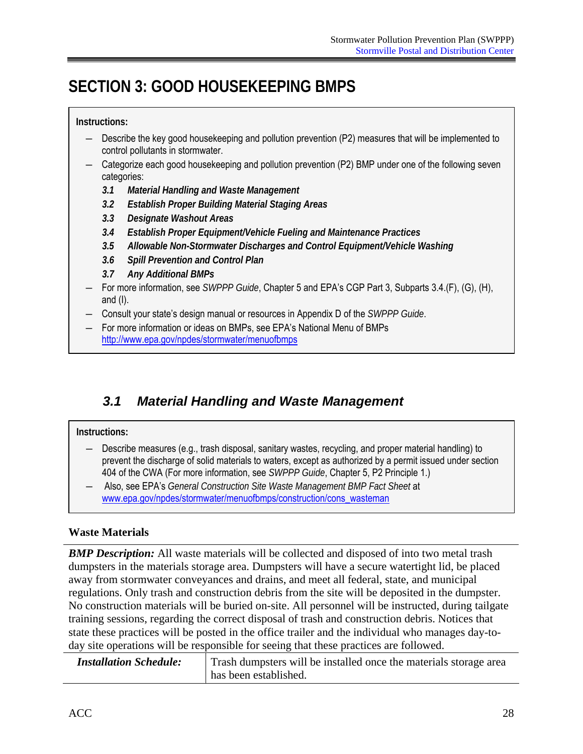# SECTION 3: GOOD HOUSEKEEPING BMPS

**Instructions:**

- Describe the key good housekeeping and pollution prevention (P2) measures that will be implemented to control pollutants in stormwater.
- Categorize each good housekeeping and pollution prevention (P2) BMP under one of the following seven categories:
  - ***3.1 Material Handling and Waste Management***
  - ***3.2 Establish Proper Building Material Staging Areas***
  - ***3.3 Designate Washout Areas***
  - ***3.4 Establish Proper Equipment/Vehicle Fueling and Maintenance Practices***
  - ***3.5 Allowable Non-Stormwater Discharges and Control Equipment/Vehicle Washing***
  - ***3.6 Spill Prevention and Control Plan***
  - ***3.7 Any Additional BMPs***
- For more information, see *SWPPP Guide*, Chapter 5 and EPA's CGP Part 3, Subparts 3.4.(F), (G), (H), and (I).
- Consult your state's design manual or resources in Appendix D of the *SWPPP Guide*.
- For more information or ideas on BMPs, see EPA's National Menu of BMPs http://www.epa.gov/npdes/stormwater/menuofbmps

## *3.1 Material Handling and Waste Management*

**Instructions:**

- Describe measures (e.g., trash disposal, sanitary wastes, recycling, and proper material handling) to prevent the discharge of solid materials to waters, except as authorized by a permit issued under section 404 of the CWA (For more information, see *SWPPP Guide*, Chapter 5, P2 Principle 1.)
- Also, see EPA's *General Construction Site Waste Management BMP Fact Sheet* at www.epa.gov/npdes/stormwater/menuofbmps/construction/cons_wasteman

### Waste Materials

***BMP Description:*** All waste materials will be collected and disposed of into two metal trash dumpsters in the materials storage area. Dumpsters will have a secure watertight lid, be placed away from stormwater conveyances and drains, and meet all federal, state, and municipal regulations. Only trash and construction debris from the site will be deposited in the dumpster. No construction materials will be buried on-site. All personnel will be instructed, during tailgate training sessions, regarding the correct disposal of trash and construction debris. Notices that state these practices will be posted in the office trailer and the individual who manages day-to-day site operations will be responsible for seeing that these practices are followed.

| | |
|---|---|
| ***Installation Schedule:*** | Trash dumpsters will be installed once the materials storage area has been established. |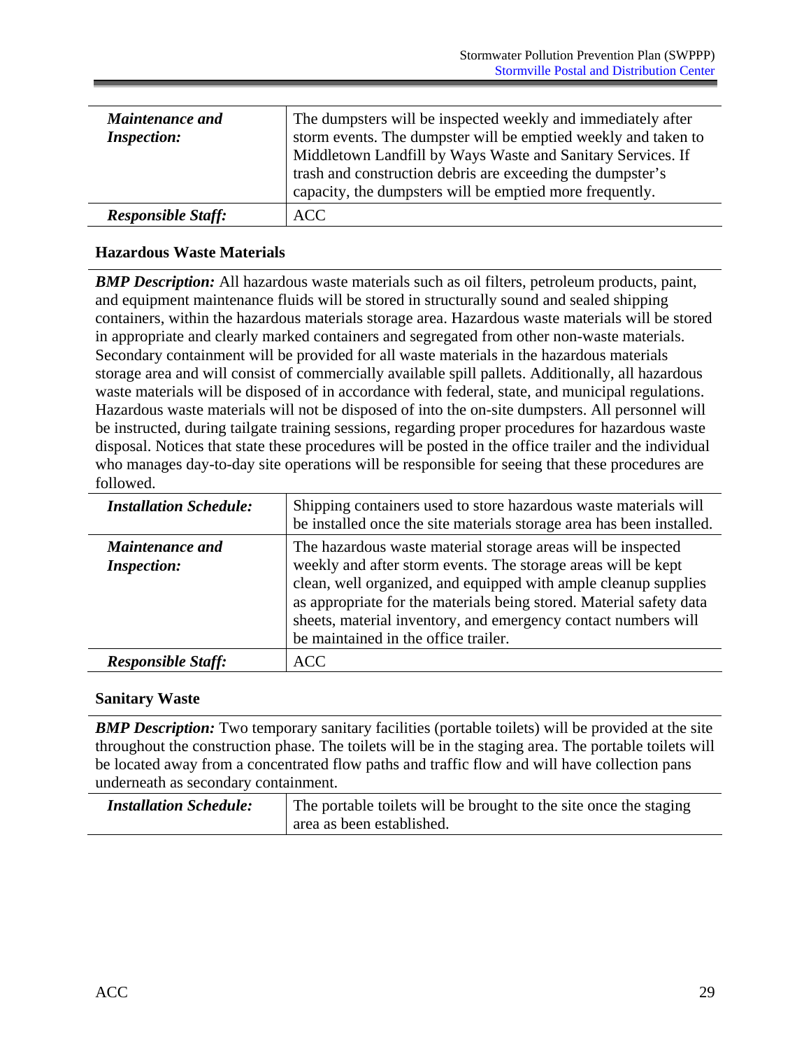| | |
|---|---|
| ***Maintenance and Inspection:*** | The dumpsters will be inspected weekly and immediately after storm events. The dumpster will be emptied weekly and taken to Middletown Landfill by Ways Waste and Sanitary Services. If trash and construction debris are exceeding the dumpster's capacity, the dumpsters will be emptied more frequently. |
| ***Responsible Staff:*** | ACC |

### Hazardous Waste Materials

***BMP Description:*** All hazardous waste materials such as oil filters, petroleum products, paint, and equipment maintenance fluids will be stored in structurally sound and sealed shipping containers, within the hazardous materials storage area. Hazardous waste materials will be stored in appropriate and clearly marked containers and segregated from other non-waste materials. Secondary containment will be provided for all waste materials in the hazardous materials storage area and will consist of commercially available spill pallets. Additionally, all hazardous waste materials will be disposed of in accordance with federal, state, and municipal regulations. Hazardous waste materials will not be disposed of into the on-site dumpsters. All personnel will be instructed, during tailgate training sessions, regarding proper procedures for hazardous waste disposal. Notices that state these procedures will be posted in the office trailer and the individual who manages day-to-day site operations will be responsible for seeing that these procedures are followed.

| | |
|---|---|
| ***Installation Schedule:*** | Shipping containers used to store hazardous waste materials will be installed once the site materials storage area has been installed. |
| ***Maintenance and Inspection:*** | The hazardous waste material storage areas will be inspected weekly and after storm events. The storage areas will be kept clean, well organized, and equipped with ample cleanup supplies as appropriate for the materials being stored. Material safety data sheets, material inventory, and emergency contact numbers will be maintained in the office trailer. |
| ***Responsible Staff:*** | ACC |

### Sanitary Waste

***BMP Description:*** Two temporary sanitary facilities (portable toilets) will be provided at the site throughout the construction phase. The toilets will be in the staging area. The portable toilets will be located away from a concentrated flow paths and traffic flow and will have collection pans underneath as secondary containment.

| | |
|---|---|
| ***Installation Schedule:*** | The portable toilets will be brought to the site once the staging area as been established. |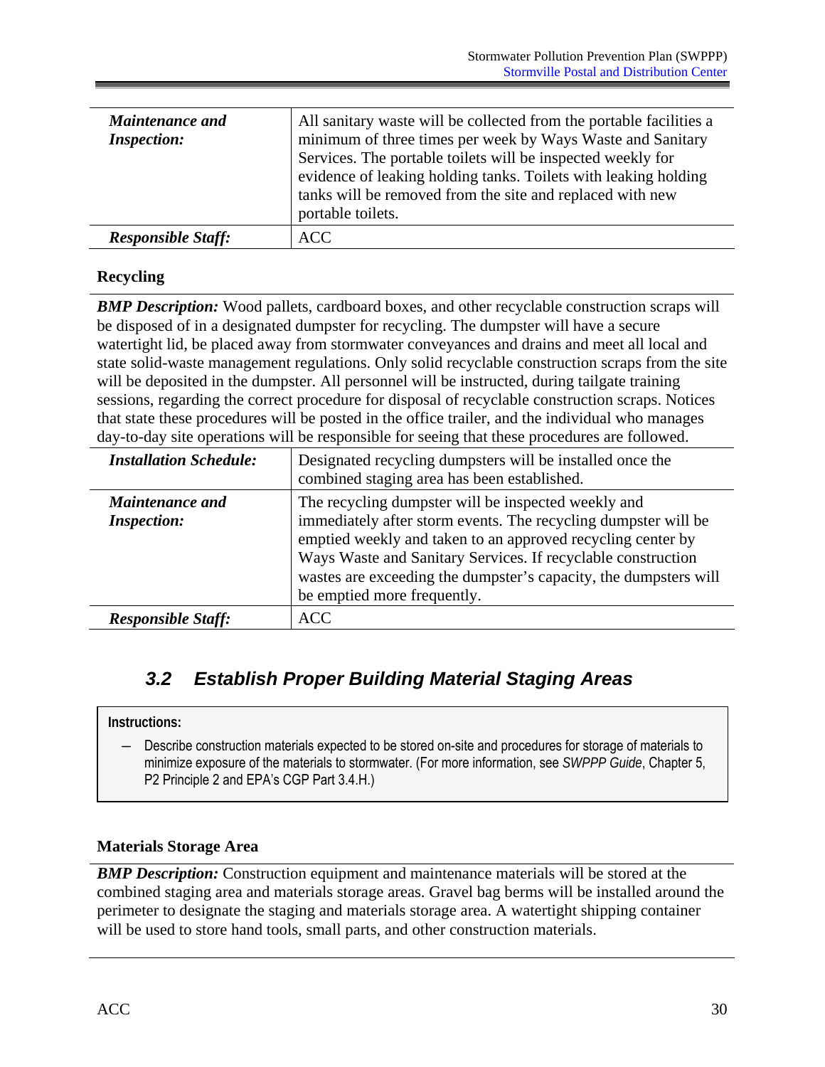| | |
|---|---|
| ***Maintenance and Inspection:*** | All sanitary waste will be collected from the portable facilities a minimum of three times per week by Ways Waste and Sanitary Services. The portable toilets will be inspected weekly for evidence of leaking holding tanks. Toilets with leaking holding tanks will be removed from the site and replaced with new portable toilets. |
| ***Responsible Staff:*** | ACC |

**Recycling**

***BMP Description:*** Wood pallets, cardboard boxes, and other recyclable construction scraps will be disposed of in a designated dumpster for recycling. The dumpster will have a secure watertight lid, be placed away from stormwater conveyances and drains and meet all local and state solid-waste management regulations. Only solid recyclable construction scraps from the site will be deposited in the dumpster. All personnel will be instructed, during tailgate training sessions, regarding the correct procedure for disposal of recyclable construction scraps. Notices that state these procedures will be posted in the office trailer, and the individual who manages day-to-day site operations will be responsible for seeing that these procedures are followed.

| | |
|---|---|
| ***Installation Schedule:*** | Designated recycling dumpsters will be installed once the combined staging area has been established. |
| ***Maintenance and Inspection:*** | The recycling dumpster will be inspected weekly and immediately after storm events. The recycling dumpster will be emptied weekly and taken to an approved recycling center by Ways Waste and Sanitary Services. If recyclable construction wastes are exceeding the dumpster's capacity, the dumpsters will be emptied more frequently. |
| ***Responsible Staff:*** | ACC |

## 3.2 Establish Proper Building Material Staging Areas

**Instructions:**

– Describe construction materials expected to be stored on-site and procedures for storage of materials to minimize exposure of the materials to stormwater. (For more information, see *SWPPP Guide*, Chapter 5, P2 Principle 2 and EPA's CGP Part 3.4.H.)

**Materials Storage Area**

***BMP Description:*** Construction equipment and maintenance materials will be stored at the combined staging area and materials storage areas. Gravel bag berms will be installed around the perimeter to designate the staging and materials storage area. A watertight shipping container will be used to store hand tools, small parts, and other construction materials.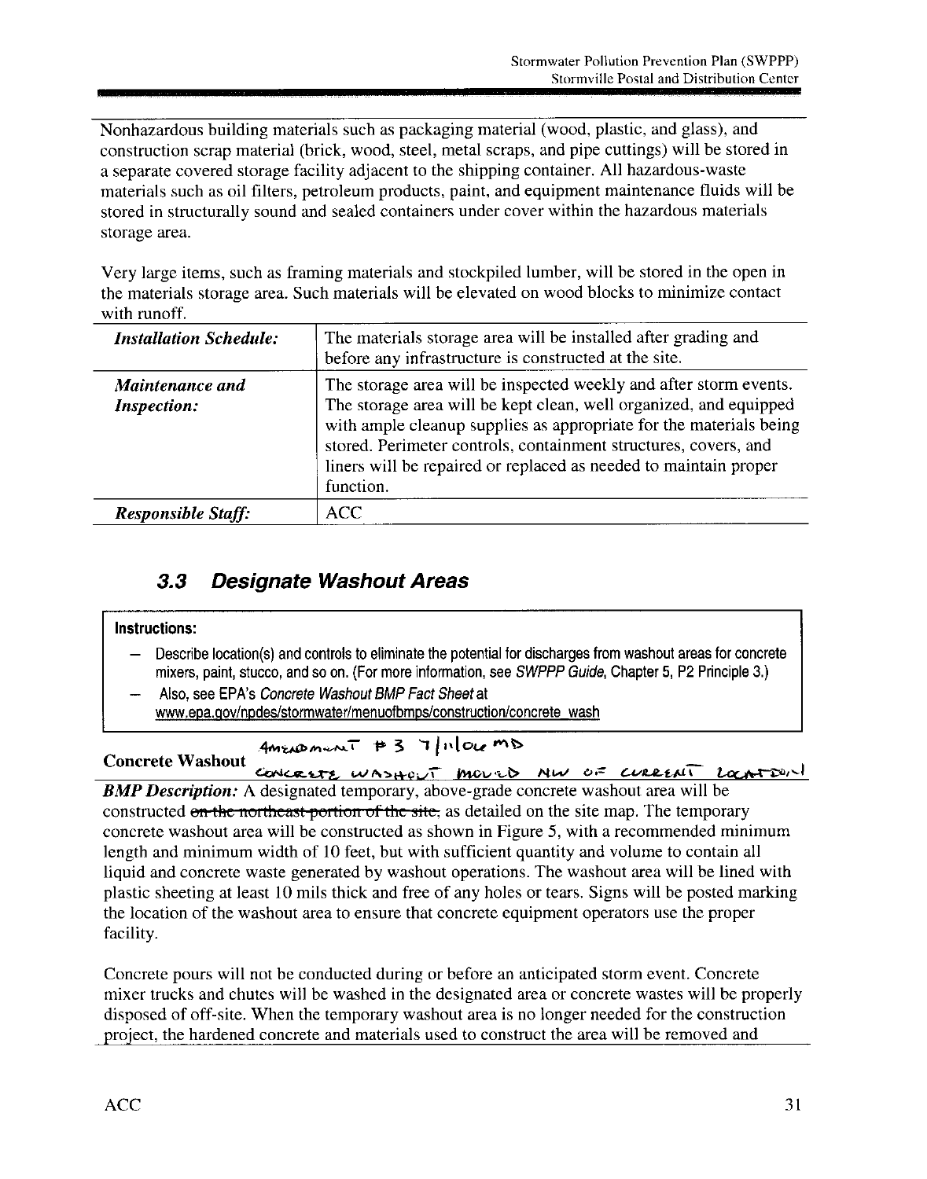Nonhazardous building materials such as packaging material (wood, plastic, and glass), and construction scrap material (brick, wood, steel, metal scraps, and pipe cuttings) will be stored in a separate covered storage facility adjacent to the shipping container. All hazardous-waste materials such as oil filters, petroleum products, paint, and equipment maintenance fluids will be stored in structurally sound and sealed containers under cover within the hazardous materials storage area.

Very large items, such as framing materials and stockpiled lumber, will be stored in the open in the materials storage area. Such materials will be elevated on wood blocks to minimize contact with runoff.

| | |
|---|---|
| ***Installation Schedule:*** | The materials storage area will be installed after grading and before any infrastructure is constructed at the site. |
| ***Maintenance and Inspection:*** | The storage area will be inspected weekly and after storm events. The storage area will be kept clean, well organized, and equipped with ample cleanup supplies as appropriate for the materials being stored. Perimeter controls, containment structures, covers, and liners will be repaired or replaced as needed to maintain proper function. |
| ***Responsible Staff:*** | ACC |

## *3.3 Designate Washout Areas*

**Instructions:**

- Describe location(s) and controls to eliminate the potential for discharges from washout areas for concrete mixers, paint, stucco, and so on. (For more information, see *SWPPP Guide*, Chapter 5, P2 Principle 3.)
- Also, see EPA's *Concrete Washout BMP Fact Sheet* at www.epa.gov/npdes/stormwater/menuofbmps/concrete_wash

**Concrete Washout**

AMENDMENT # 3 7/11/06 MD
CONCRETE WASHOUT MOVED NW OF CURRENT LOCATION

***BMP Description:*** A designated temporary, above-grade concrete washout area will be constructed ~~on the northeast portion of the site,~~ as detailed on the site map. The temporary concrete washout area will be constructed as shown in Figure 5, with a recommended minimum length and minimum width of 10 feet, but with sufficient quantity and volume to contain all liquid and concrete waste generated by washout operations. The washout area will be lined with plastic sheeting at least 10 mils thick and free of any holes or tears. Signs will be posted marking the location of the washout area to ensure that concrete equipment operators use the proper facility.

Concrete pours will not be conducted during or before an anticipated storm event. Concrete mixer trucks and chutes will be washed in the designated area or concrete wastes will be properly disposed of off-site. When the temporary washout area is no longer needed for the construction project, the hardened concrete and materials used to construct the area will be removed and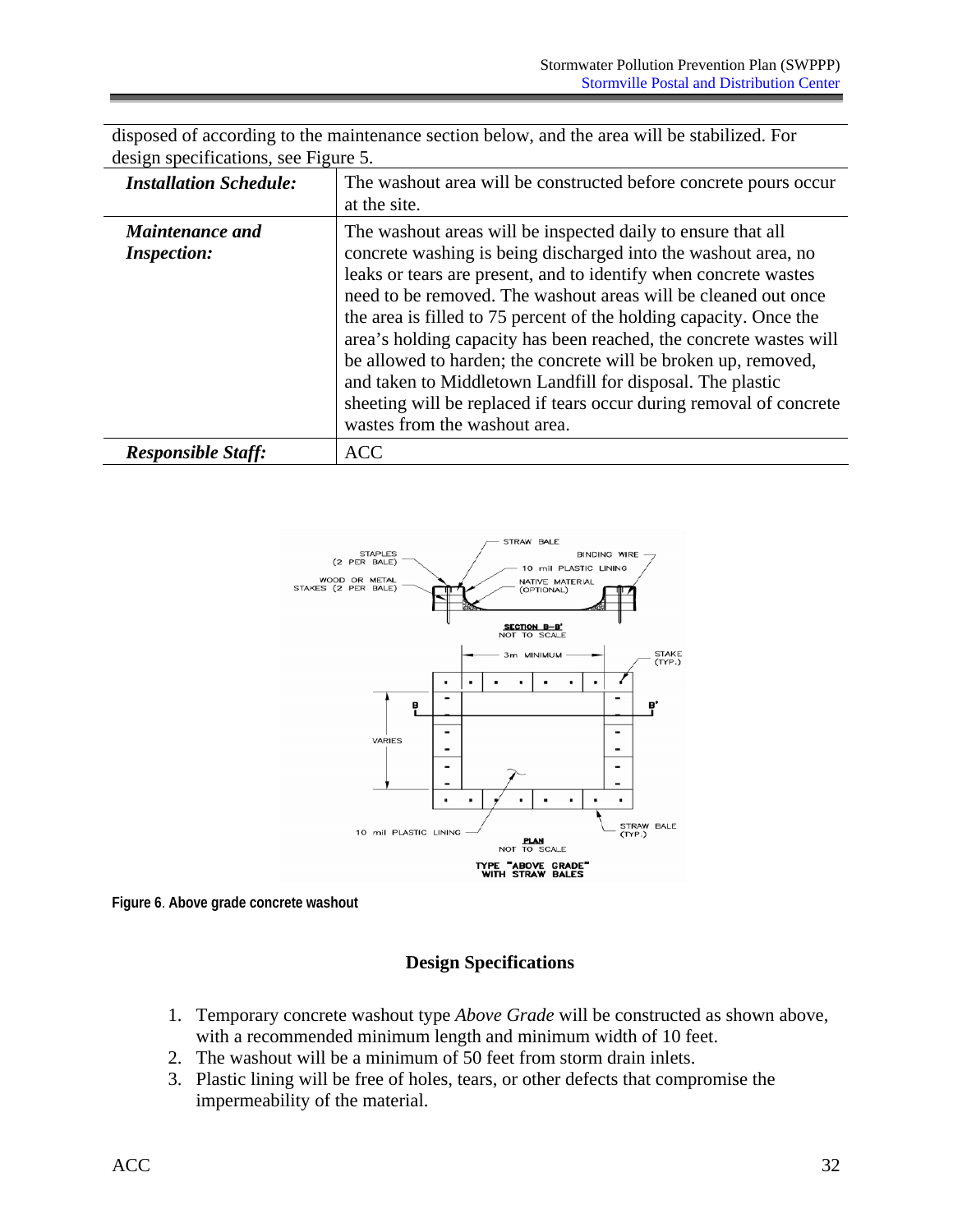| disposed of according to the maintenance section below, and the area will be stabilized. For design specifications, see Figure 5. | |
|---|---|
| ***Installation Schedule:*** | The washout area will be constructed before concrete pours occur at the site. |
| ***Maintenance and Inspection:*** | The washout areas will be inspected daily to ensure that all concrete washing is being discharged into the washout area, no leaks or tears are present, and to identify when concrete wastes need to be removed. The washout areas will be cleaned out once the area is filled to 75 percent of the holding capacity. Once the area's holding capacity has been reached, the concrete wastes will be allowed to harden; the concrete will be broken up, removed, and taken to Middletown Landfill for disposal. The plastic sheeting will be replaced if tears occur during removal of concrete wastes from the washout area. |
| ***Responsible Staff:*** | ACC |

**Figure 6. Above grade concrete washout**

### Design Specifications

1. Temporary concrete washout type *Above Grade* will be constructed as shown above, with a recommended minimum length and minimum width of 10 feet.
2. The washout will be a minimum of 50 feet from storm drain inlets.
3. Plastic lining will be free of holes, tears, or other defects that compromise the impermeability of the material.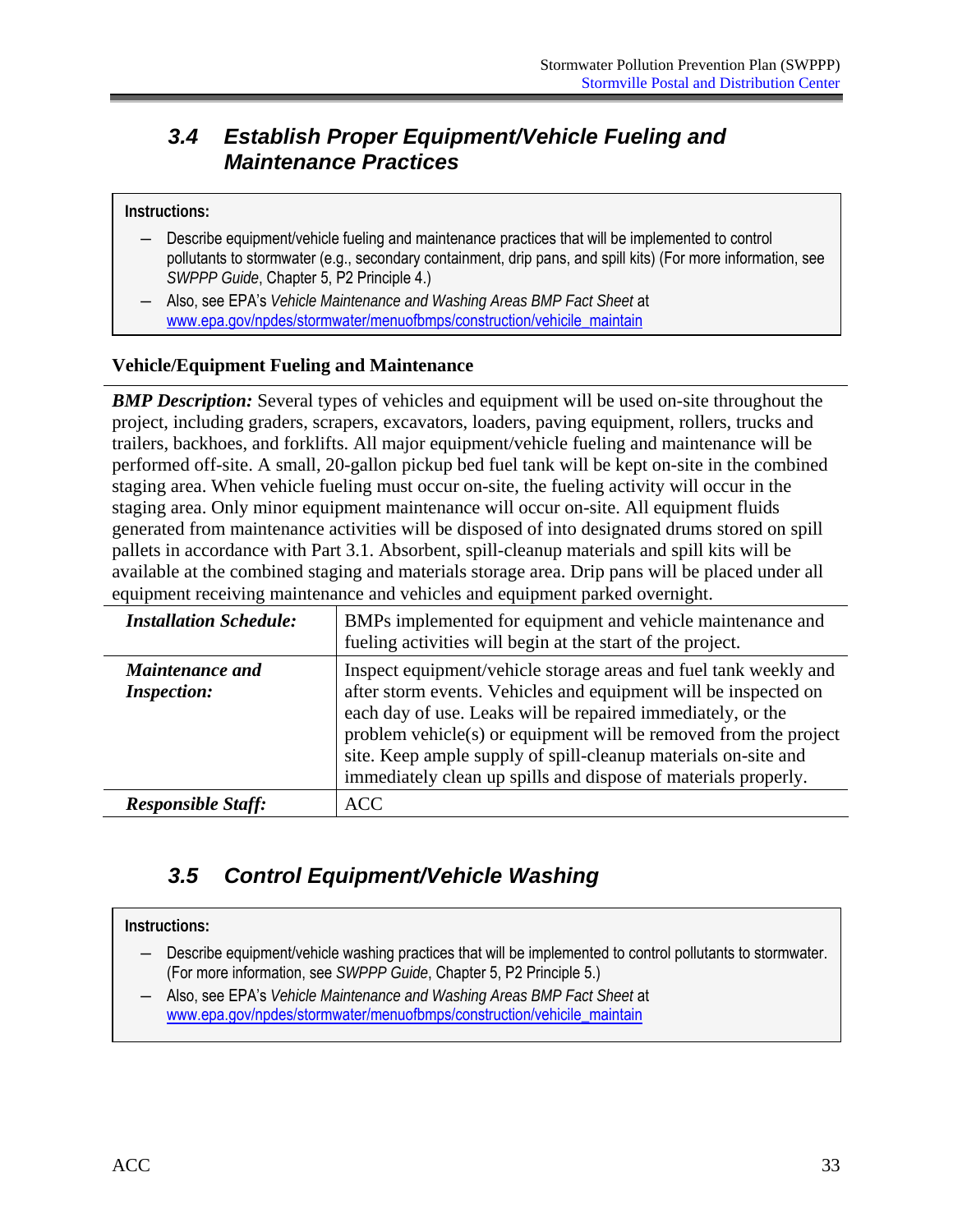## 3.4 Establish Proper Equipment/Vehicle Fueling and Maintenance Practices

**Instructions:**

- Describe equipment/vehicle fueling and maintenance practices that will be implemented to control pollutants to stormwater (e.g., secondary containment, drip pans, and spill kits) (For more information, see *SWPPP Guide*, Chapter 5, P2 Principle 4.)
- Also, see EPA's *Vehicle Maintenance and Washing Areas BMP Fact Sheet* at www.epa.gov/npdes/stormwater/menuofbmps/construction/vehicile_maintain

**Vehicle/Equipment Fueling and Maintenance**

***BMP Description:*** Several types of vehicles and equipment will be used on-site throughout the project, including graders, scrapers, excavators, loaders, paving equipment, rollers, trucks and trailers, backhoes, and forklifts. All major equipment/vehicle fueling and maintenance will be performed off-site. A small, 20-gallon pickup bed fuel tank will be kept on-site in the combined staging area. When vehicle fueling must occur on-site, the fueling activity will occur in the staging area. Only minor equipment maintenance will occur on-site. All equipment fluids generated from maintenance activities will be disposed of into designated drums stored on spill pallets in accordance with Part 3.1. Absorbent, spill-cleanup materials and spill kits will be available at the combined staging and materials storage area. Drip pans will be placed under all equipment receiving maintenance and vehicles and equipment parked overnight.

| | |
|---|---|
| ***Installation Schedule:*** | BMPs implemented for equipment and vehicle maintenance and fueling activities will begin at the start of the project. |
| ***Maintenance and Inspection:*** | Inspect equipment/vehicle storage areas and fuel tank weekly and after storm events. Vehicles and equipment will be inspected on each day of use. Leaks will be repaired immediately, or the problem vehicle(s) or equipment will be removed from the project site. Keep ample supply of spill-cleanup materials on-site and immediately clean up spills and dispose of materials properly. |
| ***Responsible Staff:*** | ACC |

## 3.5 Control Equipment/Vehicle Washing

**Instructions:**

- Describe equipment/vehicle washing practices that will be implemented to control pollutants to stormwater. (For more information, see *SWPPP Guide*, Chapter 5, P2 Principle 5.)
- Also, see EPA's *Vehicle Maintenance and Washing Areas BMP Fact Sheet* at www.epa.gov/npdes/stormwater/menuofbmps/construction/vehicile_maintain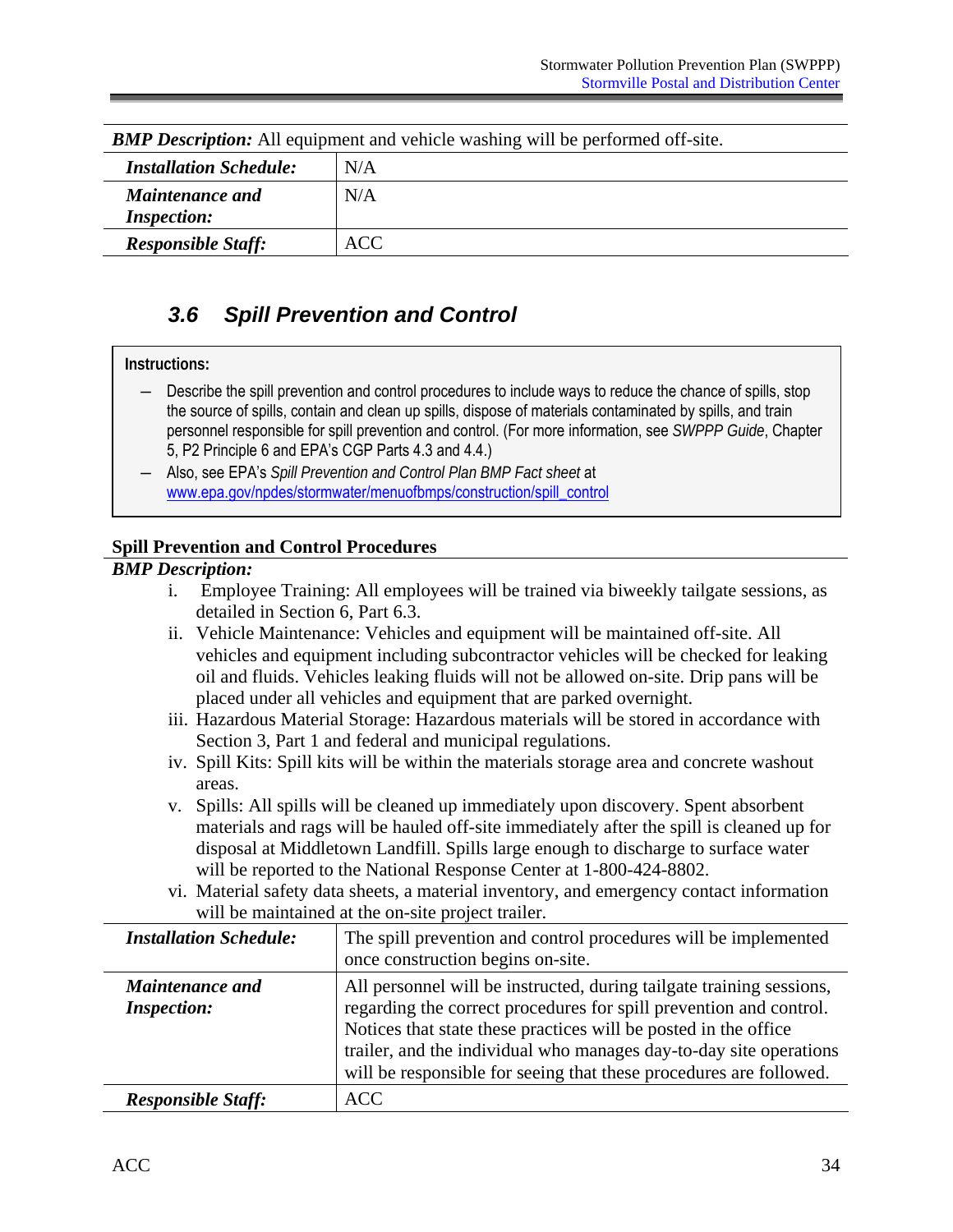| ***BMP Description:*** All equipment and vehicle washing will be performed off-site. | |
|---|---|
| ***Installation Schedule:*** | N/A |
| ***Maintenance and Inspection:*** | N/A |
| ***Responsible Staff:*** | ACC |

## *3.6 Spill Prevention and Control*

**Instructions:**

- Describe the spill prevention and control procedures to include ways to reduce the chance of spills, stop the source of spills, contain and clean up spills, dispose of materials contaminated by spills, and train personnel responsible for spill prevention and control. (For more information, see *SWPPP Guide*, Chapter 5, P2 Principle 6 and EPA's CGP Parts 4.3 and 4.4.)
- Also, see EPA's *Spill Prevention and Control Plan BMP Fact sheet* at www.epa.gov/npdes/stormwater/menuofbmps/construction/spill_control

**Spill Prevention and Control Procedures**

***BMP Description:***

i. Employee Training: All employees will be trained via biweekly tailgate sessions, as detailed in Section 6, Part 6.3.

ii. Vehicle Maintenance: Vehicles and equipment will be maintained off-site. All vehicles and equipment including subcontractor vehicles will be checked for leaking oil and fluids. Vehicles leaking fluids will not be allowed on-site. Drip pans will be placed under all vehicles and equipment that are parked overnight.

iii. Hazardous Material Storage: Hazardous materials will be stored in accordance with Section 3, Part 1 and federal and municipal regulations.

iv. Spill Kits: Spill kits will be within the materials storage area and concrete washout areas.

v. Spills: All spills will be cleaned up immediately upon discovery. Spent absorbent materials and rags will be hauled off-site immediately after the spill is cleaned up for disposal at Middletown Landfill. Spills large enough to discharge to surface water will be reported to the National Response Center at 1-800-424-8802.

vi. Material safety data sheets, a material inventory, and emergency contact information will be maintained at the on-site project trailer.

| | |
|---|---|
| ***Installation Schedule:*** | The spill prevention and control procedures will be implemented once construction begins on-site. |
| ***Maintenance and Inspection:*** | All personnel will be instructed, during tailgate training sessions, regarding the correct procedures for spill prevention and control. Notices that state these practices will be posted in the office trailer, and the individual who manages day-to-day site operations will be responsible for seeing that these procedures are followed. |
| ***Responsible Staff:*** | ACC |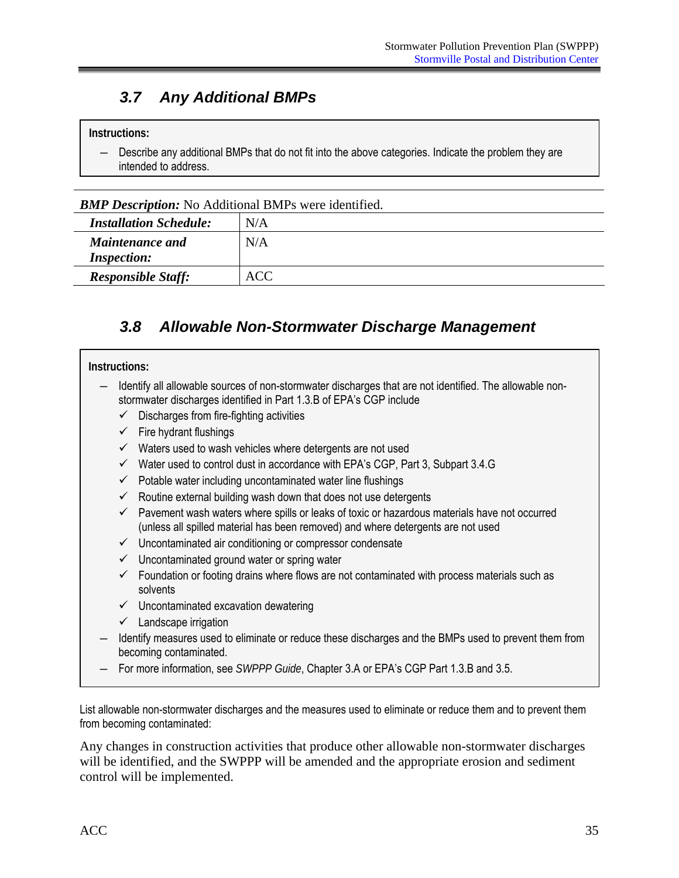### 3.7 Any Additional BMPs

**Instructions:**

- Describe any additional BMPs that do not fit into the above categories. Indicate the problem they are intended to address.

***BMP Description:*** No Additional BMPs were identified.

| | |
|---|---|
| ***Installation Schedule:*** | N/A |
| ***Maintenance and Inspection:*** | N/A |
| ***Responsible Staff:*** | ACC |

### 3.8 Allowable Non-Stormwater Discharge Management

**Instructions:**

- Identify all allowable sources of non-stormwater discharges that are not identified. The allowable non-stormwater discharges identified in Part 1.3.B of EPA's CGP include
  - ✓ Discharges from fire-fighting activities
  - ✓ Fire hydrant flushings
  - ✓ Waters used to wash vehicles where detergents are not used
  - ✓ Water used to control dust in accordance with EPA's CGP, Part 3, Subpart 3.4.G
  - ✓ Potable water including uncontaminated water line flushings
  - ✓ Routine external building wash down that does not use detergents
  - ✓ Pavement wash waters where spills or leaks of toxic or hazardous materials have not occurred (unless all spilled material has been removed) and where detergents are not used
  - ✓ Uncontaminated air conditioning or compressor condensate
  - ✓ Uncontaminated ground water or spring water
  - ✓ Foundation or footing drains where flows are not contaminated with process materials such as solvents
  - ✓ Uncontaminated excavation dewatering
  - ✓ Landscape irrigation
- Identify measures used to eliminate or reduce these discharges and the BMPs used to prevent them from becoming contaminated.
- For more information, see *SWPPP Guide*, Chapter 3.A or EPA's CGP Part 1.3.B and 3.5.

List allowable non-stormwater discharges and the measures used to eliminate or reduce them and to prevent them from becoming contaminated:

Any changes in construction activities that produce other allowable non-stormwater discharges will be identified, and the SWPPP will be amended and the appropriate erosion and sediment control will be implemented.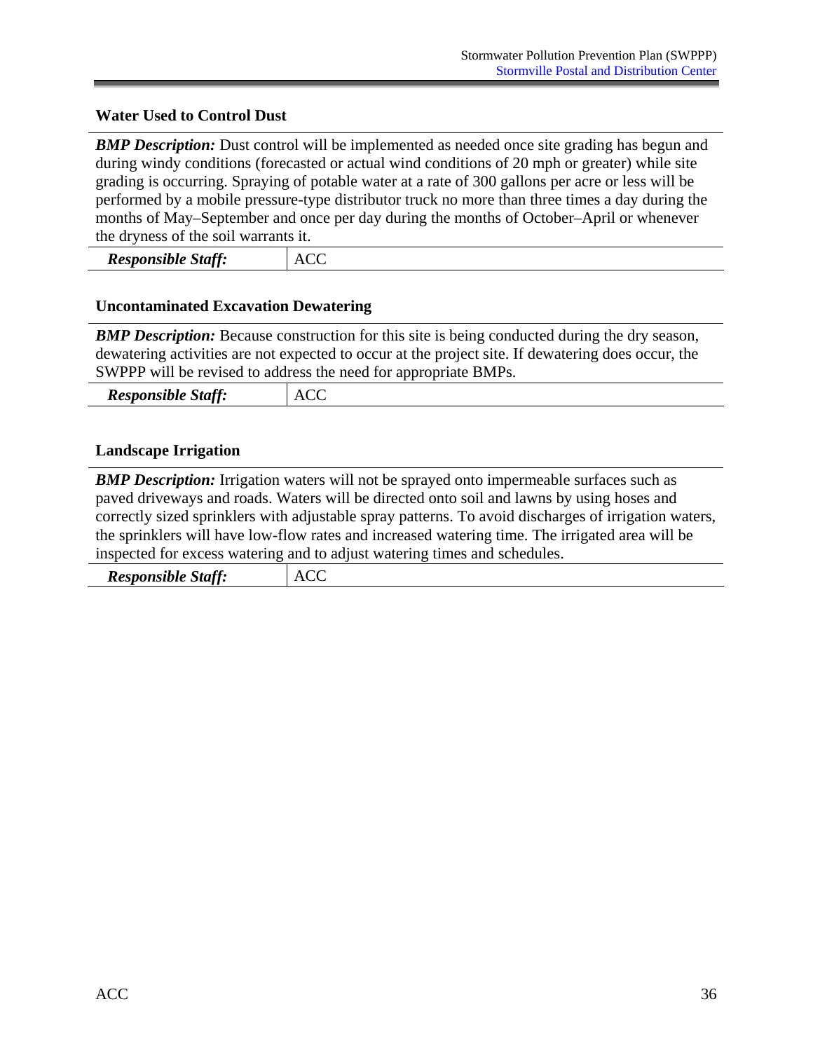### Water Used to Control Dust

***BMP Description:*** Dust control will be implemented as needed once site grading has begun and during windy conditions (forecasted or actual wind conditions of 20 mph or greater) while site grading is occurring. Spraying of potable water at a rate of 300 gallons per acre or less will be performed by a mobile pressure-type distributor truck no more than three times a day during the months of May–September and once per day during the months of October–April or whenever the dryness of the soil warrants it.

| ***Responsible Staff:*** | ACC |
|---|---|

### Uncontaminated Excavation Dewatering

***BMP Description:*** Because construction for this site is being conducted during the dry season, dewatering activities are not expected to occur at the project site. If dewatering does occur, the SWPPP will be revised to address the need for appropriate BMPs.

| ***Responsible Staff:*** | ACC |
|---|---|

### Landscape Irrigation

***BMP Description:*** Irrigation waters will not be sprayed onto impermeable surfaces such as paved driveways and roads. Waters will be directed onto soil and lawns by using hoses and correctly sized sprinklers with adjustable spray patterns. To avoid discharges of irrigation waters, the sprinklers will have low-flow rates and increased watering time. The irrigated area will be inspected for excess watering and to adjust watering times and schedules.

| ***Responsible Staff:*** | ACC |
|---|---|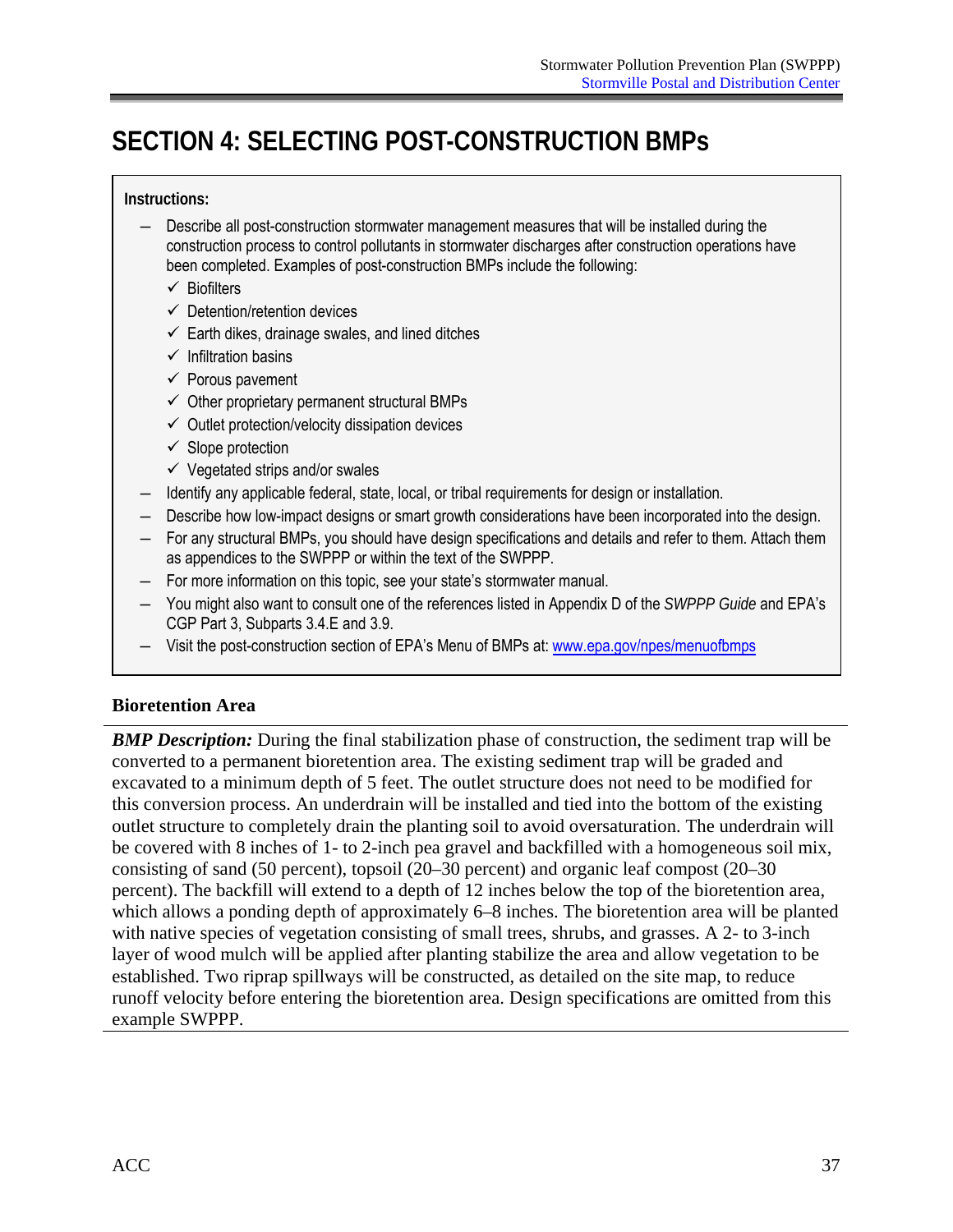# SECTION 4: SELECTING POST-CONSTRUCTION BMPs

**Instructions:**

- Describe all post-construction stormwater management measures that will be installed during the construction process to control pollutants in stormwater discharges after construction operations have been completed. Examples of post-construction BMPs include the following:
  - ✓ Biofilters
  - ✓ Detention/retention devices
  - ✓ Earth dikes, drainage swales, and lined ditches
  - ✓ Infiltration basins
  - ✓ Porous pavement
  - ✓ Other proprietary permanent structural BMPs
  - ✓ Outlet protection/velocity dissipation devices
  - ✓ Slope protection
  - ✓ Vegetated strips and/or swales
- Identify any applicable federal, state, local, or tribal requirements for design or installation.
- Describe how low-impact designs or smart growth considerations have been incorporated into the design.
- For any structural BMPs, you should have design specifications and details and refer to them. Attach them as appendices to the SWPPP or within the text of the SWPPP.
- For more information on this topic, see your state's stormwater manual.
- You might also want to consult one of the references listed in Appendix D of the *SWPPP Guide* and EPA's CGP Part 3, Subparts 3.4.E and 3.9.
- Visit the post-construction section of EPA's Menu of BMPs at: [www.epa.gov/npes/menuofbmps](www.epa.gov/npes/menuofbmps)

**Bioretention Area**

***BMP Description:*** During the final stabilization phase of construction, the sediment trap will be converted to a permanent bioretention area. The existing sediment trap will be graded and excavated to a minimum depth of 5 feet. The outlet structure does not need to be modified for this conversion process. An underdrain will be installed and tied into the bottom of the existing outlet structure to completely drain the planting soil to avoid oversaturation. The underdrain will be covered with 8 inches of 1- to 2-inch pea gravel and backfilled with a homogeneous soil mix, consisting of sand (50 percent), topsoil (20–30 percent) and organic leaf compost (20–30 percent). The backfill will extend to a depth of 12 inches below the top of the bioretention area, which allows a ponding depth of approximately 6–8 inches. The bioretention area will be planted with native species of vegetation consisting of small trees, shrubs, and grasses. A 2- to 3-inch layer of wood mulch will be applied after planting stabilize the area and allow vegetation to be established. Two riprap spillways will be constructed, as detailed on the site map, to reduce runoff velocity before entering the bioretention area. Design specifications are omitted from this example SWPPP.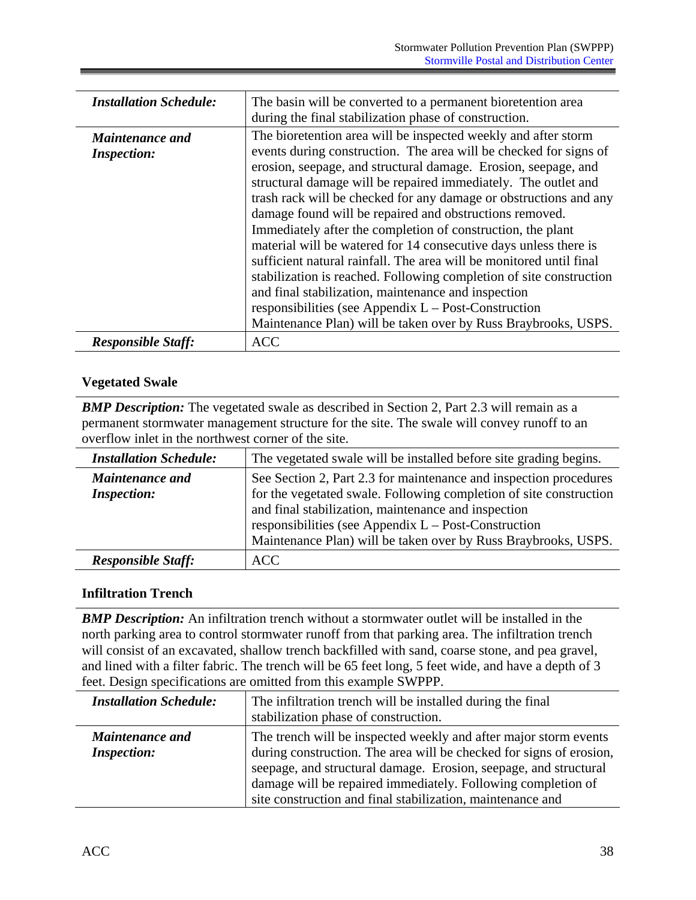| | |
|---|---|
| ***Installation Schedule:*** | The basin will be converted to a permanent bioretention area during the final stabilization phase of construction. |
| ***Maintenance and Inspection:*** | The bioretention area will be inspected weekly and after storm events during construction. The area will be checked for signs of erosion, seepage, and structural damage. Erosion, seepage, and structural damage will be repaired immediately. The outlet and trash rack will be checked for any damage or obstructions and any damage found will be repaired and obstructions removed. Immediately after the completion of construction, the plant material will be watered for 14 consecutive days unless there is sufficient natural rainfall. The area will be monitored until final stabilization is reached. Following completion of site construction and final stabilization, maintenance and inspection responsibilities (see Appendix L – Post-Construction Maintenance Plan) will be taken over by Russ Braybrooks, USPS. |
| ***Responsible Staff:*** | ACC |

**Vegetated Swale**

***BMP Description:*** The vegetated swale as described in Section 2, Part 2.3 will remain as a permanent stormwater management structure for the site. The swale will convey runoff to an overflow inlet in the northwest corner of the site.

| | |
|---|---|
| ***Installation Schedule:*** | The vegetated swale will be installed before site grading begins. |
| ***Maintenance and Inspection:*** | See Section 2, Part 2.3 for maintenance and inspection procedures for the vegetated swale. Following completion of site construction and final stabilization, maintenance and inspection responsibilities (see Appendix L – Post-Construction Maintenance Plan) will be taken over by Russ Braybrooks, USPS. |
| ***Responsible Staff:*** | ACC |

**Infiltration Trench**

***BMP Description:*** An infiltration trench without a stormwater outlet will be installed in the north parking area to control stormwater runoff from that parking area. The infiltration trench will consist of an excavated, shallow trench backfilled with sand, coarse stone, and pea gravel, and lined with a filter fabric. The trench will be 65 feet long, 5 feet wide, and have a depth of 3 feet. Design specifications are omitted from this example SWPPP.

| | |
|---|---|
| ***Installation Schedule:*** | The infiltration trench will be installed during the final stabilization phase of construction. |
| ***Maintenance and Inspection:*** | The trench will be inspected weekly and after major storm events during construction. The area will be checked for signs of erosion, seepage, and structural damage. Erosion, seepage, and structural damage will be repaired immediately. Following completion of site construction and final stabilization, maintenance and |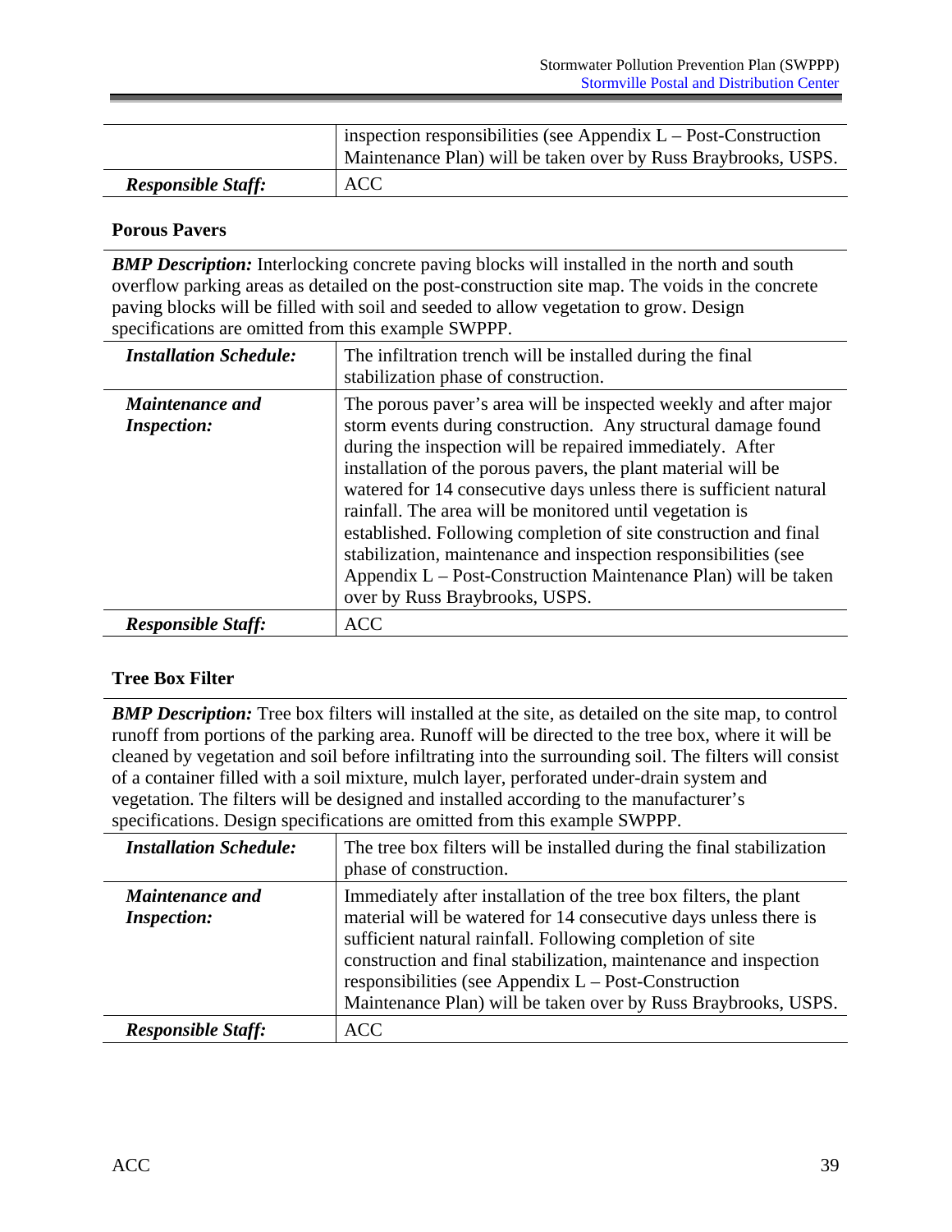| | |
|---|---|
| | inspection responsibilities (see Appendix L – Post-Construction Maintenance Plan) will be taken over by Russ Braybrooks, USPS. |
| ***Responsible Staff:*** | ACC |

**Porous Pavers**

***BMP Description:*** Interlocking concrete paving blocks will installed in the north and south overflow parking areas as detailed on the post-construction site map. The voids in the concrete paving blocks will be filled with soil and seeded to allow vegetation to grow. Design specifications are omitted from this example SWPPP.

| | |
|---|---|
| ***Installation Schedule:*** | The infiltration trench will be installed during the final stabilization phase of construction. |
| ***Maintenance and Inspection:*** | The porous paver's area will be inspected weekly and after major storm events during construction. Any structural damage found during the inspection will be repaired immediately. After installation of the porous pavers, the plant material will be watered for 14 consecutive days unless there is sufficient natural rainfall. The area will be monitored until vegetation is established. Following completion of site construction and final stabilization, maintenance and inspection responsibilities (see Appendix L – Post-Construction Maintenance Plan) will be taken over by Russ Braybrooks, USPS. |
| ***Responsible Staff:*** | ACC |

**Tree Box Filter**

***BMP Description:*** Tree box filters will installed at the site, as detailed on the site map, to control runoff from portions of the parking area. Runoff will be directed to the tree box, where it will be cleaned by vegetation and soil before infiltrating into the surrounding soil. The filters will consist of a container filled with a soil mixture, mulch layer, perforated under-drain system and vegetation. The filters will be designed and installed according to the manufacturer's specifications. Design specifications are omitted from this example SWPPP.

| | |
|---|---|
| ***Installation Schedule:*** | The tree box filters will be installed during the final stabilization phase of construction. |
| ***Maintenance and Inspection:*** | Immediately after installation of the tree box filters, the plant material will be watered for 14 consecutive days unless there is sufficient natural rainfall. Following completion of site construction and final stabilization, maintenance and inspection responsibilities (see Appendix L – Post-Construction Maintenance Plan) will be taken over by Russ Braybrooks, USPS. |
| ***Responsible Staff:*** | ACC |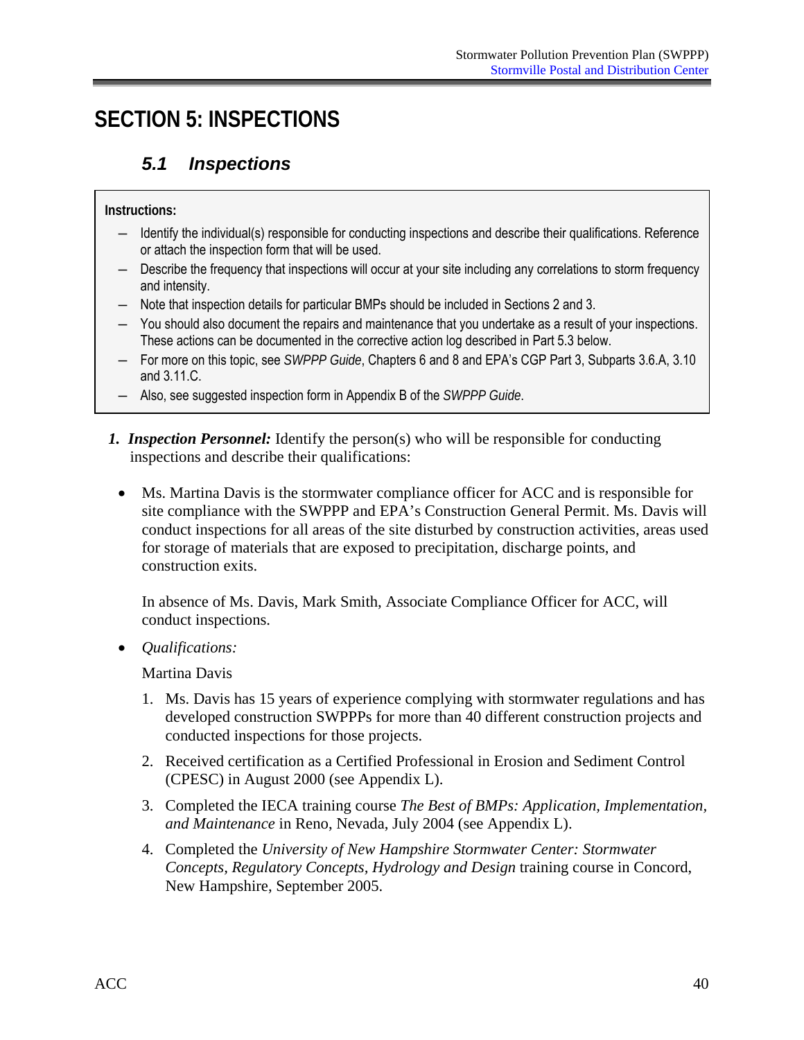# SECTION 5: INSPECTIONS

## *5.1 Inspections*

**Instructions:**

- Identify the individual(s) responsible for conducting inspections and describe their qualifications. Reference or attach the inspection form that will be used.
- Describe the frequency that inspections will occur at your site including any correlations to storm frequency and intensity.
- Note that inspection details for particular BMPs should be included in Sections 2 and 3.
- You should also document the repairs and maintenance that you undertake as a result of your inspections. These actions can be documented in the corrective action log described in Part 5.3 below.
- For more on this topic, see *SWPPP Guide*, Chapters 6 and 8 and EPA's CGP Part 3, Subparts 3.6.A, 3.10 and 3.11.C.
- Also, see suggested inspection form in Appendix B of the *SWPPP Guide*.

1. ***Inspection Personnel:*** Identify the person(s) who will be responsible for conducting inspections and describe their qualifications:

- Ms. Martina Davis is the stormwater compliance officer for ACC and is responsible for site compliance with the SWPPP and EPA's Construction General Permit. Ms. Davis will conduct inspections for all areas of the site disturbed by construction activities, areas used for storage of materials that are exposed to precipitation, discharge points, and construction exits.

  In absence of Ms. Davis, Mark Smith, Associate Compliance Officer for ACC, will conduct inspections.

- *Qualifications:*

  Martina Davis

  1. Ms. Davis has 15 years of experience complying with stormwater regulations and has developed construction SWPPPs for more than 40 different construction projects and conducted inspections for those projects.
  2. Received certification as a Certified Professional in Erosion and Sediment Control (CPESC) in August 2000 (see Appendix L).
  3. Completed the IECA training course *The Best of BMPs: Application, Implementation, and Maintenance* in Reno, Nevada, July 2004 (see Appendix L).
  4. Completed the *University of New Hampshire Stormwater Center: Stormwater Concepts, Regulatory Concepts, Hydrology and Design* training course in Concord, New Hampshire, September 2005.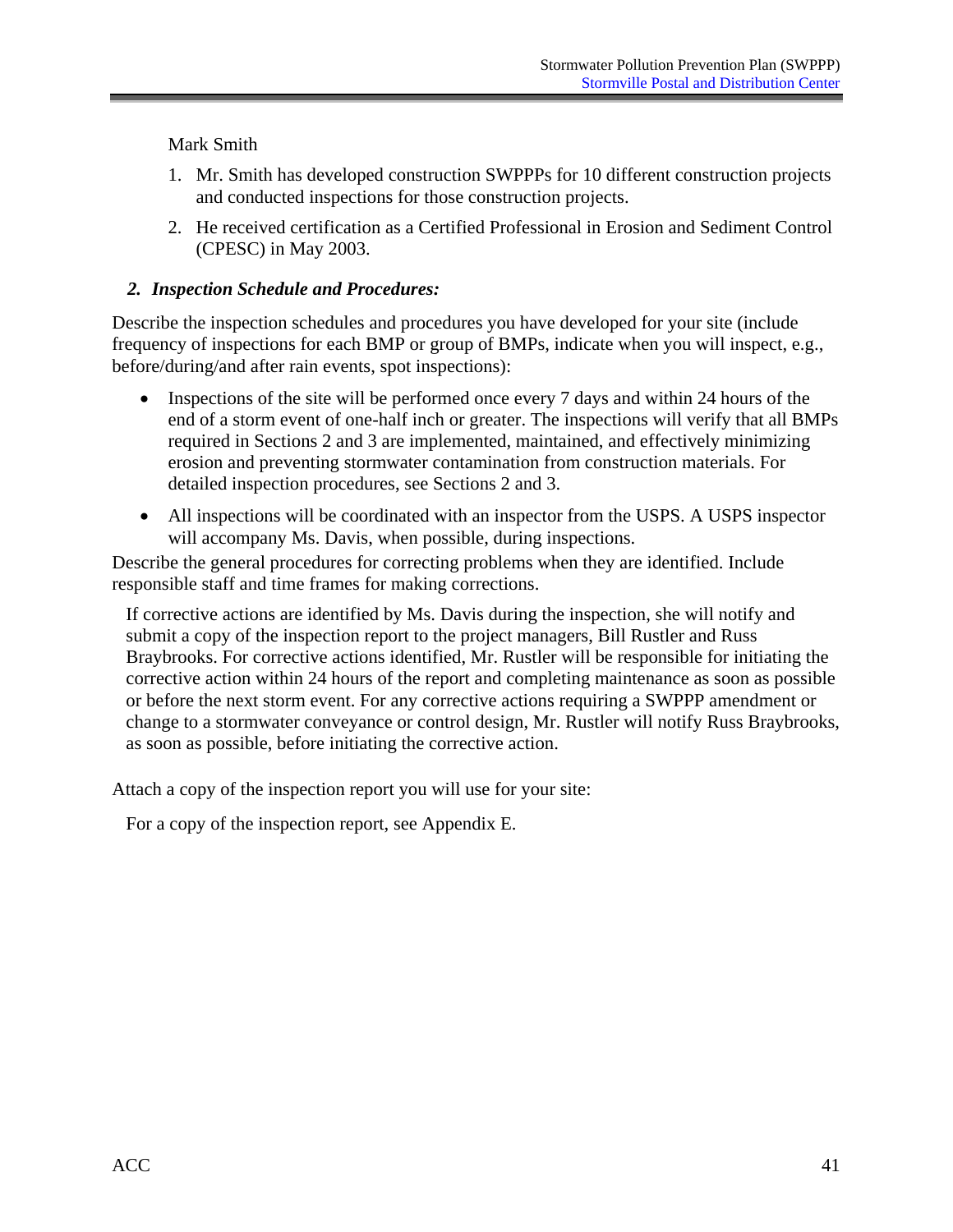Mark Smith

1. Mr. Smith has developed construction SWPPPs for 10 different construction projects and conducted inspections for those construction projects.
2. He received certification as a Certified Professional in Erosion and Sediment Control (CPESC) in May 2003.

### *2. Inspection Schedule and Procedures:*

Describe the inspection schedules and procedures you have developed for your site (include frequency of inspections for each BMP or group of BMPs, indicate when you will inspect, e.g., before/during/and after rain events, spot inspections):

- Inspections of the site will be performed once every 7 days and within 24 hours of the end of a storm event of one-half inch or greater. The inspections will verify that all BMPs required in Sections 2 and 3 are implemented, maintained, and effectively minimizing erosion and preventing stormwater contamination from construction materials. For detailed inspection procedures, see Sections 2 and 3.
- All inspections will be coordinated with an inspector from the USPS. A USPS inspector will accompany Ms. Davis, when possible, during inspections.

Describe the general procedures for correcting problems when they are identified. Include responsible staff and time frames for making corrections.

If corrective actions are identified by Ms. Davis during the inspection, she will notify and submit a copy of the inspection report to the project managers, Bill Rustler and Russ Braybrooks. For corrective actions identified, Mr. Rustler will be responsible for initiating the corrective action within 24 hours of the report and completing maintenance as soon as possible or before the next storm event. For any corrective actions requiring a SWPPP amendment or change to a stormwater conveyance or control design, Mr. Rustler will notify Russ Braybrooks, as soon as possible, before initiating the corrective action.

Attach a copy of the inspection report you will use for your site:

For a copy of the inspection report, see Appendix E.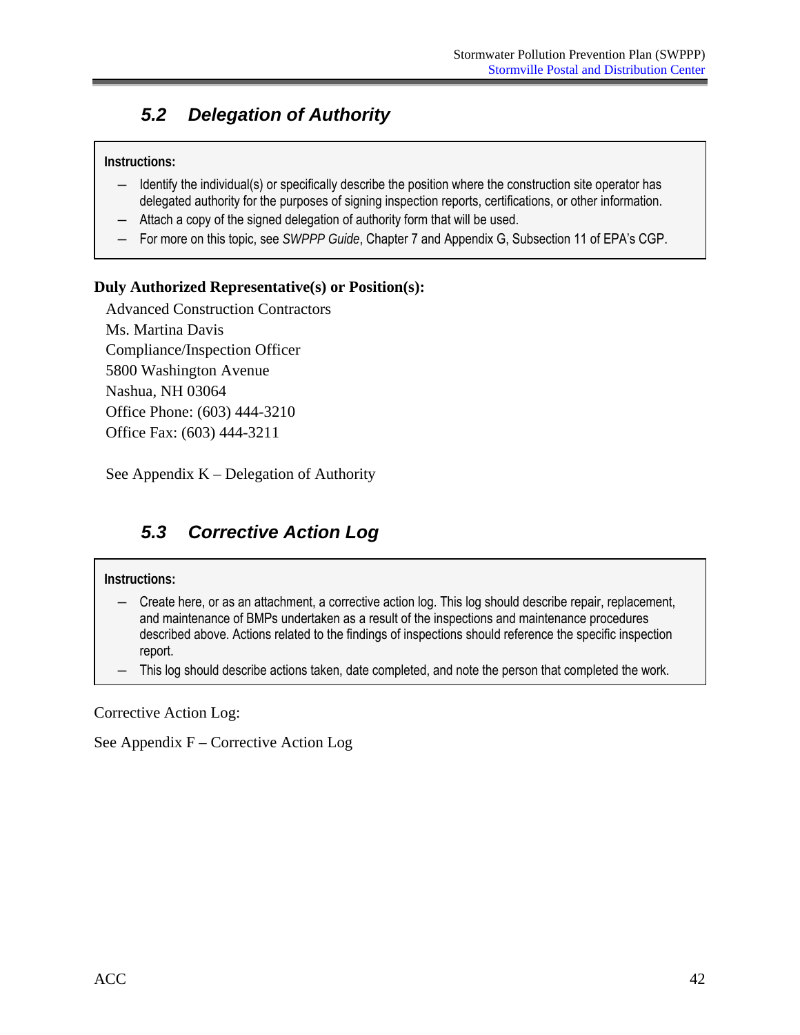## 5.2 Delegation of Authority

> **Instructions:**
>
> - Identify the individual(s) or specifically describe the position where the construction site operator has delegated authority for the purposes of signing inspection reports, certifications, or other information.
> - Attach a copy of the signed delegation of authority form that will be used.
> - For more on this topic, see *SWPPP Guide*, Chapter 7 and Appendix G, Subsection 11 of EPA's CGP.

**Duly Authorized Representative(s) or Position(s):**

Advanced Construction Contractors
Ms. Martina Davis
Compliance/Inspection Officer
5800 Washington Avenue
Nashua, NH 03064
Office Phone: (603) 444-3210
Office Fax: (603) 444-3211

See Appendix K – Delegation of Authority

## 5.3 Corrective Action Log

> **Instructions:**
>
> - Create here, or as an attachment, a corrective action log. This log should describe repair, replacement, and maintenance of BMPs undertaken as a result of the inspections and maintenance procedures described above. Actions related to the findings of inspections should reference the specific inspection report.
> - This log should describe actions taken, date completed, and note the person that completed the work.

Corrective Action Log:

See Appendix F – Corrective Action Log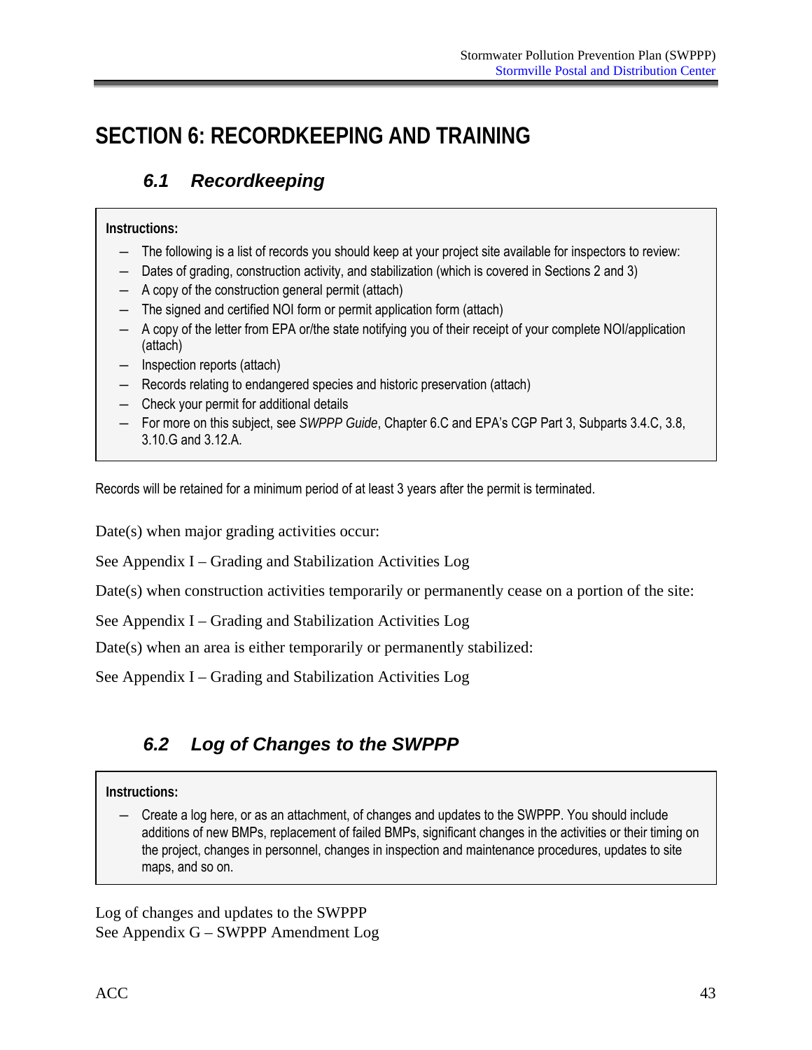# SECTION 6: RECORDKEEPING AND TRAINING

## 6.1 Recordkeeping

**Instructions:**

- The following is a list of records you should keep at your project site available for inspectors to review:
- Dates of grading, construction activity, and stabilization (which is covered in Sections 2 and 3)
- A copy of the construction general permit (attach)
- The signed and certified NOI form or permit application form (attach)
- A copy of the letter from EPA or/the state notifying you of their receipt of your complete NOI/application (attach)
- Inspection reports (attach)
- Records relating to endangered species and historic preservation (attach)
- Check your permit for additional details
- For more on this subject, see *SWPPP Guide*, Chapter 6.C and EPA's CGP Part 3, Subparts 3.4.C, 3.8, 3.10.G and 3.12.A.

Records will be retained for a minimum period of at least 3 years after the permit is terminated.

Date(s) when major grading activities occur:

See Appendix I – Grading and Stabilization Activities Log

Date(s) when construction activities temporarily or permanently cease on a portion of the site:

See Appendix I – Grading and Stabilization Activities Log

Date(s) when an area is either temporarily or permanently stabilized:

See Appendix I – Grading and Stabilization Activities Log

## 6.2 Log of Changes to the SWPPP

**Instructions:**

- Create a log here, or as an attachment, of changes and updates to the SWPPP. You should include additions of new BMPs, replacement of failed BMPs, significant changes in the activities or their timing on the project, changes in personnel, changes in inspection and maintenance procedures, updates to site maps, and so on.

Log of changes and updates to the SWPPP
See Appendix G – SWPPP Amendment Log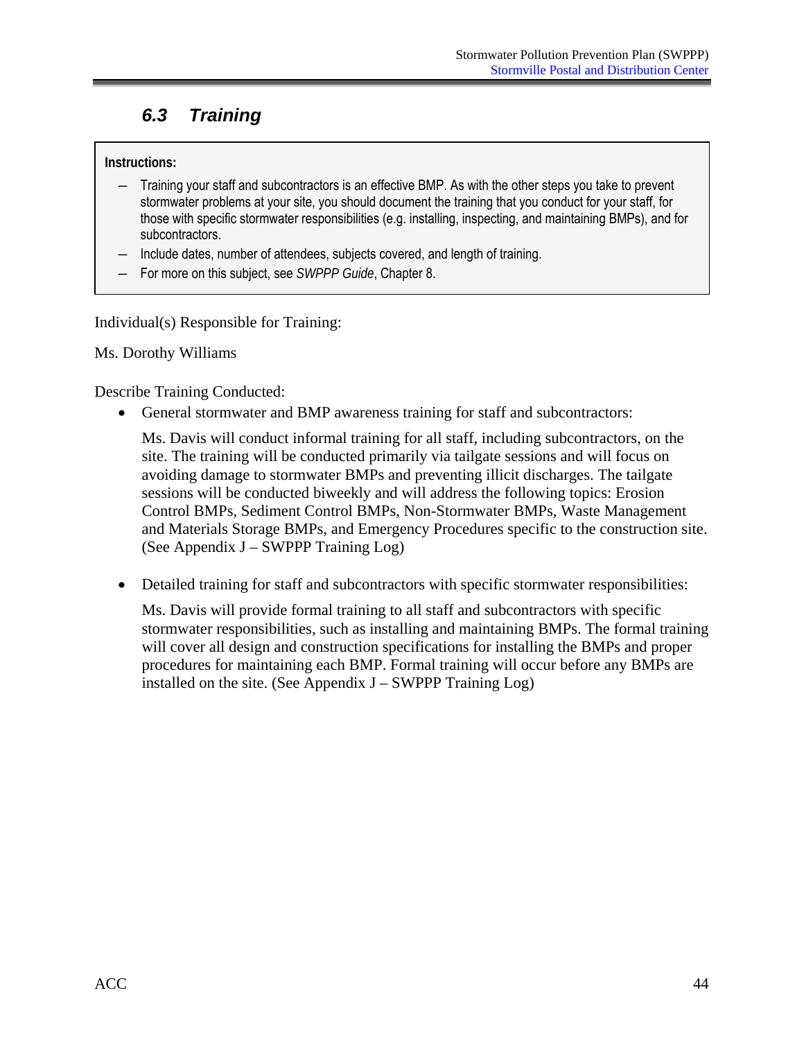## 6.3 Training

**Instructions:**

- Training your staff and subcontractors is an effective BMP. As with the other steps you take to prevent stormwater problems at your site, you should document the training that you conduct for your staff, for those with specific stormwater responsibilities (e.g. installing, inspecting, and maintaining BMPs), and for subcontractors.
- Include dates, number of attendees, subjects covered, and length of training.
- For more on this subject, see *SWPPP Guide*, Chapter 8.

Individual(s) Responsible for Training:

Ms. Dorothy Williams

Describe Training Conducted:

- General stormwater and BMP awareness training for staff and subcontractors:

  Ms. Davis will conduct informal training for all staff, including subcontractors, on the site. The training will be conducted primarily via tailgate sessions and will focus on avoiding damage to stormwater BMPs and preventing illicit discharges. The tailgate sessions will be conducted biweekly and will address the following topics: Erosion Control BMPs, Sediment Control BMPs, Non-Stormwater BMPs, Waste Management and Materials Storage BMPs, and Emergency Procedures specific to the construction site. (See Appendix J – SWPPP Training Log)

- Detailed training for staff and subcontractors with specific stormwater responsibilities:

  Ms. Davis will provide formal training to all staff and subcontractors with specific stormwater responsibilities, such as installing and maintaining BMPs. The formal training will cover all design and construction specifications for installing the BMPs and proper procedures for maintaining each BMP. Formal training will occur before any BMPs are installed on the site. (See Appendix J – SWPPP Training Log)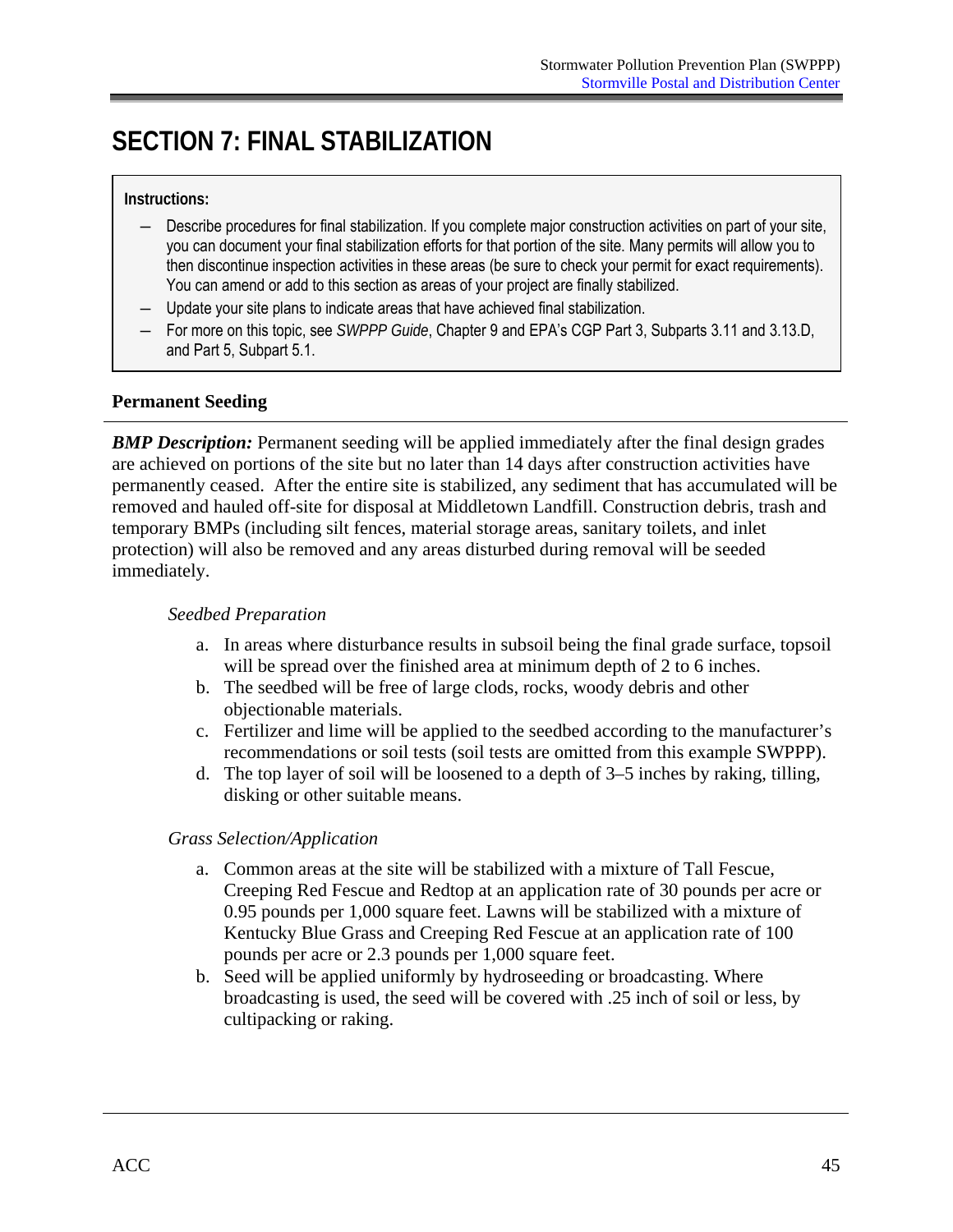# SECTION 7: FINAL STABILIZATION

**Instructions:**

- Describe procedures for final stabilization. If you complete major construction activities on part of your site, you can document your final stabilization efforts for that portion of the site. Many permits will allow you to then discontinue inspection activities in these areas (be sure to check your permit for exact requirements). You can amend or add to this section as areas of your project are finally stabilized.
- Update your site plans to indicate areas that have achieved final stabilization.
- For more on this topic, see *SWPPP Guide*, Chapter 9 and EPA's CGP Part 3, Subparts 3.11 and 3.13.D, and Part 5, Subpart 5.1.

**Permanent Seeding**

***BMP Description:*** Permanent seeding will be applied immediately after the final design grades are achieved on portions of the site but no later than 14 days after construction activities have permanently ceased. After the entire site is stabilized, any sediment that has accumulated will be removed and hauled off-site for disposal at Middletown Landfill. Construction debris, trash and temporary BMPs (including silt fences, material storage areas, sanitary toilets, and inlet protection) will also be removed and any areas disturbed during removal will be seeded immediately.

*Seedbed Preparation*

a. In areas where disturbance results in subsoil being the final grade surface, topsoil will be spread over the finished area at minimum depth of 2 to 6 inches.
b. The seedbed will be free of large clods, rocks, woody debris and other objectionable materials.
c. Fertilizer and lime will be applied to the seedbed according to the manufacturer's recommendations or soil tests (soil tests are omitted from this example SWPPP).
d. The top layer of soil will be loosened to a depth of 3–5 inches by raking, tilling, disking or other suitable means.

*Grass Selection/Application*

a. Common areas at the site will be stabilized with a mixture of Tall Fescue, Creeping Red Fescue and Redtop at an application rate of 30 pounds per acre or 0.95 pounds per 1,000 square feet. Lawns will be stabilized with a mixture of Kentucky Blue Grass and Creeping Red Fescue at an application rate of 100 pounds per acre or 2.3 pounds per 1,000 square feet.
b. Seed will be applied uniformly by hydroseeding or broadcasting. Where broadcasting is used, the seed will be covered with .25 inch of soil or less, by cultipacking or raking.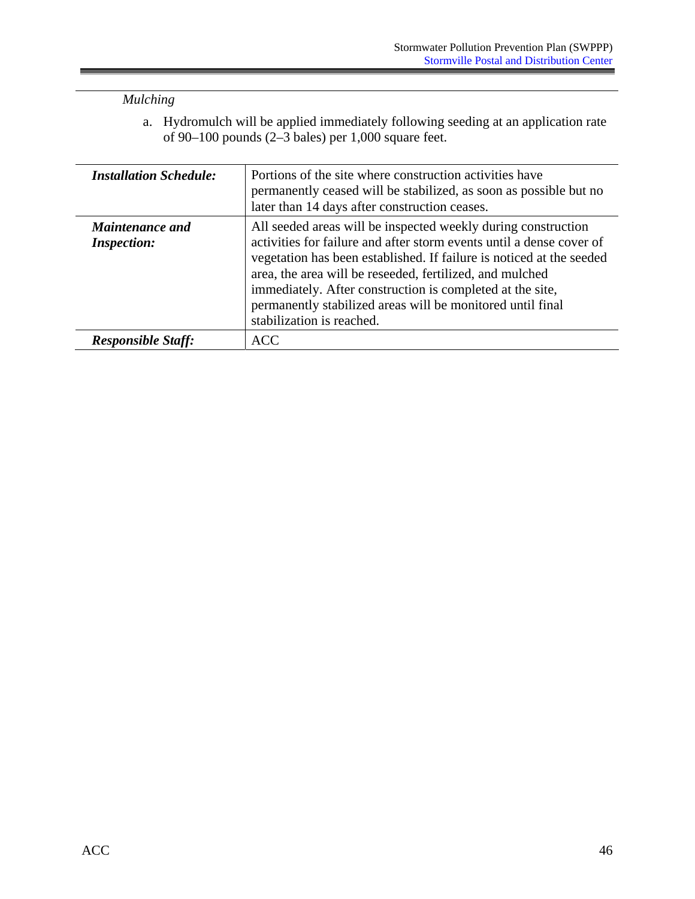*Mulching*

a. Hydromulch will be applied immediately following seeding at an application rate of 90–100 pounds (2–3 bales) per 1,000 square feet.

| | |
|---|---|
| ***Installation Schedule:*** | Portions of the site where construction activities have permanently ceased will be stabilized, as soon as possible but no later than 14 days after construction ceases. |
| ***Maintenance and Inspection:*** | All seeded areas will be inspected weekly during construction activities for failure and after storm events until a dense cover of vegetation has been established. If failure is noticed at the seeded area, the area will be reseeded, fertilized, and mulched immediately. After construction is completed at the site, permanently stabilized areas will be monitored until final stabilization is reached. |
| ***Responsible Staff:*** | ACC |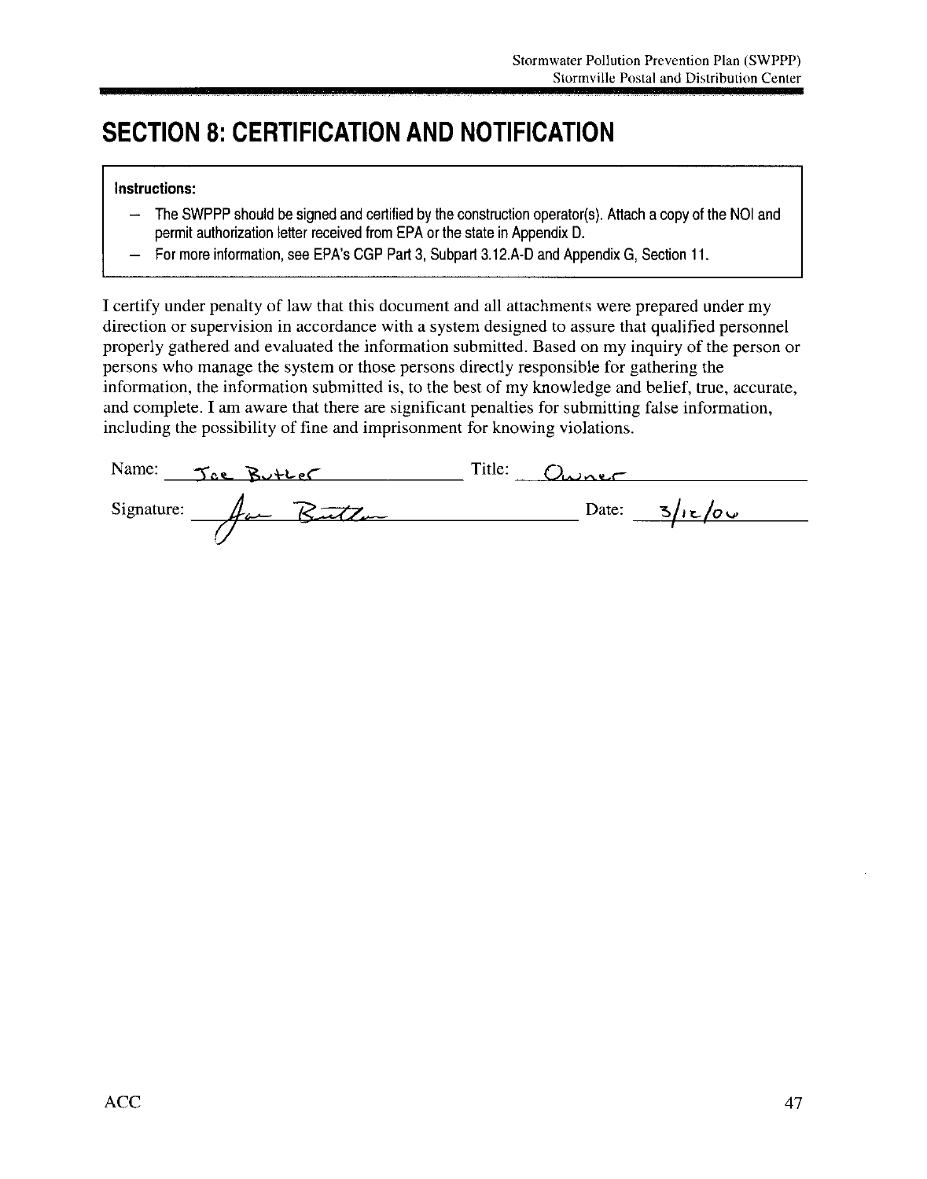# SECTION 8: CERTIFICATION AND NOTIFICATION

> **Instructions:**
>
> – The SWPPP should be signed and certified by the construction operator(s). Attach a copy of the NOI and permit authorization letter received from EPA or the state in Appendix D.
>
> – For more information, see EPA's CGP Part 3, Subpart 3.12.A-D and Appendix G, Section 11.

I certify under penalty of law that this document and all attachments were prepared under my direction or supervision in accordance with a system designed to assure that qualified personnel properly gathered and evaluated the information submitted. Based on my inquiry of the person or persons who manage the system or those persons directly responsible for gathering the information, the information submitted is, to the best of my knowledge and belief, true, accurate, and complete. I am aware that there are significant penalties for submitting false information, including the possibility of fine and imprisonment for knowing violations.

Name: Joe Butler Title: Owner

Signature: Joe Butler Date: 3/12/06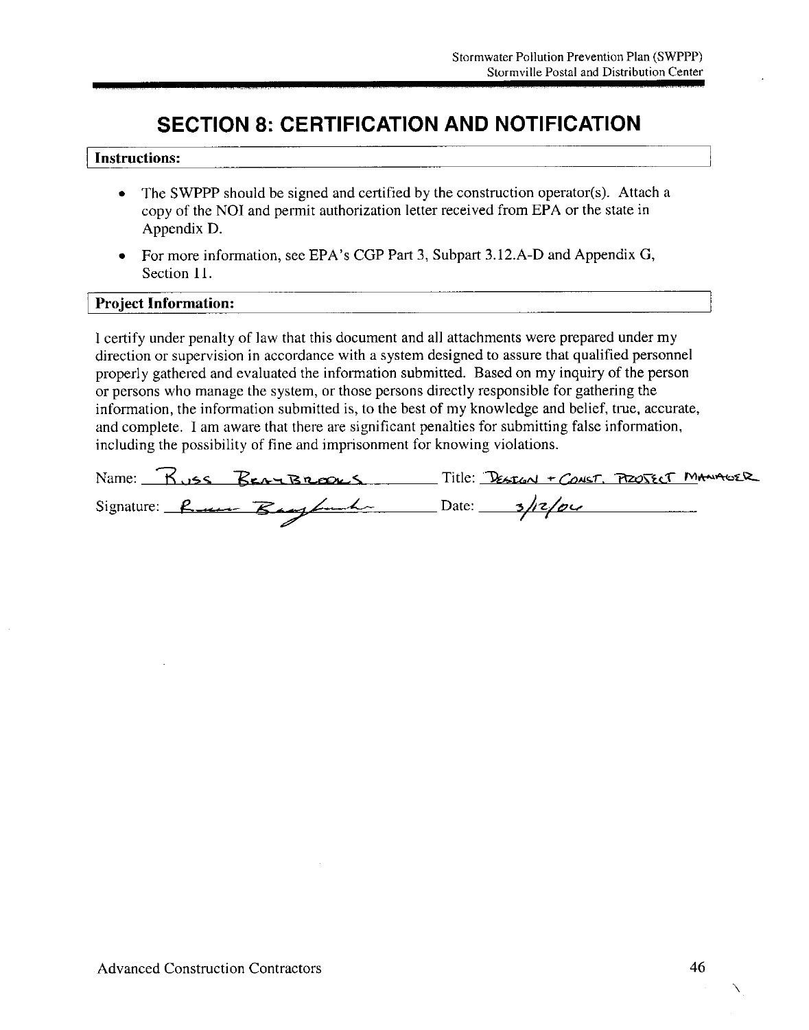# SECTION 8: CERTIFICATION AND NOTIFICATION

**Instructions:**

- The SWPPP should be signed and certified by the construction operator(s). Attach a copy of the NOI and permit authorization letter received from EPA or the state in Appendix D.
- For more information, see EPA's CGP Part 3, Subpart 3.12.A-D and Appendix G, Section 11.

**Project Information:**

I certify under penalty of law that this document and all attachments were prepared under my direction or supervision in accordance with a system designed to assure that qualified personnel properly gathered and evaluated the information submitted. Based on my inquiry of the person or persons who manage the system, or those persons directly responsible for gathering the information, the information submitted is, to the best of my knowledge and belief, true, accurate, and complete. I am aware that there are significant penalties for submitting false information, including the possibility of fine and imprisonment for knowing violations.

Name: RUSS BRAYBROOKS Title: DESIGN + CONST. PROJECT MANAGER

Signature: Russ Braybrooks Date: 3/12/04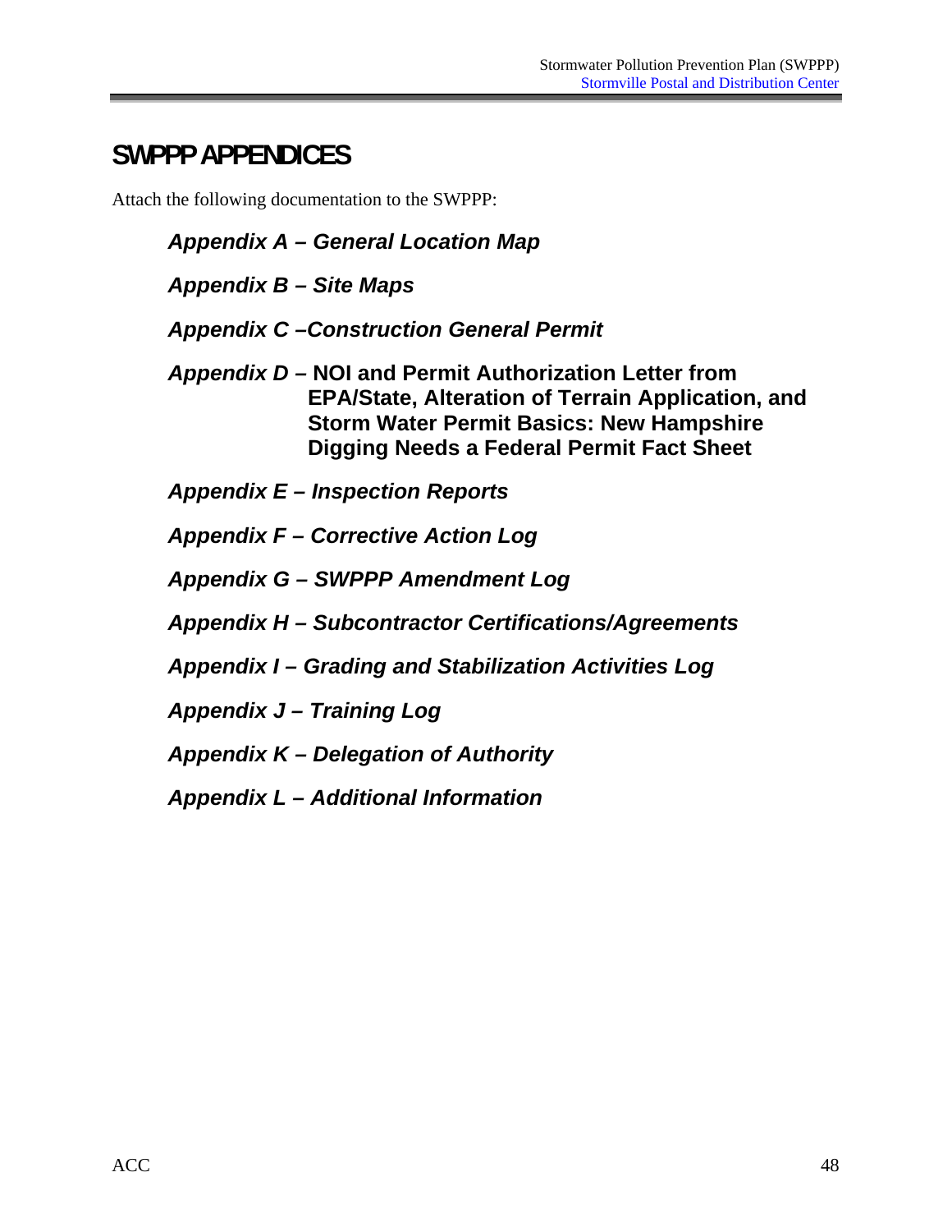# SWPPP APPENDICES

Attach the following documentation to the SWPPP:

***Appendix A – General Location Map***

***Appendix B – Site Maps***

***Appendix C –Construction General Permit***

***Appendix D* – NOI and Permit Authorization Letter from EPA/State, Alteration of Terrain Application, and Storm Water Permit Basics: New Hampshire Digging Needs a Federal Permit Fact Sheet**

***Appendix E – Inspection Reports***

***Appendix F – Corrective Action Log***

***Appendix G – SWPPP Amendment Log***

***Appendix H – Subcontractor Certifications/Agreements***

***Appendix I – Grading and Stabilization Activities Log***

***Appendix J – Training Log***

***Appendix K – Delegation of Authority***

***Appendix L – Additional Information***